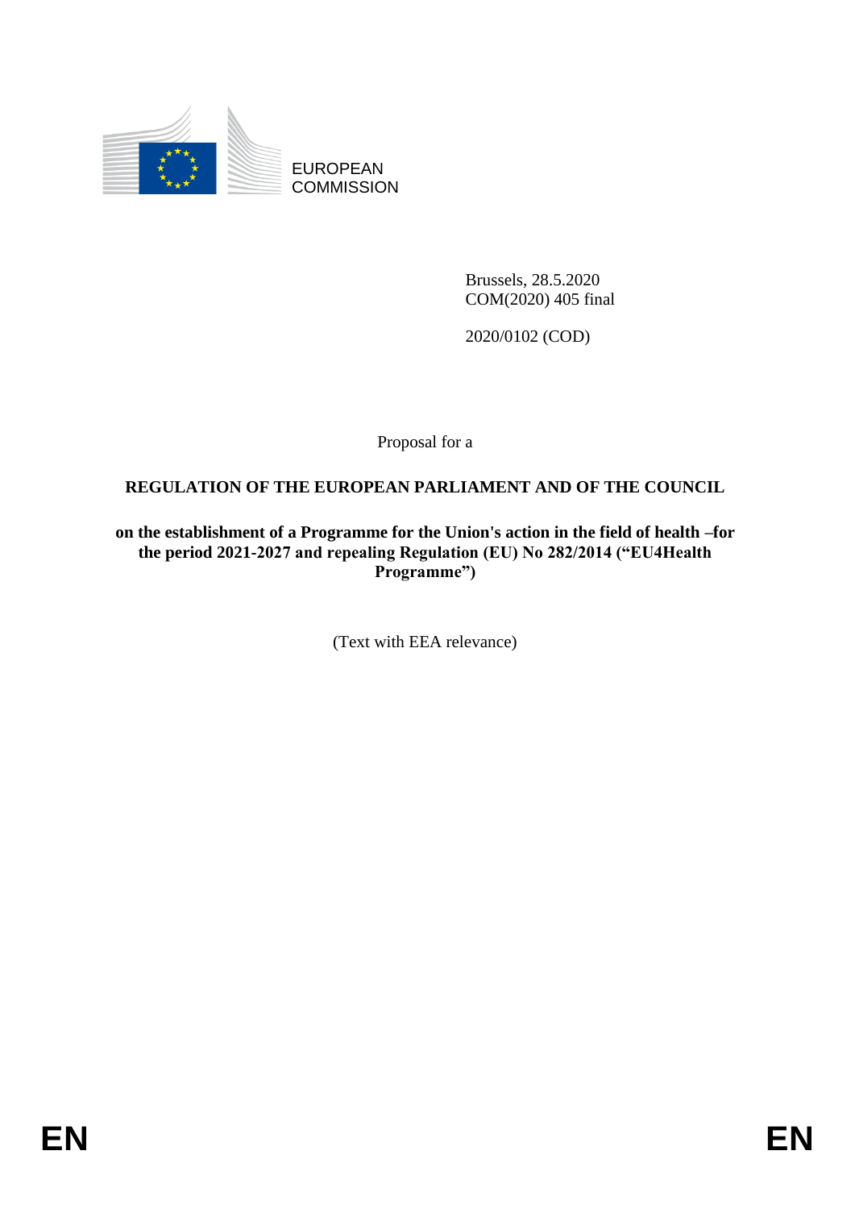EUROPEAN COMMISSION

Brussels, 28.5.2020
COM(2020) 405 final

2020/0102 (COD)

Proposal for a

**REGULATION OF THE EUROPEAN PARLIAMENT AND OF THE COUNCIL**

**on the establishment of a Programme for the Union's action in the field of health –for the period 2021-2027 and repealing Regulation (EU) No 282/2014 ("EU4Health Programme")**

(Text with EEA relevance)

EN EN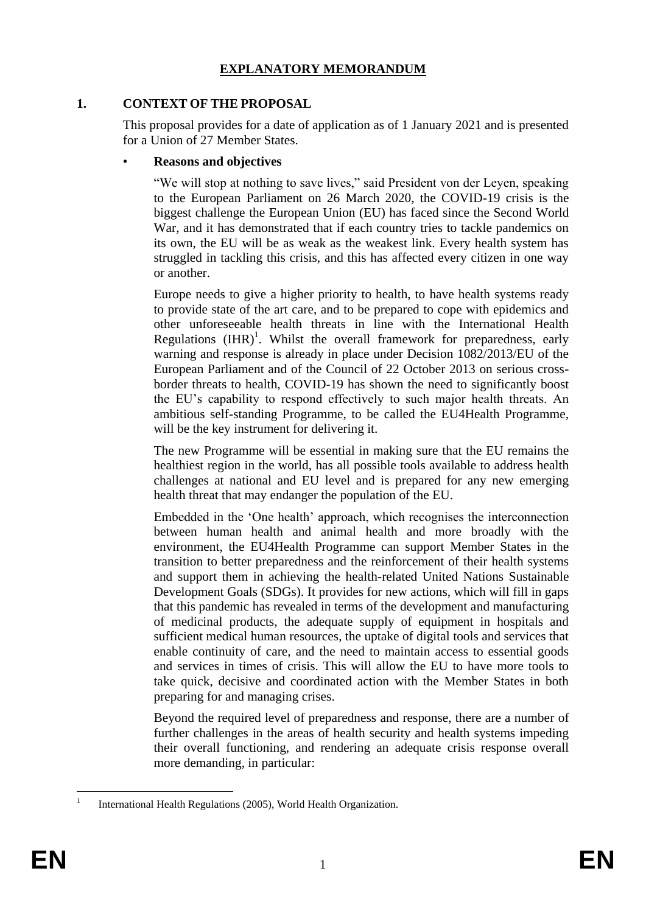# EXPLANATORY MEMORANDUM

## 1. CONTEXT OF THE PROPOSAL

This proposal provides for a date of application as of 1 January 2021 and is presented for a Union of 27 Member States.

- **Reasons and objectives**

"We will stop at nothing to save lives," said President von der Leyen, speaking to the European Parliament on 26 March 2020, the COVID-19 crisis is the biggest challenge the European Union (EU) has faced since the Second World War, and it has demonstrated that if each country tries to tackle pandemics on its own, the EU will be as weak as the weakest link. Every health system has struggled in tackling this crisis, and this has affected every citizen in one way or another.

Europe needs to give a higher priority to health, to have health systems ready to provide state of the art care, and to be prepared to cope with epidemics and other unforeseeable health threats in line with the International Health Regulations (IHR)[1]. Whilst the overall framework for preparedness, early warning and response is already in place under Decision 1082/2013/EU of the European Parliament and of the Council of 22 October 2013 on serious cross-border threats to health, COVID-19 has shown the need to significantly boost the EU's capability to respond effectively to such major health threats. An ambitious self-standing Programme, to be called the EU4Health Programme, will be the key instrument for delivering it.

The new Programme will be essential in making sure that the EU remains the healthiest region in the world, has all possible tools available to address health challenges at national and EU level and is prepared for any new emerging health threat that may endanger the population of the EU.

Embedded in the 'One health' approach, which recognises the interconnection between human health and animal health and more broadly with the environment, the EU4Health Programme can support Member States in the transition to better preparedness and the reinforcement of their health systems and support them in achieving the health-related United Nations Sustainable Development Goals (SDGs). It provides for new actions, which will fill in gaps that this pandemic has revealed in terms of the development and manufacturing of medicinal products, the adequate supply of equipment in hospitals and sufficient medical human resources, the uptake of digital tools and services that enable continuity of care, and the need to maintain access to essential goods and services in times of crisis. This will allow the EU to have more tools to take quick, decisive and coordinated action with the Member States in both preparing for and managing crises.

Beyond the required level of preparedness and response, there are a number of further challenges in the areas of health security and health systems impeding their overall functioning, and rendering an adequate crisis response overall more demanding, in particular:

[1] International Health Regulations (2005), World Health Organization.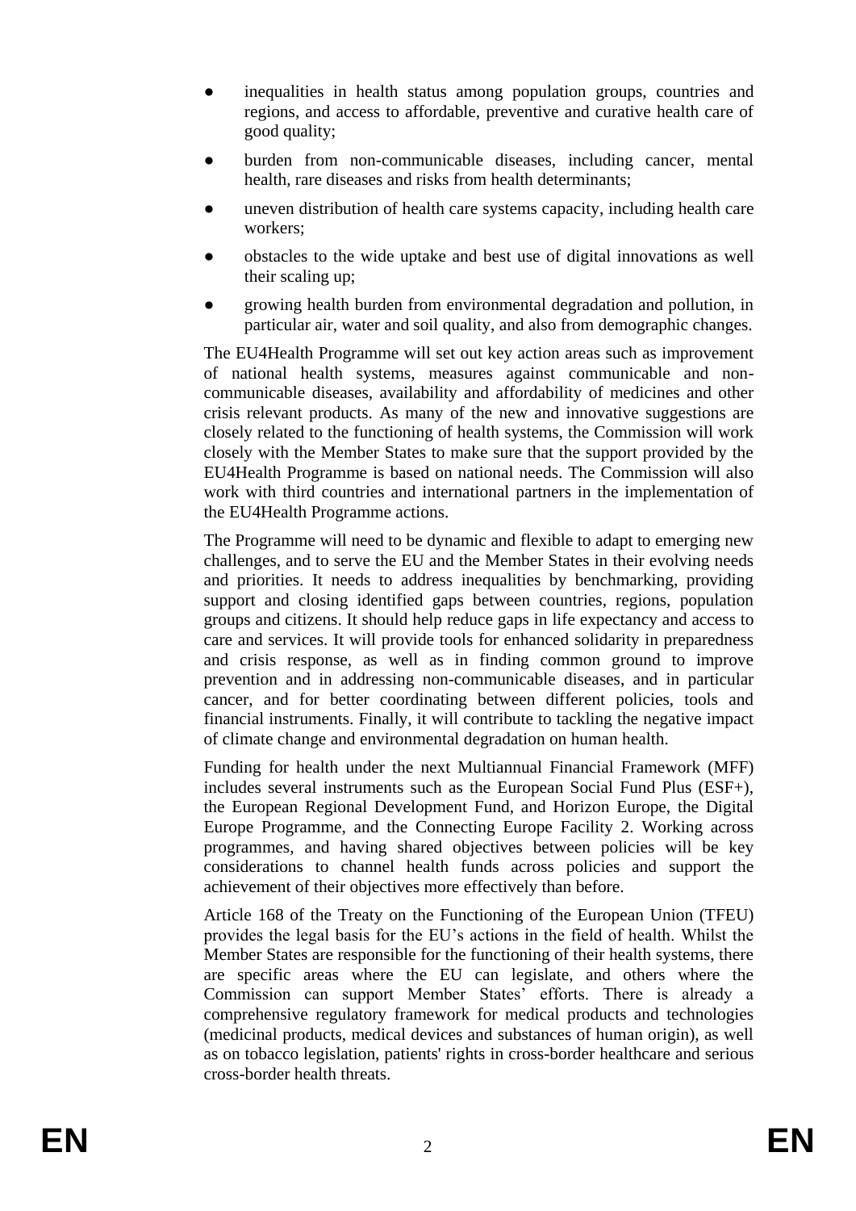- inequalities in health status among population groups, countries and regions, and access to affordable, preventive and curative health care of good quality;
- burden from non-communicable diseases, including cancer, mental health, rare diseases and risks from health determinants;
- uneven distribution of health care systems capacity, including health care workers;
- obstacles to the wide uptake and best use of digital innovations as well their scaling up;
- growing health burden from environmental degradation and pollution, in particular air, water and soil quality, and also from demographic changes.

The EU4Health Programme will set out key action areas such as improvement of national health systems, measures against communicable and non-communicable diseases, availability and affordability of medicines and other crisis relevant products. As many of the new and innovative suggestions are closely related to the functioning of health systems, the Commission will work closely with the Member States to make sure that the support provided by the EU4Health Programme is based on national needs. The Commission will also work with third countries and international partners in the implementation of the EU4Health Programme actions.

The Programme will need to be dynamic and flexible to adapt to emerging new challenges, and to serve the EU and the Member States in their evolving needs and priorities. It needs to address inequalities by benchmarking, providing support and closing identified gaps between countries, regions, population groups and citizens. It should help reduce gaps in life expectancy and access to care and services. It will provide tools for enhanced solidarity in preparedness and crisis response, as well as in finding common ground to improve prevention and in addressing non-communicable diseases, and in particular cancer, and for better coordinating between different policies, tools and financial instruments. Finally, it will contribute to tackling the negative impact of climate change and environmental degradation on human health.

Funding for health under the next Multiannual Financial Framework (MFF) includes several instruments such as the European Social Fund Plus (ESF+), the European Regional Development Fund, and Horizon Europe, the Digital Europe Programme, and the Connecting Europe Facility 2. Working across programmes, and having shared objectives between policies will be key considerations to channel health funds across policies and support the achievement of their objectives more effectively than before.

Article 168 of the Treaty on the Functioning of the European Union (TFEU) provides the legal basis for the EU's actions in the field of health. Whilst the Member States are responsible for the functioning of their health systems, there are specific areas where the EU can legislate, and others where the Commission can support Member States' efforts. There is already a comprehensive regulatory framework for medical products and technologies (medicinal products, medical devices and substances of human origin), as well as on tobacco legislation, patients' rights in cross-border healthcare and serious cross-border health threats.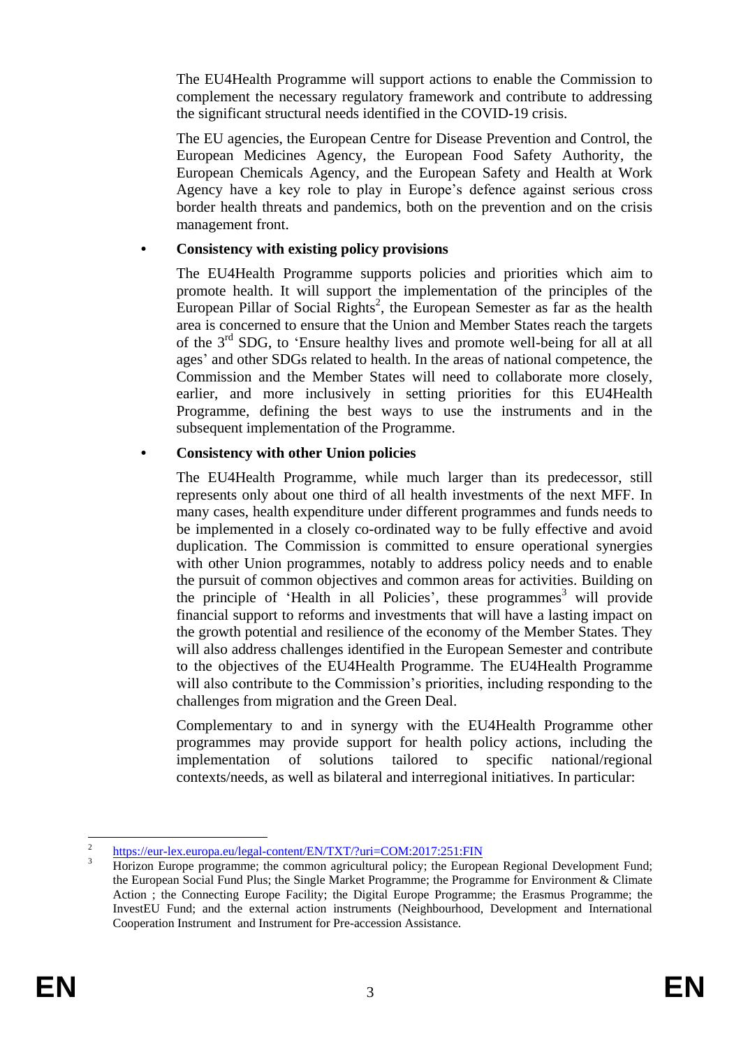The EU4Health Programme will support actions to enable the Commission to complement the necessary regulatory framework and contribute to addressing the significant structural needs identified in the COVID-19 crisis.

The EU agencies, the European Centre for Disease Prevention and Control, the European Medicines Agency, the European Food Safety Authority, the European Chemicals Agency, and the European Safety and Health at Work Agency have a key role to play in Europe's defence against serious cross border health threats and pandemics, both on the prevention and on the crisis management front.

- **Consistency with existing policy provisions**

The EU4Health Programme supports policies and priorities which aim to promote health. It will support the implementation of the principles of the European Pillar of Social Rights[2], the European Semester as far as the health area is concerned to ensure that the Union and Member States reach the targets of the 3rd SDG, to 'Ensure healthy lives and promote well-being for all at all ages' and other SDGs related to health. In the areas of national competence, the Commission and the Member States will need to collaborate more closely, earlier, and more inclusively in setting priorities for this EU4Health Programme, defining the best ways to use the instruments and in the subsequent implementation of the Programme.

- **Consistency with other Union policies**

The EU4Health Programme, while much larger than its predecessor, still represents only about one third of all health investments of the next MFF. In many cases, health expenditure under different programmes and funds needs to be implemented in a closely co-ordinated way to be fully effective and avoid duplication. The Commission is committed to ensure operational synergies with other Union programmes, notably to address policy needs and to enable the pursuit of common objectives and common areas for activities. Building on the principle of 'Health in all Policies', these programmes[3] will provide financial support to reforms and investments that will have a lasting impact on the growth potential and resilience of the economy of the Member States. They will also address challenges identified in the European Semester and contribute to the objectives of the EU4Health Programme. The EU4Health Programme will also contribute to the Commission's priorities, including responding to the challenges from migration and the Green Deal.

Complementary to and in synergy with the EU4Health Programme other programmes may provide support for health policy actions, including the implementation of solutions tailored to specific national/regional contexts/needs, as well as bilateral and interregional initiatives. In particular:

---

[2] https://eur-lex.europa.eu/legal-content/EN/TXT/?uri=COM:2017:251:FIN

[3] Horizon Europe programme; the common agricultural policy; the European Regional Development Fund; the European Social Fund Plus; the Single Market Programme; the Programme for Environment & Climate Action ; the Connecting Europe Facility; the Digital Europe Programme; the Erasmus Programme; the InvestEU Fund; and the external action instruments (Neighbourhood, Development and International Cooperation Instrument and Instrument for Pre-accession Assistance.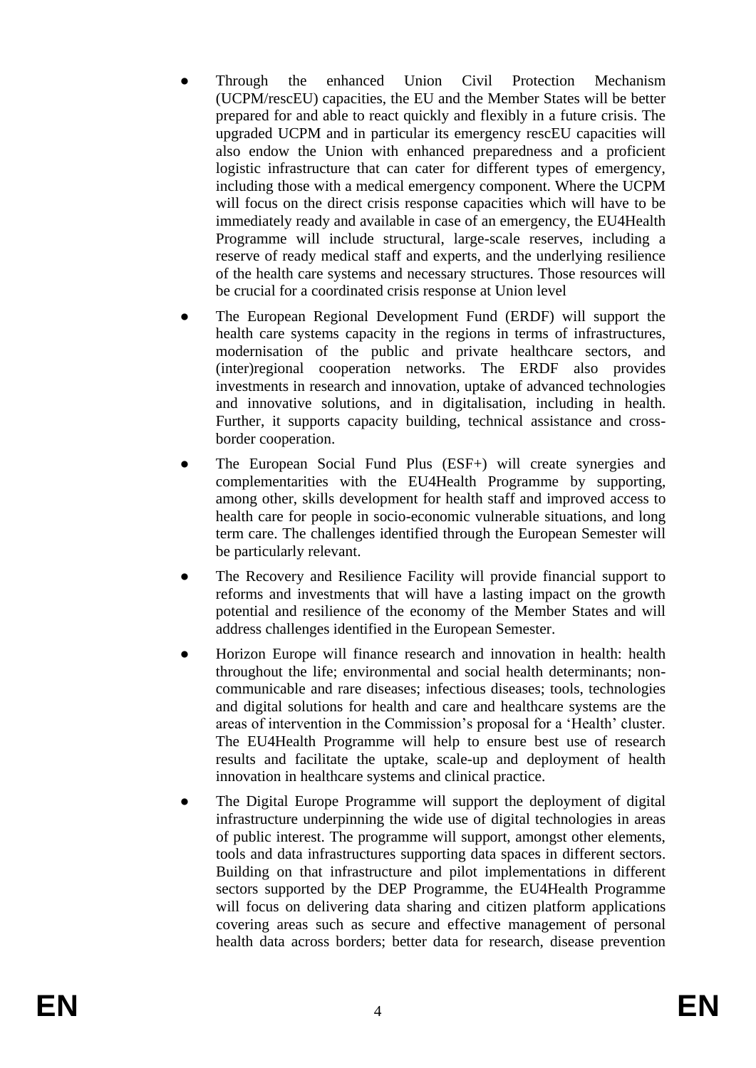- Through the enhanced Union Civil Protection Mechanism (UCPM/rescEU) capacities, the EU and the Member States will be better prepared for and able to react quickly and flexibly in a future crisis. The upgraded UCPM and in particular its emergency rescEU capacities will also endow the Union with enhanced preparedness and a proficient logistic infrastructure that can cater for different types of emergency, including those with a medical emergency component. Where the UCPM will focus on the direct crisis response capacities which will have to be immediately ready and available in case of an emergency, the EU4Health Programme will include structural, large-scale reserves, including a reserve of ready medical staff and experts, and the underlying resilience of the health care systems and necessary structures. Those resources will be crucial for a coordinated crisis response at Union level

- The European Regional Development Fund (ERDF) will support the health care systems capacity in the regions in terms of infrastructures, modernisation of the public and private healthcare sectors, and (inter)regional cooperation networks. The ERDF also provides investments in research and innovation, uptake of advanced technologies and innovative solutions, and in digitalisation, including in health. Further, it supports capacity building, technical assistance and cross-border cooperation.

- The European Social Fund Plus (ESF+) will create synergies and complementarities with the EU4Health Programme by supporting, among other, skills development for health staff and improved access to health care for people in socio-economic vulnerable situations, and long term care. The challenges identified through the European Semester will be particularly relevant.

- The Recovery and Resilience Facility will provide financial support to reforms and investments that will have a lasting impact on the growth potential and resilience of the economy of the Member States and will address challenges identified in the European Semester.

- Horizon Europe will finance research and innovation in health: health throughout the life; environmental and social health determinants; non-communicable and rare diseases; infectious diseases; tools, technologies and digital solutions for health and care and healthcare systems are the areas of intervention in the Commission's proposal for a 'Health' cluster. The EU4Health Programme will help to ensure best use of research results and facilitate the uptake, scale-up and deployment of health innovation in healthcare systems and clinical practice.

- The Digital Europe Programme will support the deployment of digital infrastructure underpinning the wide use of digital technologies in areas of public interest. The programme will support, amongst other elements, tools and data infrastructures supporting data spaces in different sectors. Building on that infrastructure and pilot implementations in different sectors supported by the DEP Programme, the EU4Health Programme will focus on delivering data sharing and citizen platform applications covering areas such as secure and effective management of personal health data across borders; better data for research, disease prevention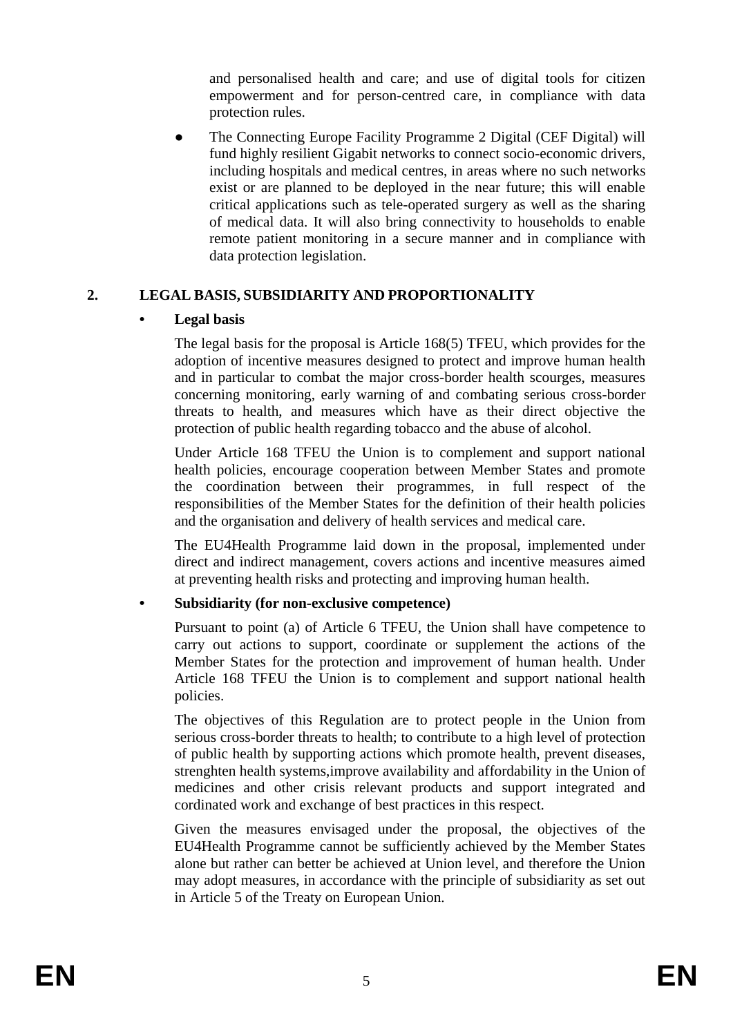and personalised health and care; and use of digital tools for citizen empowerment and for person-centred care, in compliance with data protection rules.

- The Connecting Europe Facility Programme 2 Digital (CEF Digital) will fund highly resilient Gigabit networks to connect socio-economic drivers, including hospitals and medical centres, in areas where no such networks exist or are planned to be deployed in the near future; this will enable critical applications such as tele-operated surgery as well as the sharing of medical data. It will also bring connectivity to households to enable remote patient monitoring in a secure manner and in compliance with data protection legislation.

## 2. LEGAL BASIS, SUBSIDIARITY AND PROPORTIONALITY

- **Legal basis**

The legal basis for the proposal is Article 168(5) TFEU, which provides for the adoption of incentive measures designed to protect and improve human health and in particular to combat the major cross-border health scourges, measures concerning monitoring, early warning of and combating serious cross-border threats to health, and measures which have as their direct objective the protection of public health regarding tobacco and the abuse of alcohol.

Under Article 168 TFEU the Union is to complement and support national health policies, encourage cooperation between Member States and promote the coordination between their programmes, in full respect of the responsibilities of the Member States for the definition of their health policies and the organisation and delivery of health services and medical care.

The EU4Health Programme laid down in the proposal, implemented under direct and indirect management, covers actions and incentive measures aimed at preventing health risks and protecting and improving human health.

- **Subsidiarity (for non-exclusive competence)**

Pursuant to point (a) of Article 6 TFEU, the Union shall have competence to carry out actions to support, coordinate or supplement the actions of the Member States for the protection and improvement of human health. Under Article 168 TFEU the Union is to complement and support national health policies.

The objectives of this Regulation are to protect people in the Union from serious cross-border threats to health; to contribute to a high level of protection of public health by supporting actions which promote health, prevent diseases, strenghten health systems,improve availability and affordability in the Union of medicines and other crisis relevant products and support integrated and cordinated work and exchange of best practices in this respect.

Given the measures envisaged under the proposal, the objectives of the EU4Health Programme cannot be sufficiently achieved by the Member States alone but rather can better be achieved at Union level, and therefore the Union may adopt measures, in accordance with the principle of subsidiarity as set out in Article 5 of the Treaty on European Union.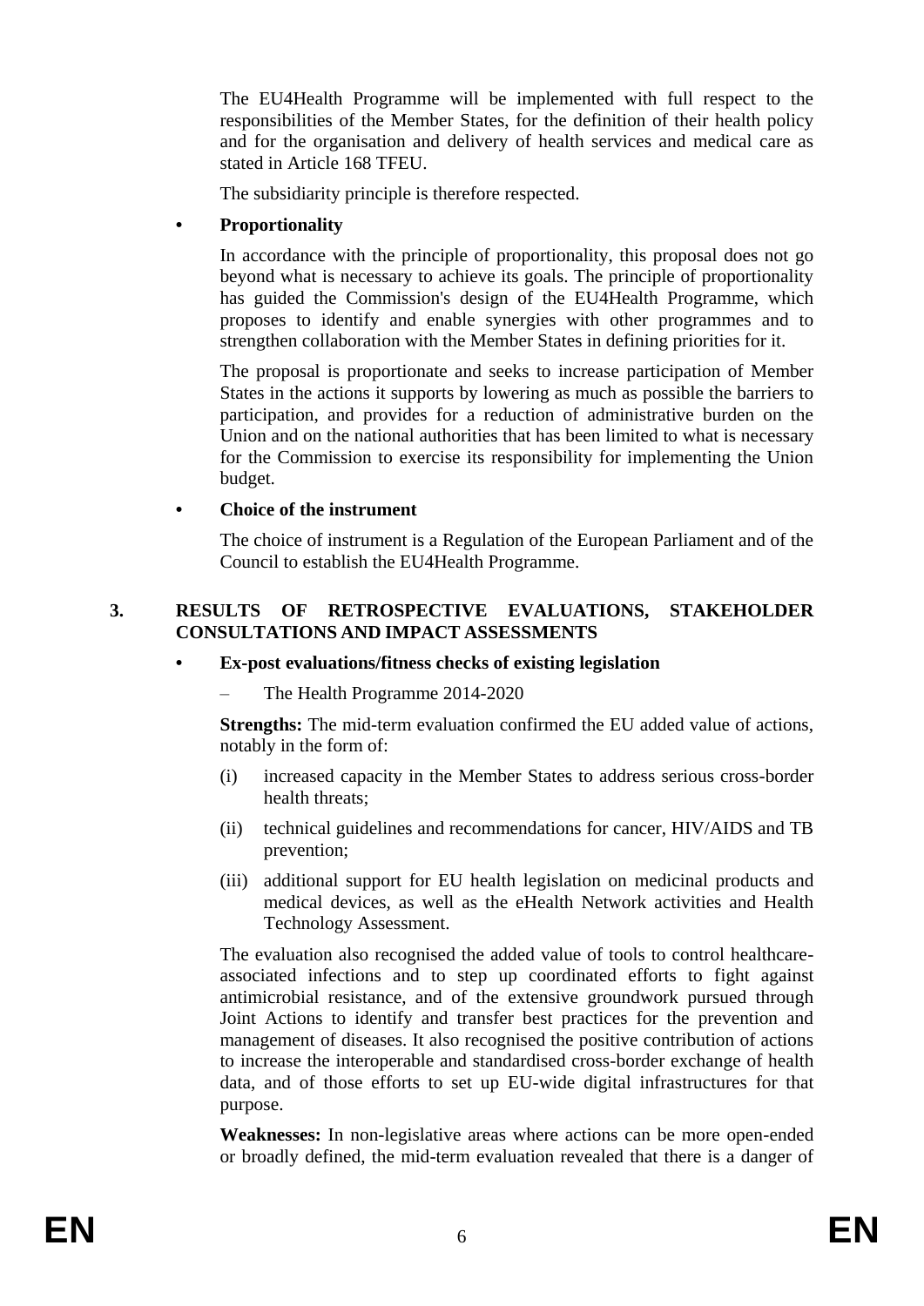The EU4Health Programme will be implemented with full respect to the responsibilities of the Member States, for the definition of their health policy and for the organisation and delivery of health services and medical care as stated in Article 168 TFEU.

The subsidiarity principle is therefore respected.

- **Proportionality**

In accordance with the principle of proportionality, this proposal does not go beyond what is necessary to achieve its goals. The principle of proportionality has guided the Commission's design of the EU4Health Programme, which proposes to identify and enable synergies with other programmes and to strengthen collaboration with the Member States in defining priorities for it.

The proposal is proportionate and seeks to increase participation of Member States in the actions it supports by lowering as much as possible the barriers to participation, and provides for a reduction of administrative burden on the Union and on the national authorities that has been limited to what is necessary for the Commission to exercise its responsibility for implementing the Union budget.

- **Choice of the instrument**

The choice of instrument is a Regulation of the European Parliament and of the Council to establish the EU4Health Programme.

## 3. RESULTS OF RETROSPECTIVE EVALUATIONS, STAKEHOLDER CONSULTATIONS AND IMPACT ASSESSMENTS

- **Ex-post evaluations/fitness checks of existing legislation**

  – The Health Programme 2014-2020

**Strengths:** The mid-term evaluation confirmed the EU added value of actions, notably in the form of:

(i) increased capacity in the Member States to address serious cross-border health threats;

(ii) technical guidelines and recommendations for cancer, HIV/AIDS and TB prevention;

(iii) additional support for EU health legislation on medicinal products and medical devices, as well as the eHealth Network activities and Health Technology Assessment.

The evaluation also recognised the added value of tools to control healthcare-associated infections and to step up coordinated efforts to fight against antimicrobial resistance, and of the extensive groundwork pursued through Joint Actions to identify and transfer best practices for the prevention and management of diseases. It also recognised the positive contribution of actions to increase the interoperable and standardised cross-border exchange of health data, and of those efforts to set up EU-wide digital infrastructures for that purpose.

**Weaknesses:** In non-legislative areas where actions can be more open-ended or broadly defined, the mid-term evaluation revealed that there is a danger of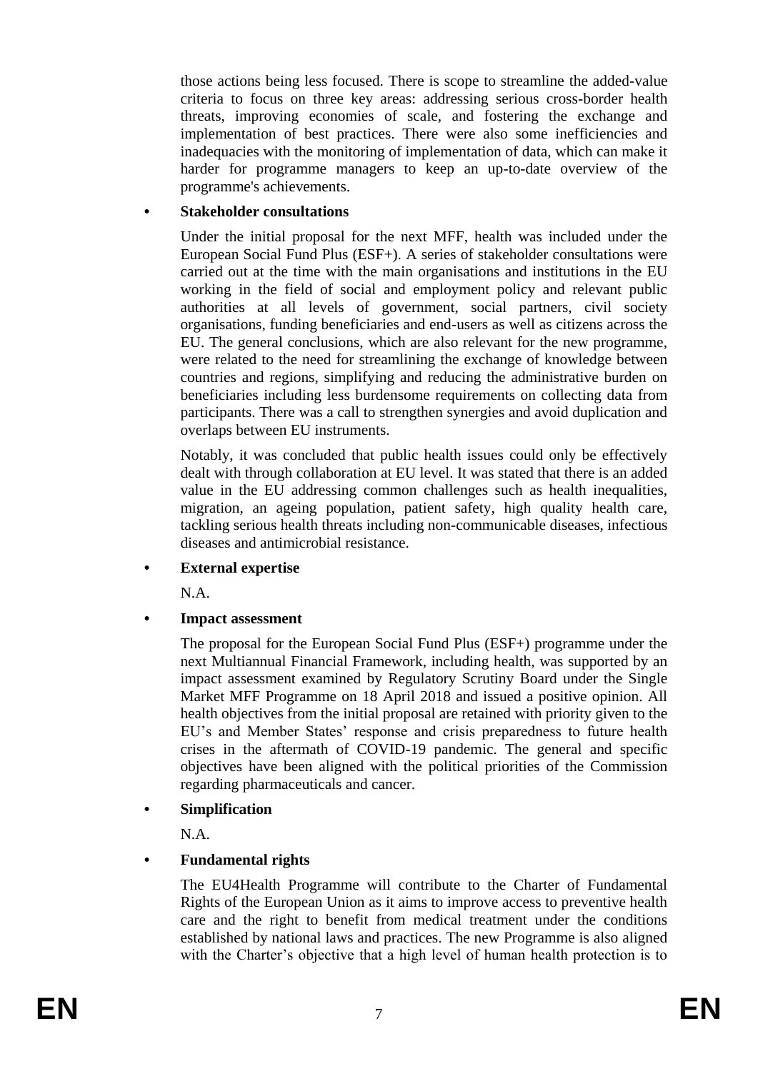those actions being less focused. There is scope to streamline the added-value criteria to focus on three key areas: addressing serious cross-border health threats, improving economies of scale, and fostering the exchange and implementation of best practices. There were also some inefficiencies and inadequacies with the monitoring of implementation of data, which can make it harder for programme managers to keep an up-to-date overview of the programme's achievements.

- **Stakeholder consultations**

Under the initial proposal for the next MFF, health was included under the European Social Fund Plus (ESF+). A series of stakeholder consultations were carried out at the time with the main organisations and institutions in the EU working in the field of social and employment policy and relevant public authorities at all levels of government, social partners, civil society organisations, funding beneficiaries and end-users as well as citizens across the EU. The general conclusions, which are also relevant for the new programme, were related to the need for streamlining the exchange of knowledge between countries and regions, simplifying and reducing the administrative burden on beneficiaries including less burdensome requirements on collecting data from participants. There was a call to strengthen synergies and avoid duplication and overlaps between EU instruments.

Notably, it was concluded that public health issues could only be effectively dealt with through collaboration at EU level. It was stated that there is an added value in the EU addressing common challenges such as health inequalities, migration, an ageing population, patient safety, high quality health care, tackling serious health threats including non-communicable diseases, infectious diseases and antimicrobial resistance.

- **External expertise**

N.A.

- **Impact assessment**

The proposal for the European Social Fund Plus (ESF+) programme under the next Multiannual Financial Framework, including health, was supported by an impact assessment examined by Regulatory Scrutiny Board under the Single Market MFF Programme on 18 April 2018 and issued a positive opinion. All health objectives from the initial proposal are retained with priority given to the EU's and Member States' response and crisis preparedness to future health crises in the aftermath of COVID-19 pandemic. The general and specific objectives have been aligned with the political priorities of the Commission regarding pharmaceuticals and cancer.

- **Simplification**

N.A.

- **Fundamental rights**

The EU4Health Programme will contribute to the Charter of Fundamental Rights of the European Union as it aims to improve access to preventive health care and the right to benefit from medical treatment under the conditions established by national laws and practices. The new Programme is also aligned with the Charter's objective that a high level of human health protection is to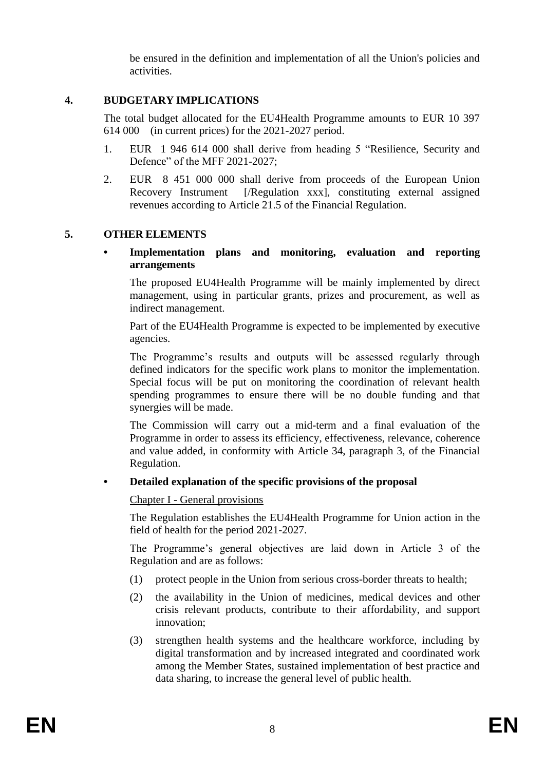be ensured in the definition and implementation of all the Union's policies and activities.

## 4. BUDGETARY IMPLICATIONS

The total budget allocated for the EU4Health Programme amounts to EUR 10 397 614 000 (in current prices) for the 2021-2027 period.

1. EUR 1 946 614 000 shall derive from heading 5 "Resilience, Security and Defence" of the MFF 2021-2027;
2. EUR 8 451 000 000 shall derive from proceeds of the European Union Recovery Instrument [/Regulation xxx], constituting external assigned revenues according to Article 21.5 of the Financial Regulation.

## 5. OTHER ELEMENTS

- **Implementation plans and monitoring, evaluation and reporting arrangements**

The proposed EU4Health Programme will be mainly implemented by direct management, using in particular grants, prizes and procurement, as well as indirect management.

Part of the EU4Health Programme is expected to be implemented by executive agencies.

The Programme's results and outputs will be assessed regularly through defined indicators for the specific work plans to monitor the implementation. Special focus will be put on monitoring the coordination of relevant health spending programmes to ensure there will be no double funding and that synergies will be made.

The Commission will carry out a mid-term and a final evaluation of the Programme in order to assess its efficiency, effectiveness, relevance, coherence and value added, in conformity with Article 34, paragraph 3, of the Financial Regulation.

- **Detailed explanation of the specific provisions of the proposal**

Chapter I - General provisions

The Regulation establishes the EU4Health Programme for Union action in the field of health for the period 2021-2027.

The Programme's general objectives are laid down in Article 3 of the Regulation and are as follows:

(1) protect people in the Union from serious cross-border threats to health;

(2) the availability in the Union of medicines, medical devices and other crisis relevant products, contribute to their affordability, and support innovation;

(3) strengthen health systems and the healthcare workforce, including by digital transformation and by increased integrated and coordinated work among the Member States, sustained implementation of best practice and data sharing, to increase the general level of public health.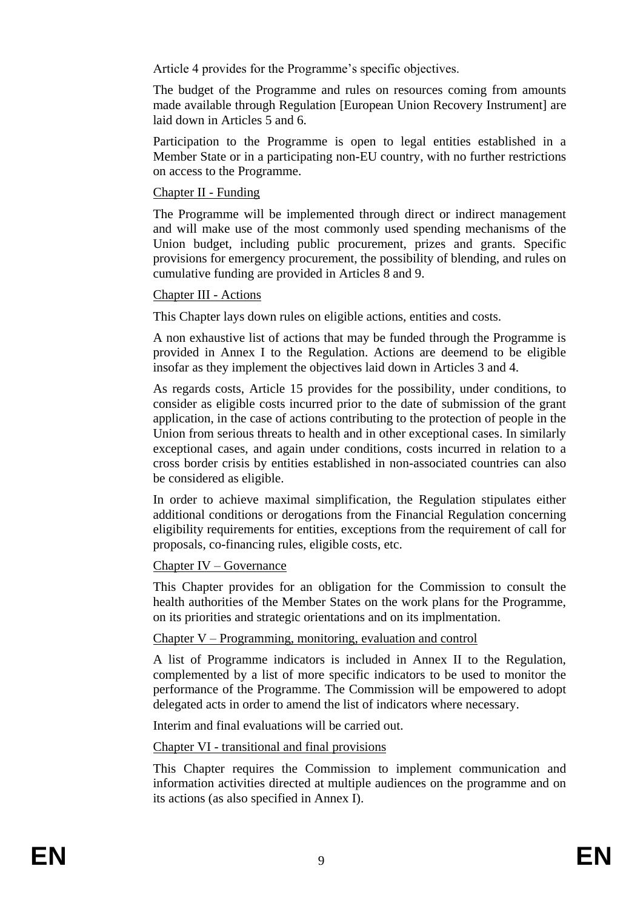Article 4 provides for the Programme's specific objectives.

The budget of the Programme and rules on resources coming from amounts made available through Regulation [European Union Recovery Instrument] are laid down in Articles 5 and 6.

Participation to the Programme is open to legal entities established in a Member State or in a participating non-EU country, with no further restrictions on access to the Programme.

<u>Chapter II - Funding</u>

The Programme will be implemented through direct or indirect management and will make use of the most commonly used spending mechanisms of the Union budget, including public procurement, prizes and grants. Specific provisions for emergency procurement, the possibility of blending, and rules on cumulative funding are provided in Articles 8 and 9.

<u>Chapter III - Actions</u>

This Chapter lays down rules on eligible actions, entities and costs.

A non exhaustive list of actions that may be funded through the Programme is provided in Annex I to the Regulation. Actions are deemend to be eligible insofar as they implement the objectives laid down in Articles 3 and 4.

As regards costs, Article 15 provides for the possibility, under conditions, to consider as eligible costs incurred prior to the date of submission of the grant application, in the case of actions contributing to the protection of people in the Union from serious threats to health and in other exceptional cases. In similarly exceptional cases, and again under conditions, costs incurred in relation to a cross border crisis by entities established in non-associated countries can also be considered as eligible.

In order to achieve maximal simplification, the Regulation stipulates either additional conditions or derogations from the Financial Regulation concerning eligibility requirements for entities, exceptions from the requirement of call for proposals, co-financing rules, eligible costs, etc.

<u>Chapter IV – Governance</u>

This Chapter provides for an obligation for the Commission to consult the health authorities of the Member States on the work plans for the Programme, on its priorities and strategic orientations and on its implmentation.

<u>Chapter V – Programming, monitoring, evaluation and control</u>

A list of Programme indicators is included in Annex II to the Regulation, complemented by a list of more specific indicators to be used to monitor the performance of the Programme. The Commission will be empowered to adopt delegated acts in order to amend the list of indicators where necessary.

Interim and final evaluations will be carried out.

<u>Chapter VI - transitional and final provisions</u>

This Chapter requires the Commission to implement communication and information activities directed at multiple audiences on the programme and on its actions (as also specified in Annex I).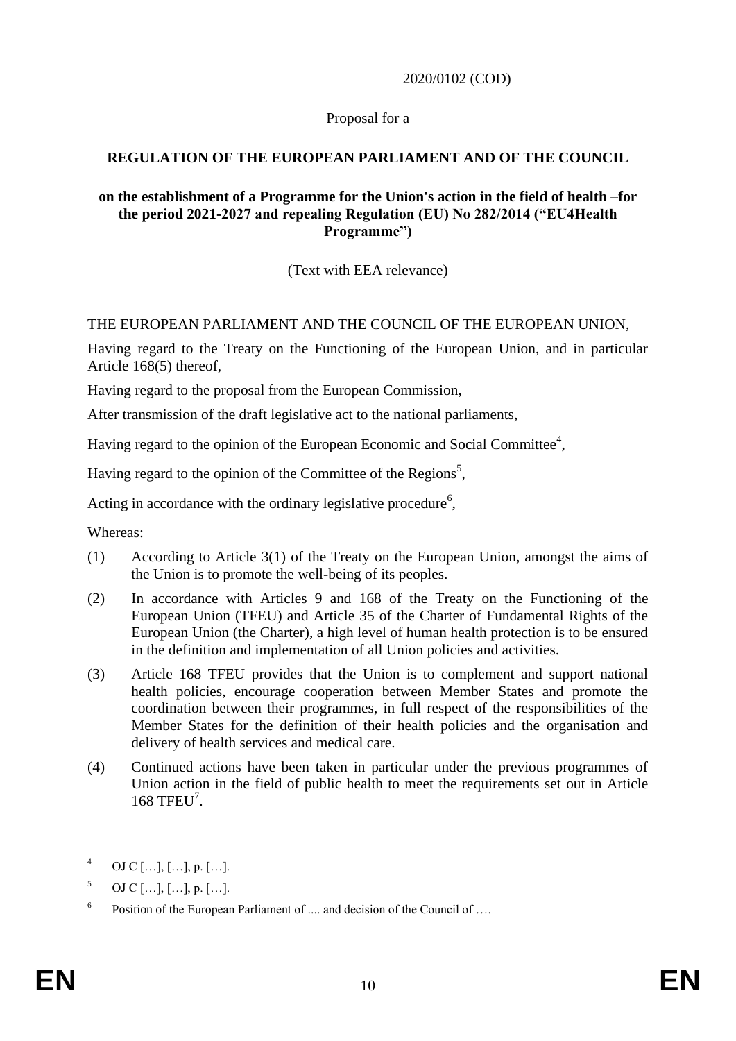2020/0102 (COD)

Proposal for a

**REGULATION OF THE EUROPEAN PARLIAMENT AND OF THE COUNCIL**

**on the establishment of a Programme for the Union's action in the field of health –for the period 2021-2027 and repealing Regulation (EU) No 282/2014 ("EU4Health Programme")**

(Text with EEA relevance)

THE EUROPEAN PARLIAMENT AND THE COUNCIL OF THE EUROPEAN UNION,

Having regard to the Treaty on the Functioning of the European Union, and in particular Article 168(5) thereof,

Having regard to the proposal from the European Commission,

After transmission of the draft legislative act to the national parliaments,

Having regard to the opinion of the European Economic and Social Committee[4],

Having regard to the opinion of the Committee of the Regions[5],

Acting in accordance with the ordinary legislative procedure[6],

Whereas:

(1) According to Article 3(1) of the Treaty on the European Union, amongst the aims of the Union is to promote the well-being of its peoples.

(2) In accordance with Articles 9 and 168 of the Treaty on the Functioning of the European Union (TFEU) and Article 35 of the Charter of Fundamental Rights of the European Union (the Charter), a high level of human health protection is to be ensured in the definition and implementation of all Union policies and activities.

(3) Article 168 TFEU provides that the Union is to complement and support national health policies, encourage cooperation between Member States and promote the coordination between their programmes, in full respect of the responsibilities of the Member States for the definition of their health policies and the organisation and delivery of health services and medical care.

(4) Continued actions have been taken in particular under the previous programmes of Union action in the field of public health to meet the requirements set out in Article 168 TFEU[7].

---

[4] OJ C […], […], p. […].

[5] OJ C […], […], p. […].

[6] Position of the European Parliament of .... and decision of the Council of ….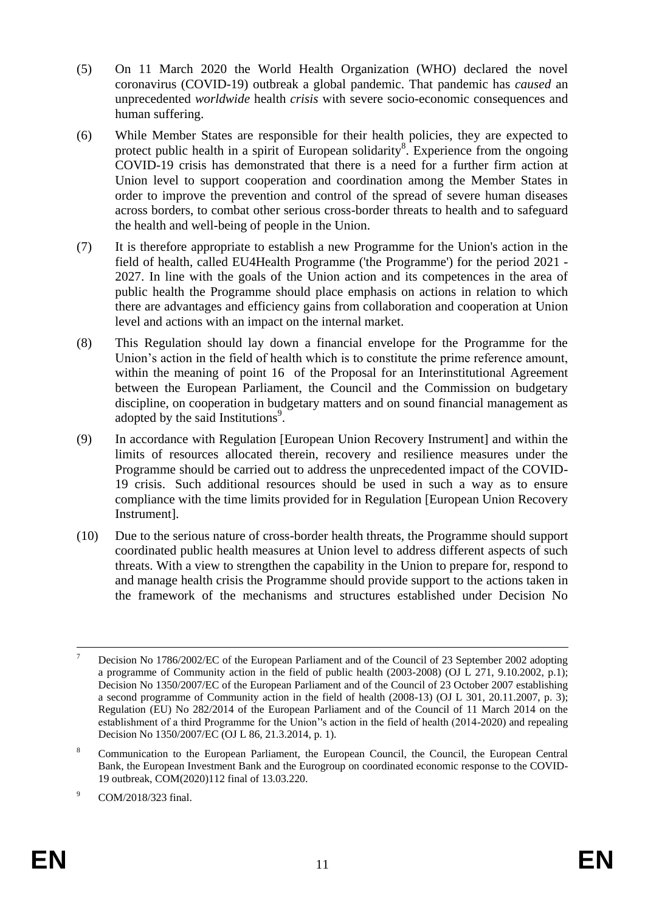(5) On 11 March 2020 the World Health Organization (WHO) declared the novel coronavirus (COVID-19) outbreak a global pandemic. That pandemic has *caused* an unprecedented *worldwide* health *crisis* with severe socio-economic consequences and human suffering.

(6) While Member States are responsible for their health policies, they are expected to protect public health in a spirit of European solidarity[8]. Experience from the ongoing COVID-19 crisis has demonstrated that there is a need for a further firm action at Union level to support cooperation and coordination among the Member States in order to improve the prevention and control of the spread of severe human diseases across borders, to combat other serious cross-border threats to health and to safeguard the health and well-being of people in the Union.

(7) It is therefore appropriate to establish a new Programme for the Union's action in the field of health, called EU4Health Programme ('the Programme') for the period 2021 - 2027. In line with the goals of the Union action and its competences in the area of public health the Programme should place emphasis on actions in relation to which there are advantages and efficiency gains from collaboration and cooperation at Union level and actions with an impact on the internal market.

(8) This Regulation should lay down a financial envelope for the Programme for the Union's action in the field of health which is to constitute the prime reference amount, within the meaning of point 16 of the Proposal for an Interinstitutional Agreement between the European Parliament, the Council and the Commission on budgetary discipline, on cooperation in budgetary matters and on sound financial management as adopted by the said Institutions[9].

(9) In accordance with Regulation [European Union Recovery Instrument] and within the limits of resources allocated therein, recovery and resilience measures under the Programme should be carried out to address the unprecedented impact of the COVID-19 crisis. Such additional resources should be used in such a way as to ensure compliance with the time limits provided for in Regulation [European Union Recovery Instrument].

(10) Due to the serious nature of cross-border health threats, the Programme should support coordinated public health measures at Union level to address different aspects of such threats. With a view to strengthen the capability in the Union to prepare for, respond to and manage health crisis the Programme should provide support to the actions taken in the framework of the mechanisms and structures established under Decision No

---

[7] Decision No 1786/2002/EC of the European Parliament and of the Council of 23 September 2002 adopting a programme of Community action in the field of public health (2003-2008) (OJ L 271, 9.10.2002, p.1); Decision No 1350/2007/EC of the European Parliament and of the Council of 23 October 2007 establishing a second programme of Community action in the field of health (2008-13) (OJ L 301, 20.11.2007, p. 3); Regulation (EU) No 282/2014 of the European Parliament and of the Council of 11 March 2014 on the establishment of a third Programme for the Union''s action in the field of health (2014-2020) and repealing Decision No 1350/2007/EC (OJ L 86, 21.3.2014, p. 1).

[8] Communication to the European Parliament, the European Council, the Council, the European Central Bank, the European Investment Bank and the Eurogroup on coordinated economic response to the COVID-19 outbreak, COM(2020)112 final of 13.03.220.

[9] COM/2018/323 final.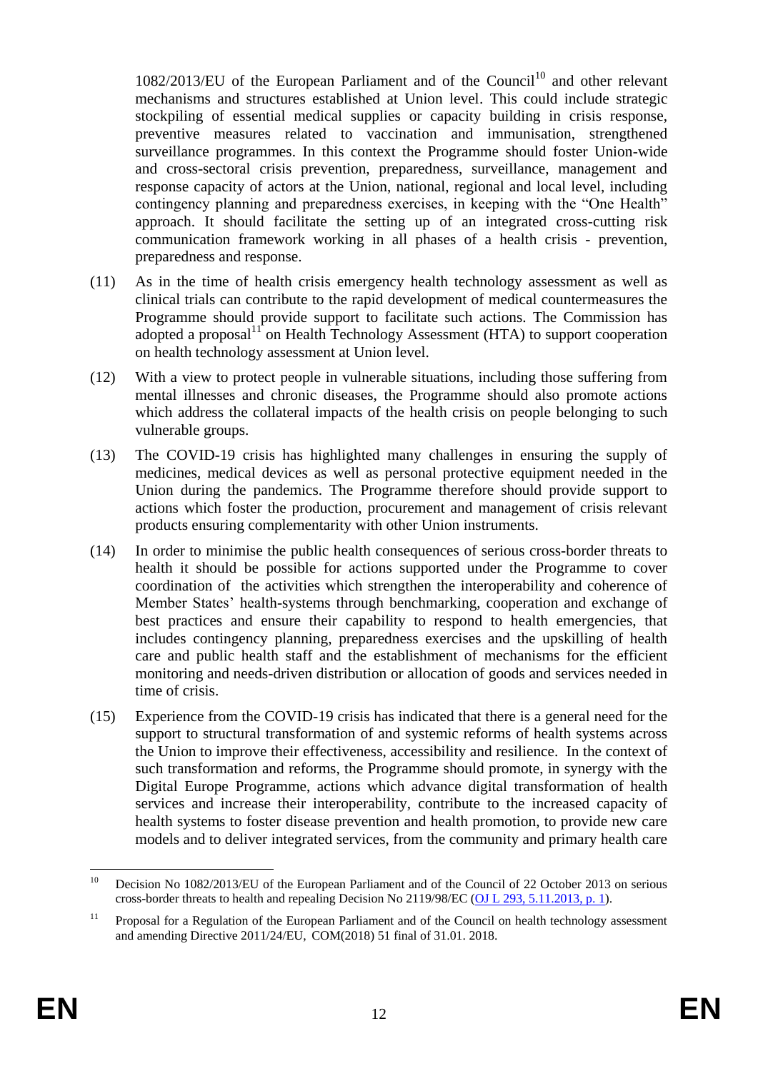1082/2013/EU of the European Parliament and of the Council[10] and other relevant mechanisms and structures established at Union level. This could include strategic stockpiling of essential medical supplies or capacity building in crisis response, preventive measures related to vaccination and immunisation, strengthened surveillance programmes. In this context the Programme should foster Union-wide and cross-sectoral crisis prevention, preparedness, surveillance, management and response capacity of actors at the Union, national, regional and local level, including contingency planning and preparedness exercises, in keeping with the "One Health" approach. It should facilitate the setting up of an integrated cross-cutting risk communication framework working in all phases of a health crisis - prevention, preparedness and response.

(11) As in the time of health crisis emergency health technology assessment as well as clinical trials can contribute to the rapid development of medical countermeasures the Programme should provide support to facilitate such actions. The Commission has adopted a proposal[11] on Health Technology Assessment (HTA) to support cooperation on health technology assessment at Union level.

(12) With a view to protect people in vulnerable situations, including those suffering from mental illnesses and chronic diseases, the Programme should also promote actions which address the collateral impacts of the health crisis on people belonging to such vulnerable groups.

(13) The COVID-19 crisis has highlighted many challenges in ensuring the supply of medicines, medical devices as well as personal protective equipment needed in the Union during the pandemics. The Programme therefore should provide support to actions which foster the production, procurement and management of crisis relevant products ensuring complementarity with other Union instruments.

(14) In order to minimise the public health consequences of serious cross-border threats to health it should be possible for actions supported under the Programme to cover coordination of the activities which strengthen the interoperability and coherence of Member States' health-systems through benchmarking, cooperation and exchange of best practices and ensure their capability to respond to health emergencies, that includes contingency planning, preparedness exercises and the upskilling of health care and public health staff and the establishment of mechanisms for the efficient monitoring and needs-driven distribution or allocation of goods and services needed in time of crisis.

(15) Experience from the COVID-19 crisis has indicated that there is a general need for the support to structural transformation of and systemic reforms of health systems across the Union to improve their effectiveness, accessibility and resilience. In the context of such transformation and reforms, the Programme should promote, in synergy with the Digital Europe Programme, actions which advance digital transformation of health services and increase their interoperability, contribute to the increased capacity of health systems to foster disease prevention and health promotion, to provide new care models and to deliver integrated services, from the community and primary health care

---

[10] Decision No 1082/2013/EU of the European Parliament and of the Council of 22 October 2013 on serious cross-border threats to health and repealing Decision No 2119/98/EC (OJ L 293, 5.11.2013, p. 1).

[11] Proposal for a Regulation of the European Parliament and of the Council on health technology assessment and amending Directive 2011/24/EU, COM(2018) 51 final of 31.01. 2018.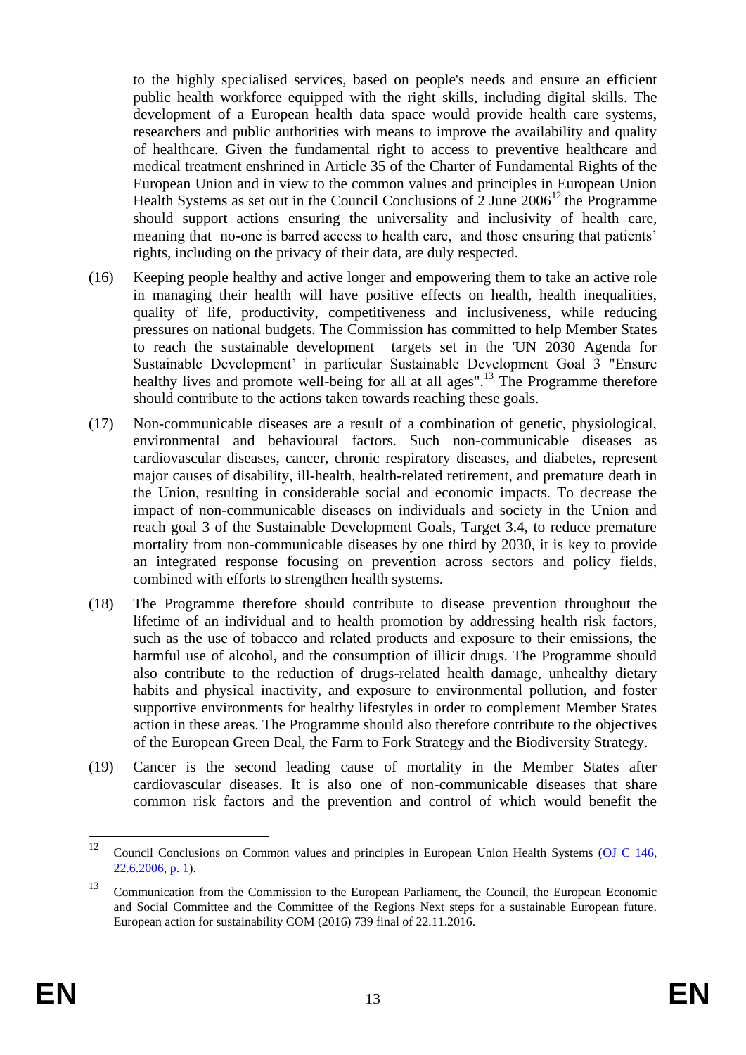to the highly specialised services, based on people's needs and ensure an efficient public health workforce equipped with the right skills, including digital skills. The development of a European health data space would provide health care systems, researchers and public authorities with means to improve the availability and quality of healthcare. Given the fundamental right to access to preventive healthcare and medical treatment enshrined in Article 35 of the Charter of Fundamental Rights of the European Union and in view to the common values and principles in European Union Health Systems as set out in the Council Conclusions of 2 June 2006[12] the Programme should support actions ensuring the universality and inclusivity of health care, meaning that no-one is barred access to health care, and those ensuring that patients' rights, including on the privacy of their data, are duly respected.

(16) Keeping people healthy and active longer and empowering them to take an active role in managing their health will have positive effects on health, health inequalities, quality of life, productivity, competitiveness and inclusiveness, while reducing pressures on national budgets. The Commission has committed to help Member States to reach the sustainable development targets set in the 'UN 2030 Agenda for Sustainable Development' in particular Sustainable Development Goal 3 "Ensure healthy lives and promote well-being for all at all ages".[13] The Programme therefore should contribute to the actions taken towards reaching these goals.

(17) Non-communicable diseases are a result of a combination of genetic, physiological, environmental and behavioural factors. Such non-communicable diseases as cardiovascular diseases, cancer, chronic respiratory diseases, and diabetes, represent major causes of disability, ill-health, health-related retirement, and premature death in the Union, resulting in considerable social and economic impacts. To decrease the impact of non-communicable diseases on individuals and society in the Union and reach goal 3 of the Sustainable Development Goals, Target 3.4, to reduce premature mortality from non-communicable diseases by one third by 2030, it is key to provide an integrated response focusing on prevention across sectors and policy fields, combined with efforts to strengthen health systems.

(18) The Programme therefore should contribute to disease prevention throughout the lifetime of an individual and to health promotion by addressing health risk factors, such as the use of tobacco and related products and exposure to their emissions, the harmful use of alcohol, and the consumption of illicit drugs. The Programme should also contribute to the reduction of drugs-related health damage, unhealthy dietary habits and physical inactivity, and exposure to environmental pollution, and foster supportive environments for healthy lifestyles in order to complement Member States action in these areas. The Programme should also therefore contribute to the objectives of the European Green Deal, the Farm to Fork Strategy and the Biodiversity Strategy.

(19) Cancer is the second leading cause of mortality in the Member States after cardiovascular diseases. It is also one of non-communicable diseases that share common risk factors and the prevention and control of which would benefit the

---

[12] Council Conclusions on Common values and principles in European Union Health Systems (OJ C 146, 22.6.2006, p. 1).

[13] Communication from the Commission to the European Parliament, the Council, the European Economic and Social Committee and the Committee of the Regions Next steps for a sustainable European future. European action for sustainability COM (2016) 739 final of 22.11.2016.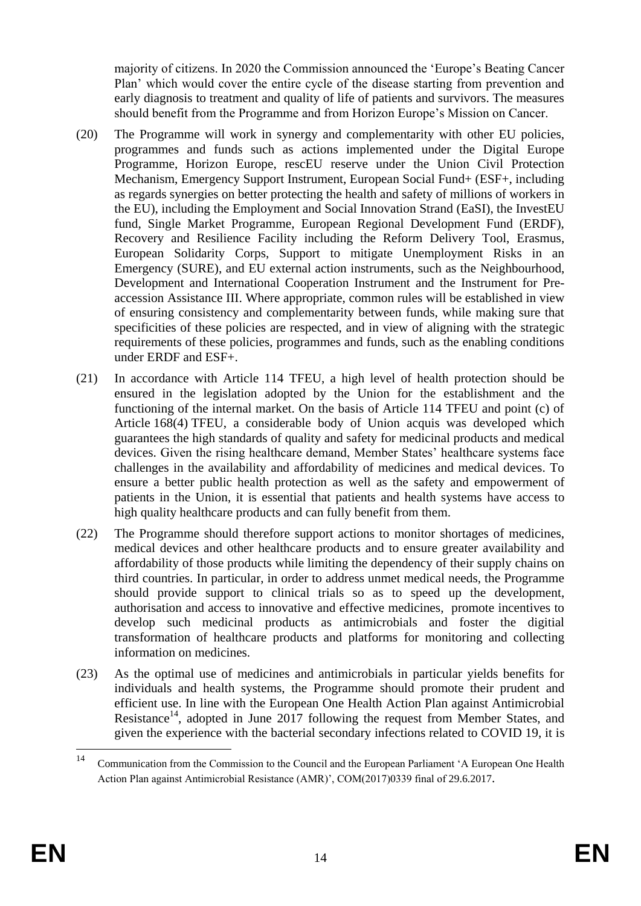majority of citizens. In 2020 the Commission announced the 'Europe's Beating Cancer Plan' which would cover the entire cycle of the disease starting from prevention and early diagnosis to treatment and quality of life of patients and survivors. The measures should benefit from the Programme and from Horizon Europe's Mission on Cancer.

(20) The Programme will work in synergy and complementarity with other EU policies, programmes and funds such as actions implemented under the Digital Europe Programme, Horizon Europe, rescEU reserve under the Union Civil Protection Mechanism, Emergency Support Instrument, European Social Fund+ (ESF+, including as regards synergies on better protecting the health and safety of millions of workers in the EU), including the Employment and Social Innovation Strand (EaSI), the InvestEU fund, Single Market Programme, European Regional Development Fund (ERDF), Recovery and Resilience Facility including the Reform Delivery Tool, Erasmus, European Solidarity Corps, Support to mitigate Unemployment Risks in an Emergency (SURE), and EU external action instruments, such as the Neighbourhood, Development and International Cooperation Instrument and the Instrument for Pre-accession Assistance III. Where appropriate, common rules will be established in view of ensuring consistency and complementarity between funds, while making sure that specificities of these policies are respected, and in view of aligning with the strategic requirements of these policies, programmes and funds, such as the enabling conditions under ERDF and ESF+.

(21) In accordance with Article 114 TFEU, a high level of health protection should be ensured in the legislation adopted by the Union for the establishment and the functioning of the internal market. On the basis of Article 114 TFEU and point (c) of Article 168(4) TFEU, a considerable body of Union acquis was developed which guarantees the high standards of quality and safety for medicinal products and medical devices. Given the rising healthcare demand, Member States' healthcare systems face challenges in the availability and affordability of medicines and medical devices. To ensure a better public health protection as well as the safety and empowerment of patients in the Union, it is essential that patients and health systems have access to high quality healthcare products and can fully benefit from them.

(22) The Programme should therefore support actions to monitor shortages of medicines, medical devices and other healthcare products and to ensure greater availability and affordability of those products while limiting the dependency of their supply chains on third countries. In particular, in order to address unmet medical needs, the Programme should provide support to clinical trials so as to speed up the development, authorisation and access to innovative and effective medicines, promote incentives to develop such medicinal products as antimicrobials and foster the digitial transformation of healthcare products and platforms for monitoring and collecting information on medicines.

(23) As the optimal use of medicines and antimicrobials in particular yields benefits for individuals and health systems, the Programme should promote their prudent and efficient use. In line with the European One Health Action Plan against Antimicrobial Resistance[14], adopted in June 2017 following the request from Member States, and given the experience with the bacterial secondary infections related to COVID 19, it is

---

[14] Communication from the Commission to the Council and the European Parliament 'A European One Health Action Plan against Antimicrobial Resistance (AMR)', COM(2017)0339 final of 29.6.2017.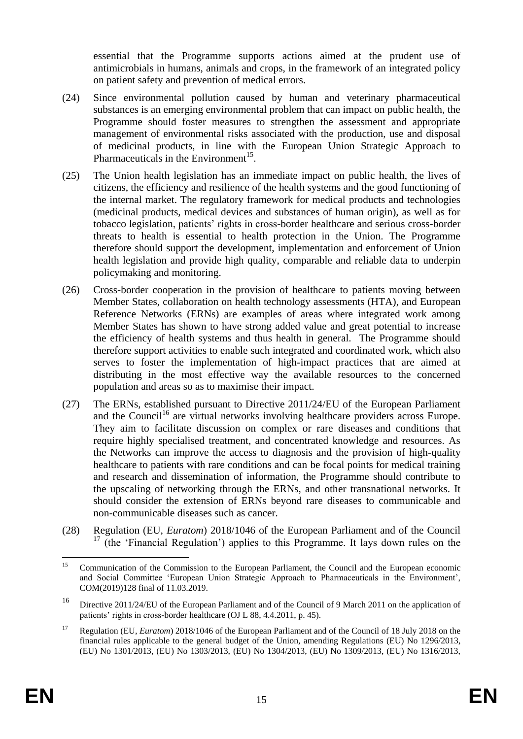essential that the Programme supports actions aimed at the prudent use of antimicrobials in humans, animals and crops, in the framework of an integrated policy on patient safety and prevention of medical errors.

(24) Since environmental pollution caused by human and veterinary pharmaceutical substances is an emerging environmental problem that can impact on public health, the Programme should foster measures to strengthen the assessment and appropriate management of environmental risks associated with the production, use and disposal of medicinal products, in line with the European Union Strategic Approach to Pharmaceuticals in the Environment[15].

(25) The Union health legislation has an immediate impact on public health, the lives of citizens, the efficiency and resilience of the health systems and the good functioning of the internal market. The regulatory framework for medical products and technologies (medicinal products, medical devices and substances of human origin), as well as for tobacco legislation, patients' rights in cross-border healthcare and serious cross-border threats to health is essential to health protection in the Union. The Programme therefore should support the development, implementation and enforcement of Union health legislation and provide high quality, comparable and reliable data to underpin policymaking and monitoring.

(26) Cross-border cooperation in the provision of healthcare to patients moving between Member States, collaboration on health technology assessments (HTA), and European Reference Networks (ERNs) are examples of areas where integrated work among Member States has shown to have strong added value and great potential to increase the efficiency of health systems and thus health in general. The Programme should therefore support activities to enable such integrated and coordinated work, which also serves to foster the implementation of high-impact practices that are aimed at distributing in the most effective way the available resources to the concerned population and areas so as to maximise their impact.

(27) The ERNs, established pursuant to Directive 2011/24/EU of the European Parliament and the Council[16] are virtual networks involving healthcare providers across Europe. They aim to facilitate discussion on complex or rare diseases and conditions that require highly specialised treatment, and concentrated knowledge and resources. As the Networks can improve the access to diagnosis and the provision of high-quality healthcare to patients with rare conditions and can be focal points for medical training and research and dissemination of information, the Programme should contribute to the upscaling of networking through the ERNs, and other transnational networks. It should consider the extension of ERNs beyond rare diseases to communicable and non-communicable diseases such as cancer.

(28) Regulation (EU, *Euratom*) 2018/1046 of the European Parliament and of the Council [17] (the 'Financial Regulation') applies to this Programme. It lays down rules on the

---

[15] Communication of the Commission to the European Parliament, the Council and the European economic and Social Committee 'European Union Strategic Approach to Pharmaceuticals in the Environment', COM(2019)128 final of 11.03.2019.

[16] Directive 2011/24/EU of the European Parliament and of the Council of 9 March 2011 on the application of patients' rights in cross-border healthcare (OJ L 88, 4.4.2011, p. 45).

[17] Regulation (EU, *Euratom*) 2018/1046 of the European Parliament and of the Council of 18 July 2018 on the financial rules applicable to the general budget of the Union, amending Regulations (EU) No 1296/2013, (EU) No 1301/2013, (EU) No 1303/2013, (EU) No 1304/2013, (EU) No 1309/2013, (EU) No 1316/2013,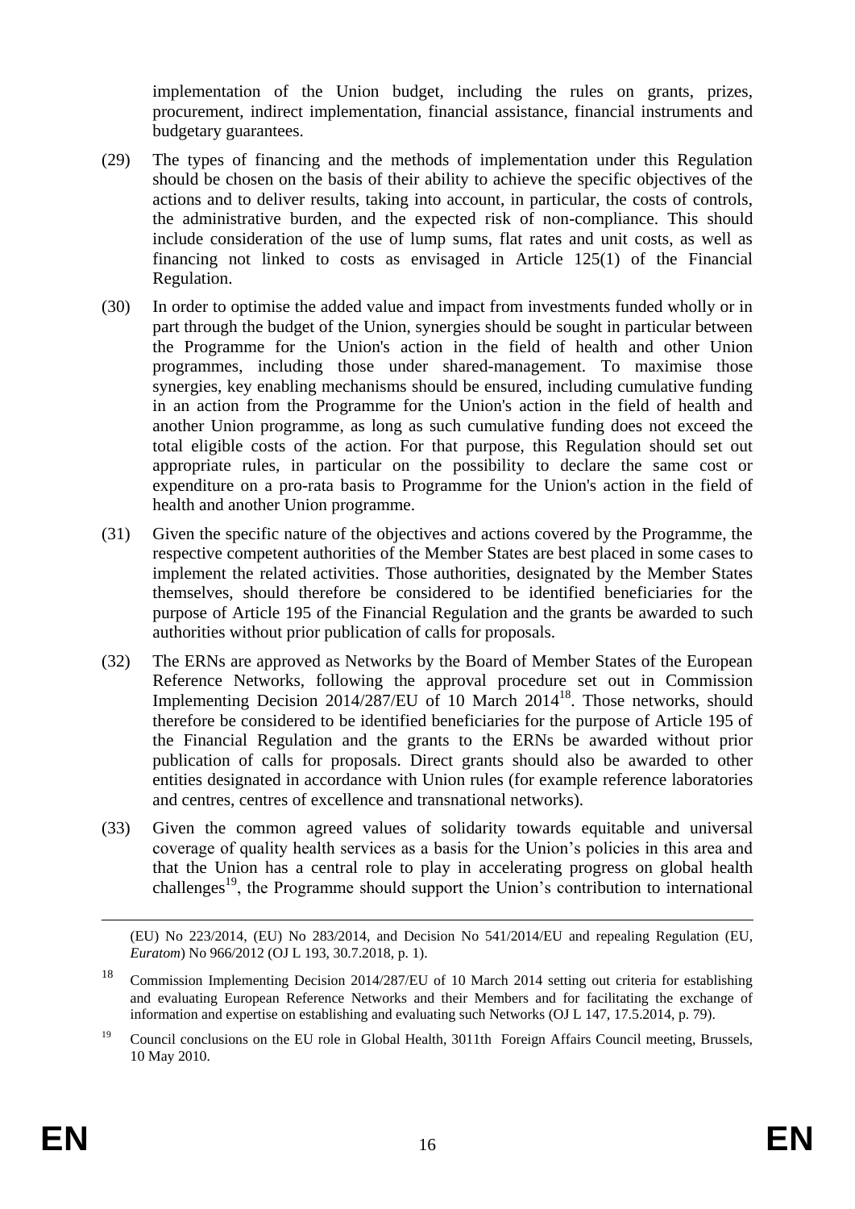implementation of the Union budget, including the rules on grants, prizes, procurement, indirect implementation, financial assistance, financial instruments and budgetary guarantees.

(29) The types of financing and the methods of implementation under this Regulation should be chosen on the basis of their ability to achieve the specific objectives of the actions and to deliver results, taking into account, in particular, the costs of controls, the administrative burden, and the expected risk of non-compliance. This should include consideration of the use of lump sums, flat rates and unit costs, as well as financing not linked to costs as envisaged in Article 125(1) of the Financial Regulation.

(30) In order to optimise the added value and impact from investments funded wholly or in part through the budget of the Union, synergies should be sought in particular between the Programme for the Union's action in the field of health and other Union programmes, including those under shared-management. To maximise those synergies, key enabling mechanisms should be ensured, including cumulative funding in an action from the Programme for the Union's action in the field of health and another Union programme, as long as such cumulative funding does not exceed the total eligible costs of the action. For that purpose, this Regulation should set out appropriate rules, in particular on the possibility to declare the same cost or expenditure on a pro-rata basis to Programme for the Union's action in the field of health and another Union programme.

(31) Given the specific nature of the objectives and actions covered by the Programme, the respective competent authorities of the Member States are best placed in some cases to implement the related activities. Those authorities, designated by the Member States themselves, should therefore be considered to be identified beneficiaries for the purpose of Article 195 of the Financial Regulation and the grants be awarded to such authorities without prior publication of calls for proposals.

(32) The ERNs are approved as Networks by the Board of Member States of the European Reference Networks, following the approval procedure set out in Commission Implementing Decision 2014/287/EU of 10 March 2014[18]. Those networks, should therefore be considered to be identified beneficiaries for the purpose of Article 195 of the Financial Regulation and the grants to the ERNs be awarded without prior publication of calls for proposals. Direct grants should also be awarded to other entities designated in accordance with Union rules (for example reference laboratories and centres, centres of excellence and transnational networks).

(33) Given the common agreed values of solidarity towards equitable and universal coverage of quality health services as a basis for the Union's policies in this area and that the Union has a central role to play in accelerating progress on global health challenges[19], the Programme should support the Union's contribution to international

---

(EU) No 223/2014, (EU) No 283/2014, and Decision No 541/2014/EU and repealing Regulation (EU, *Euratom*) No 966/2012 (OJ L 193, 30.7.2018, p. 1).

[18] Commission Implementing Decision 2014/287/EU of 10 March 2014 setting out criteria for establishing and evaluating European Reference Networks and their Members and for facilitating the exchange of information and expertise on establishing and evaluating such Networks (OJ L 147, 17.5.2014, p. 79).

[19] Council conclusions on the EU role in Global Health, 3011th Foreign Affairs Council meeting, Brussels, 10 May 2010.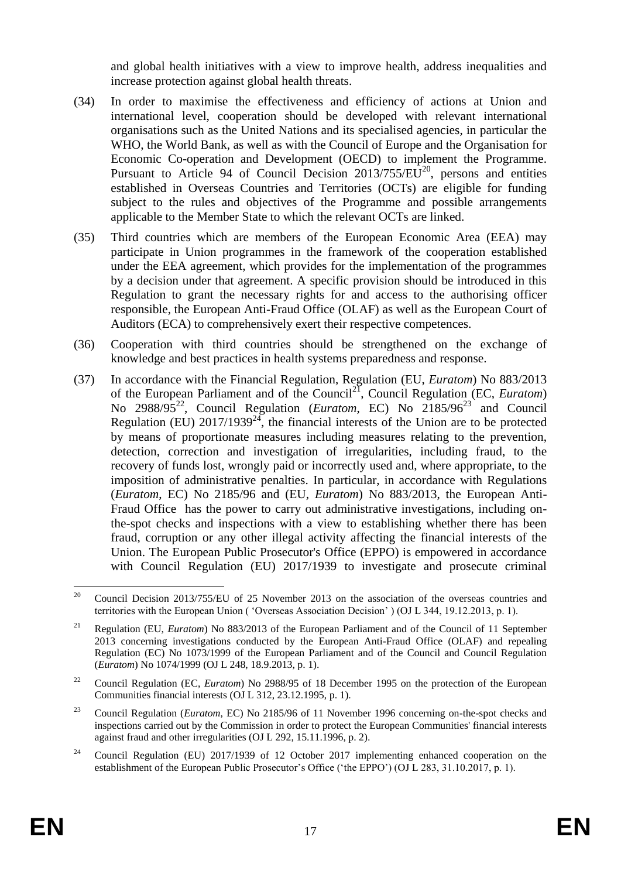and global health initiatives with a view to improve health, address inequalities and increase protection against global health threats.

(34) In order to maximise the effectiveness and efficiency of actions at Union and international level, cooperation should be developed with relevant international organisations such as the United Nations and its specialised agencies, in particular the WHO, the World Bank, as well as with the Council of Europe and the Organisation for Economic Co-operation and Development (OECD) to implement the Programme. Pursuant to Article 94 of Council Decision 2013/755/EU[20], persons and entities established in Overseas Countries and Territories (OCTs) are eligible for funding subject to the rules and objectives of the Programme and possible arrangements applicable to the Member State to which the relevant OCTs are linked.

(35) Third countries which are members of the European Economic Area (EEA) may participate in Union programmes in the framework of the cooperation established under the EEA agreement, which provides for the implementation of the programmes by a decision under that agreement. A specific provision should be introduced in this Regulation to grant the necessary rights for and access to the authorising officer responsible, the European Anti-Fraud Office (OLAF) as well as the European Court of Auditors (ECA) to comprehensively exert their respective competences.

(36) Cooperation with third countries should be strengthened on the exchange of knowledge and best practices in health systems preparedness and response.

(37) In accordance with the Financial Regulation, Regulation (EU, *Euratom*) No 883/2013 of the European Parliament and of the Council[21], Council Regulation (EC, *Euratom*) No 2988/95[22], Council Regulation (*Euratom*, EC) No 2185/96[23] and Council Regulation (EU) 2017/1939[24], the financial interests of the Union are to be protected by means of proportionate measures including measures relating to the prevention, detection, correction and investigation of irregularities, including fraud, to the recovery of funds lost, wrongly paid or incorrectly used and, where appropriate, to the imposition of administrative penalties. In particular, in accordance with Regulations (*Euratom*, EC) No 2185/96 and (EU, *Euratom*) No 883/2013, the European Anti-Fraud Office has the power to carry out administrative investigations, including on-the-spot checks and inspections with a view to establishing whether there has been fraud, corruption or any other illegal activity affecting the financial interests of the Union. The European Public Prosecutor's Office (EPPO) is empowered in accordance with Council Regulation (EU) 2017/1939 to investigate and prosecute criminal

---

[20] Council Decision 2013/755/EU of 25 November 2013 on the association of the overseas countries and territories with the European Union ( 'Overseas Association Decision' ) (OJ L 344, 19.12.2013, p. 1).

[21] Regulation (EU, *Euratom*) No 883/2013 of the European Parliament and of the Council of 11 September 2013 concerning investigations conducted by the European Anti-Fraud Office (OLAF) and repealing Regulation (EC) No 1073/1999 of the European Parliament and of the Council and Council Regulation (*Euratom*) No 1074/1999 (OJ L 248, 18.9.2013, p. 1).

[22] Council Regulation (EC, *Euratom*) No 2988/95 of 18 December 1995 on the protection of the European Communities financial interests (OJ L 312, 23.12.1995, p. 1).

[23] Council Regulation (*Euratom*, EC) No 2185/96 of 11 November 1996 concerning on-the-spot checks and inspections carried out by the Commission in order to protect the European Communities' financial interests against fraud and other irregularities (OJ L 292, 15.11.1996, p. 2).

[24] Council Regulation (EU) 2017/1939 of 12 October 2017 implementing enhanced cooperation on the establishment of the European Public Prosecutor's Office ('the EPPO') (OJ L 283, 31.10.2017, p. 1).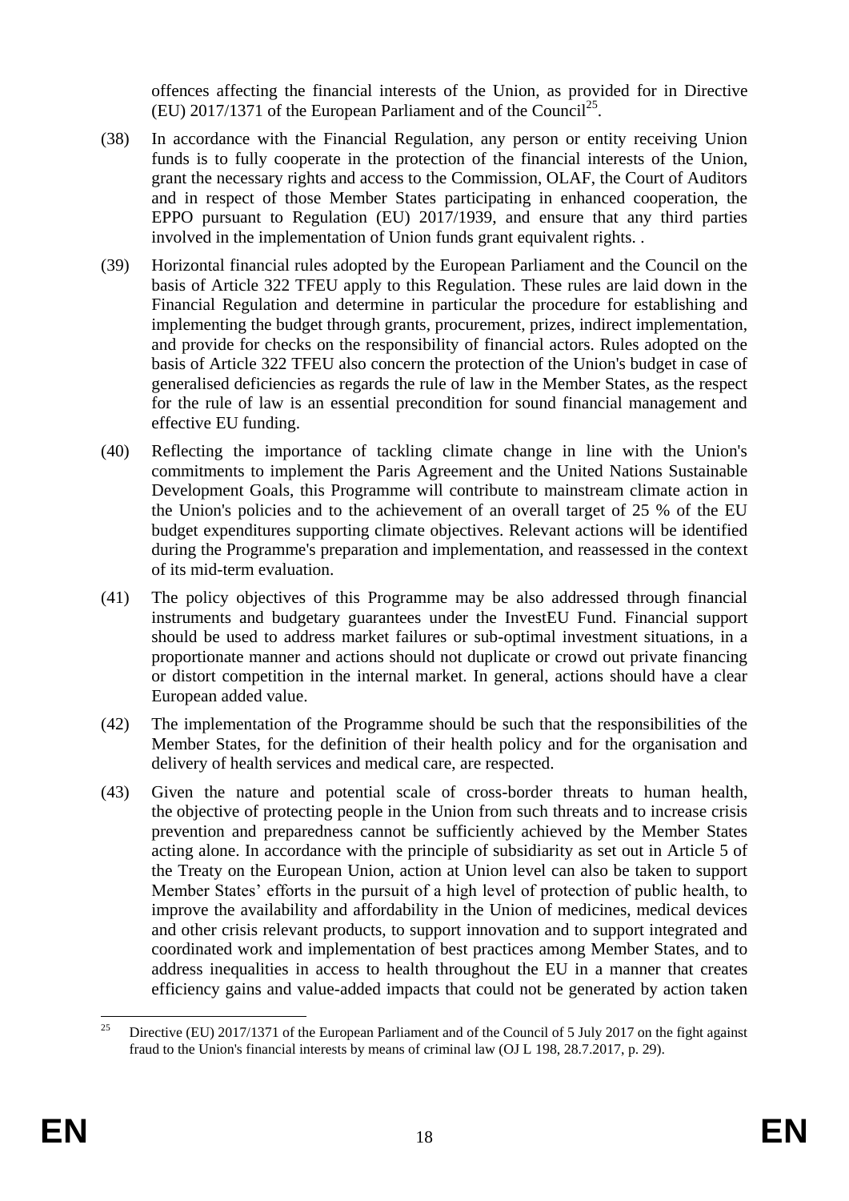offences affecting the financial interests of the Union, as provided for in Directive (EU) 2017/1371 of the European Parliament and of the Council[25].

(38) In accordance with the Financial Regulation, any person or entity receiving Union funds is to fully cooperate in the protection of the financial interests of the Union, grant the necessary rights and access to the Commission, OLAF, the Court of Auditors and in respect of those Member States participating in enhanced cooperation, the EPPO pursuant to Regulation (EU) 2017/1939, and ensure that any third parties involved in the implementation of Union funds grant equivalent rights. .

(39) Horizontal financial rules adopted by the European Parliament and the Council on the basis of Article 322 TFEU apply to this Regulation. These rules are laid down in the Financial Regulation and determine in particular the procedure for establishing and implementing the budget through grants, procurement, prizes, indirect implementation, and provide for checks on the responsibility of financial actors. Rules adopted on the basis of Article 322 TFEU also concern the protection of the Union's budget in case of generalised deficiencies as regards the rule of law in the Member States, as the respect for the rule of law is an essential precondition for sound financial management and effective EU funding.

(40) Reflecting the importance of tackling climate change in line with the Union's commitments to implement the Paris Agreement and the United Nations Sustainable Development Goals, this Programme will contribute to mainstream climate action in the Union's policies and to the achievement of an overall target of 25 % of the EU budget expenditures supporting climate objectives. Relevant actions will be identified during the Programme's preparation and implementation, and reassessed in the context of its mid-term evaluation.

(41) The policy objectives of this Programme may be also addressed through financial instruments and budgetary guarantees under the InvestEU Fund. Financial support should be used to address market failures or sub-optimal investment situations, in a proportionate manner and actions should not duplicate or crowd out private financing or distort competition in the internal market. In general, actions should have a clear European added value.

(42) The implementation of the Programme should be such that the responsibilities of the Member States, for the definition of their health policy and for the organisation and delivery of health services and medical care, are respected.

(43) Given the nature and potential scale of cross-border threats to human health, the objective of protecting people in the Union from such threats and to increase crisis prevention and preparedness cannot be sufficiently achieved by the Member States acting alone. In accordance with the principle of subsidiarity as set out in Article 5 of the Treaty on the European Union, action at Union level can also be taken to support Member States' efforts in the pursuit of a high level of protection of public health, to improve the availability and affordability in the Union of medicines, medical devices and other crisis relevant products, to support innovation and to support integrated and coordinated work and implementation of best practices among Member States, and to address inequalities in access to health throughout the EU in a manner that creates efficiency gains and value-added impacts that could not be generated by action taken

[25] Directive (EU) 2017/1371 of the European Parliament and of the Council of 5 July 2017 on the fight against fraud to the Union's financial interests by means of criminal law (OJ L 198, 28.7.2017, p. 29).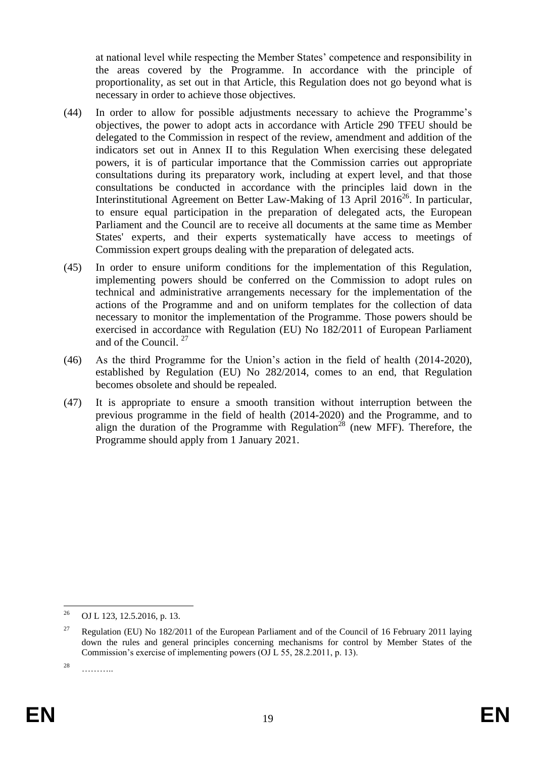at national level while respecting the Member States' competence and responsibility in the areas covered by the Programme. In accordance with the principle of proportionality, as set out in that Article, this Regulation does not go beyond what is necessary in order to achieve those objectives.

(44) In order to allow for possible adjustments necessary to achieve the Programme's objectives, the power to adopt acts in accordance with Article 290 TFEU should be delegated to the Commission in respect of the review, amendment and addition of the indicators set out in Annex II to this Regulation When exercising these delegated powers, it is of particular importance that the Commission carries out appropriate consultations during its preparatory work, including at expert level, and that those consultations be conducted in accordance with the principles laid down in the Interinstitutional Agreement on Better Law-Making of 13 April 2016[26]. In particular, to ensure equal participation in the preparation of delegated acts, the European Parliament and the Council are to receive all documents at the same time as Member States' experts, and their experts systematically have access to meetings of Commission expert groups dealing with the preparation of delegated acts.

(45) In order to ensure uniform conditions for the implementation of this Regulation, implementing powers should be conferred on the Commission to adopt rules on technical and administrative arrangements necessary for the implementation of the actions of the Programme and and on uniform templates for the collection of data necessary to monitor the implementation of the Programme. Those powers should be exercised in accordance with Regulation (EU) No 182/2011 of European Parliament and of the Council. [27]

(46) As the third Programme for the Union's action in the field of health (2014-2020), established by Regulation (EU) No 282/2014, comes to an end, that Regulation becomes obsolete and should be repealed.

(47) It is appropriate to ensure a smooth transition without interruption between the previous programme in the field of health (2014-2020) and the Programme, and to align the duration of the Programme with Regulation[28] (new MFF). Therefore, the Programme should apply from 1 January 2021.

---

[26] OJ L 123, 12.5.2016, p. 13.

[27] Regulation (EU) No 182/2011 of the European Parliament and of the Council of 16 February 2011 laying down the rules and general principles concerning mechanisms for control by Member States of the Commission's exercise of implementing powers (OJ L 55, 28.2.2011, p. 13).

[28] ………..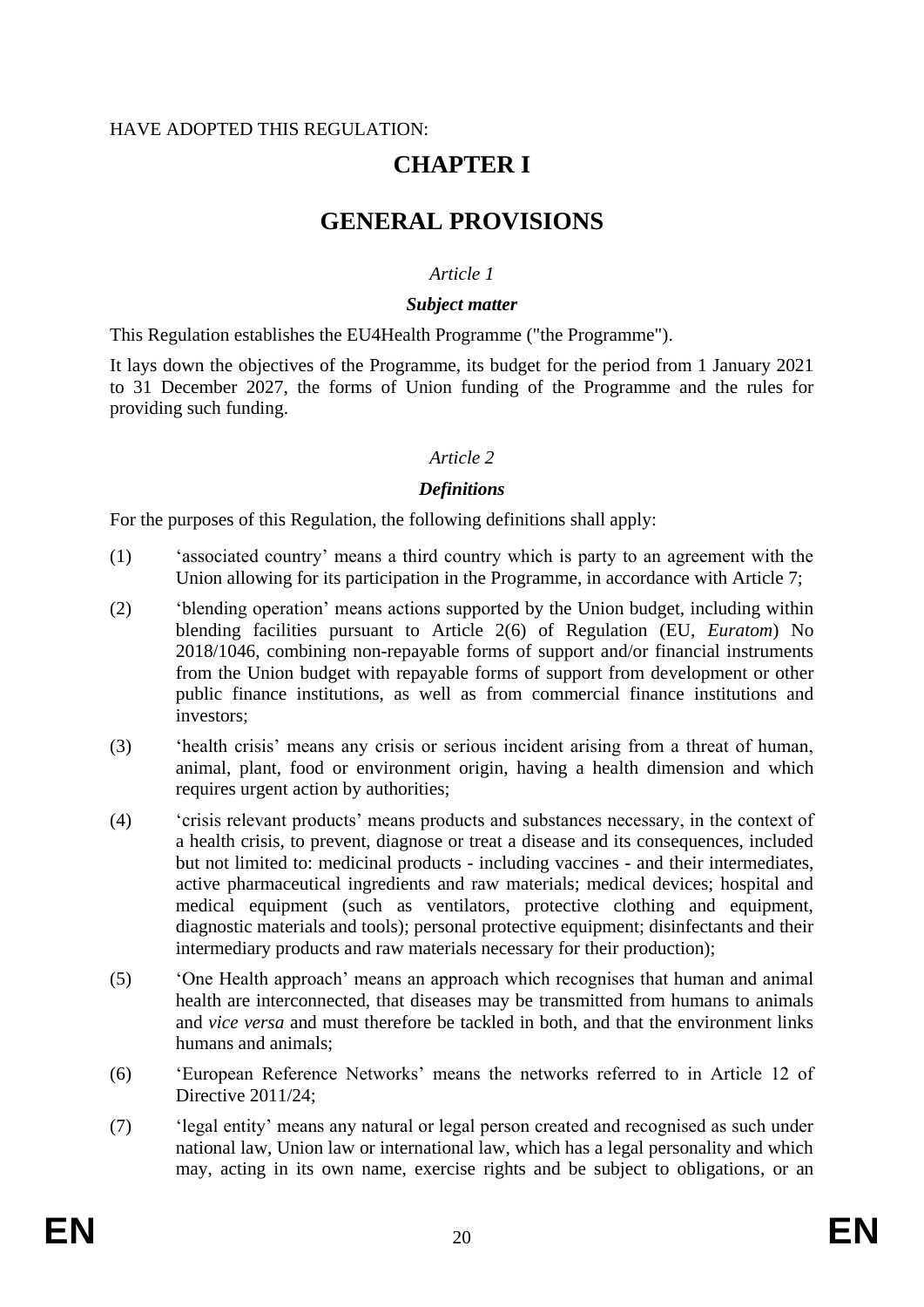HAVE ADOPTED THIS REGULATION:

# CHAPTER I

# GENERAL PROVISIONS

*Article 1*

***Subject matter***

This Regulation establishes the EU4Health Programme ("the Programme").

It lays down the objectives of the Programme, its budget for the period from 1 January 2021 to 31 December 2027, the forms of Union funding of the Programme and the rules for providing such funding.

*Article 2*

***Definitions***

For the purposes of this Regulation, the following definitions shall apply:

(1) 'associated country' means a third country which is party to an agreement with the Union allowing for its participation in the Programme, in accordance with Article 7;

(2) 'blending operation' means actions supported by the Union budget, including within blending facilities pursuant to Article 2(6) of Regulation (EU, *Euratom*) No 2018/1046, combining non-repayable forms of support and/or financial instruments from the Union budget with repayable forms of support from development or other public finance institutions, as well as from commercial finance institutions and investors;

(3) 'health crisis' means any crisis or serious incident arising from a threat of human, animal, plant, food or environment origin, having a health dimension and which requires urgent action by authorities;

(4) 'crisis relevant products' means products and substances necessary, in the context of a health crisis, to prevent, diagnose or treat a disease and its consequences, included but not limited to: medicinal products - including vaccines - and their intermediates, active pharmaceutical ingredients and raw materials; medical devices; hospital and medical equipment (such as ventilators, protective clothing and equipment, diagnostic materials and tools); personal protective equipment; disinfectants and their intermediary products and raw materials necessary for their production);

(5) 'One Health approach' means an approach which recognises that human and animal health are interconnected, that diseases may be transmitted from humans to animals and *vice versa* and must therefore be tackled in both, and that the environment links humans and animals;

(6) 'European Reference Networks' means the networks referred to in Article 12 of Directive 2011/24;

(7) 'legal entity' means any natural or legal person created and recognised as such under national law, Union law or international law, which has a legal personality and which may, acting in its own name, exercise rights and be subject to obligations, or an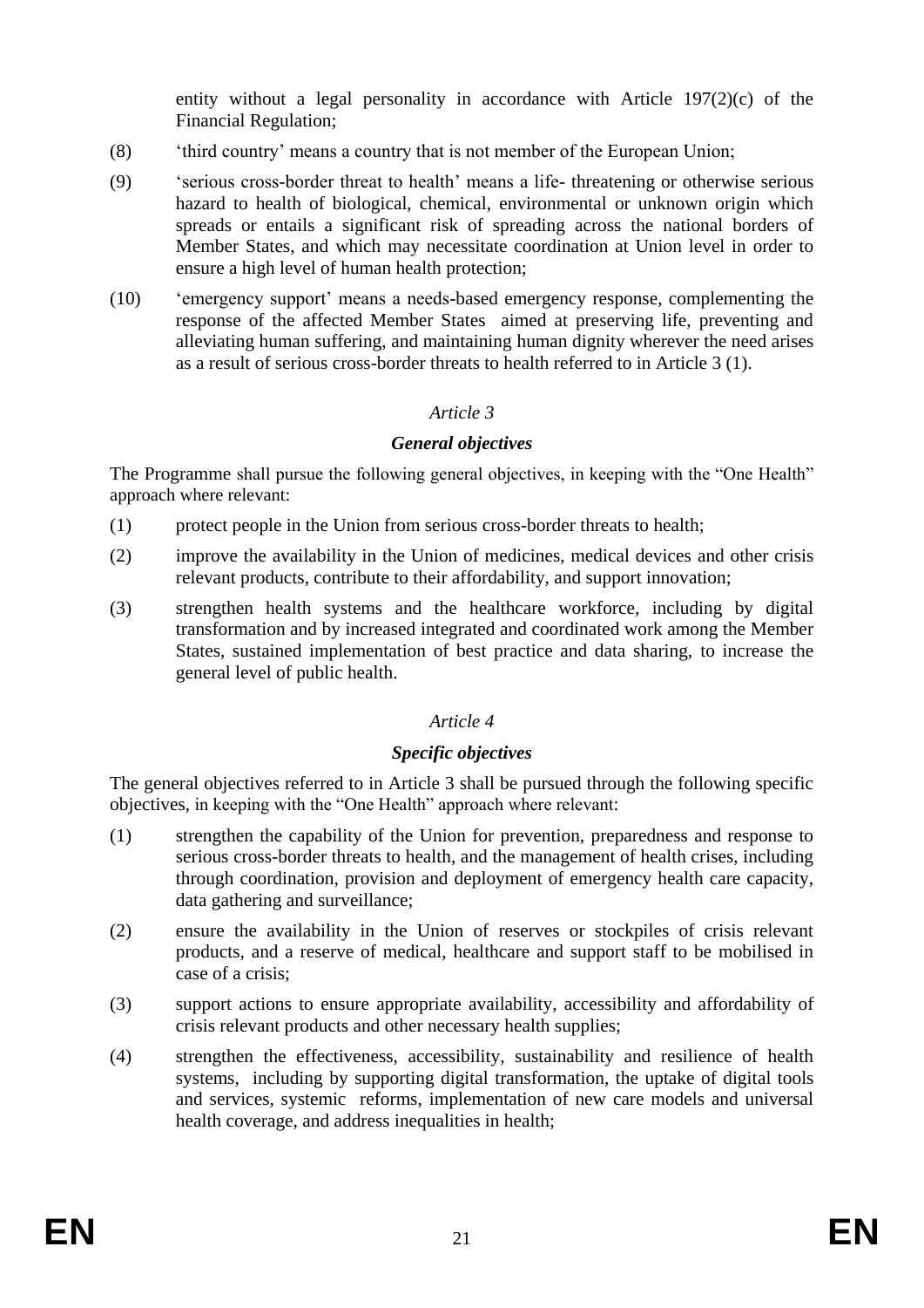entity without a legal personality in accordance with Article 197(2)(c) of the Financial Regulation;

(8) 'third country' means a country that is not member of the European Union;

(9) 'serious cross-border threat to health' means a life- threatening or otherwise serious hazard to health of biological, chemical, environmental or unknown origin which spreads or entails a significant risk of spreading across the national borders of Member States, and which may necessitate coordination at Union level in order to ensure a high level of human health protection;

(10) 'emergency support' means a needs-based emergency response, complementing the response of the affected Member States aimed at preserving life, preventing and alleviating human suffering, and maintaining human dignity wherever the need arises as a result of serious cross-border threats to health referred to in Article 3 (1).

*Article 3*

***General objectives***

The Programme shall pursue the following general objectives, in keeping with the "One Health" approach where relevant:

(1) protect people in the Union from serious cross-border threats to health;

(2) improve the availability in the Union of medicines, medical devices and other crisis relevant products, contribute to their affordability, and support innovation;

(3) strengthen health systems and the healthcare workforce, including by digital transformation and by increased integrated and coordinated work among the Member States, sustained implementation of best practice and data sharing, to increase the general level of public health.

*Article 4*

***Specific objectives***

The general objectives referred to in Article 3 shall be pursued through the following specific objectives, in keeping with the "One Health" approach where relevant:

(1) strengthen the capability of the Union for prevention, preparedness and response to serious cross-border threats to health, and the management of health crises, including through coordination, provision and deployment of emergency health care capacity, data gathering and surveillance;

(2) ensure the availability in the Union of reserves or stockpiles of crisis relevant products, and a reserve of medical, healthcare and support staff to be mobilised in case of a crisis;

(3) support actions to ensure appropriate availability, accessibility and affordability of crisis relevant products and other necessary health supplies;

(4) strengthen the effectiveness, accessibility, sustainability and resilience of health systems, including by supporting digital transformation, the uptake of digital tools and services, systemic reforms, implementation of new care models and universal health coverage, and address inequalities in health;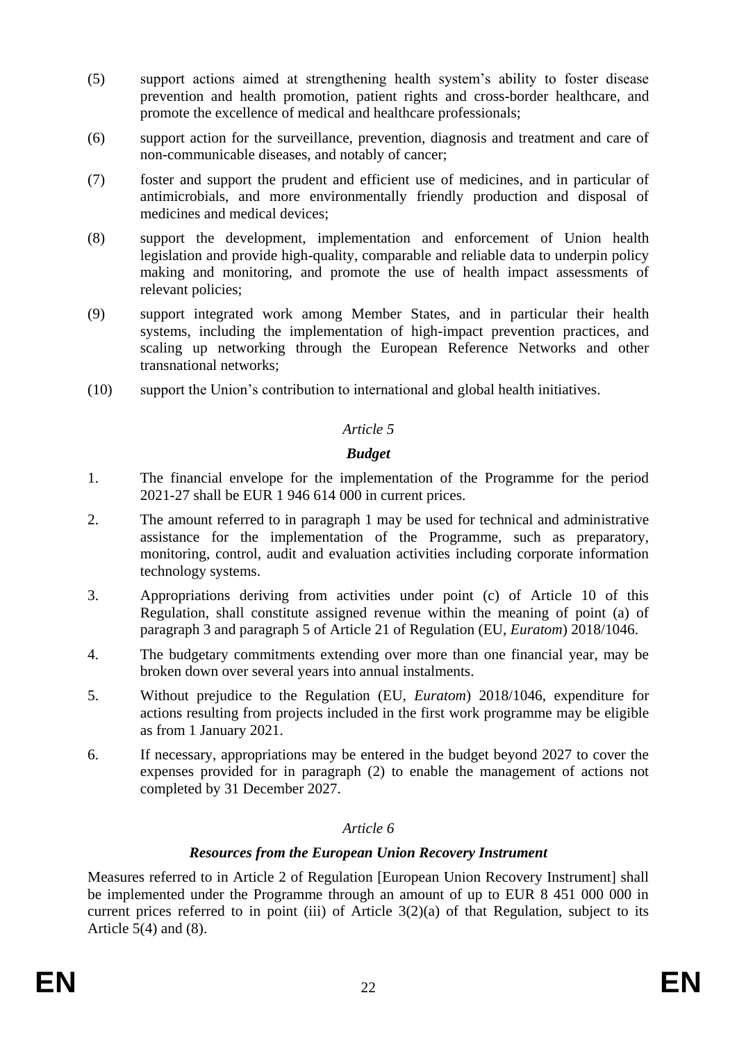(5) support actions aimed at strengthening health system's ability to foster disease prevention and health promotion, patient rights and cross-border healthcare, and promote the excellence of medical and healthcare professionals;

(6) support action for the surveillance, prevention, diagnosis and treatment and care of non-communicable diseases, and notably of cancer;

(7) foster and support the prudent and efficient use of medicines, and in particular of antimicrobials, and more environmentally friendly production and disposal of medicines and medical devices;

(8) support the development, implementation and enforcement of Union health legislation and provide high-quality, comparable and reliable data to underpin policy making and monitoring, and promote the use of health impact assessments of relevant policies;

(9) support integrated work among Member States, and in particular their health systems, including the implementation of high-impact prevention practices, and scaling up networking through the European Reference Networks and other transnational networks;

(10) support the Union's contribution to international and global health initiatives.

*Article 5*

***Budget***

1. The financial envelope for the implementation of the Programme for the period 2021-27 shall be EUR 1 946 614 000 in current prices.

2. The amount referred to in paragraph 1 may be used for technical and administrative assistance for the implementation of the Programme, such as preparatory, monitoring, control, audit and evaluation activities including corporate information technology systems.

3. Appropriations deriving from activities under point (c) of Article 10 of this Regulation, shall constitute assigned revenue within the meaning of point (a) of paragraph 3 and paragraph 5 of Article 21 of Regulation (EU, *Euratom*) 2018/1046.

4. The budgetary commitments extending over more than one financial year, may be broken down over several years into annual instalments.

5. Without prejudice to the Regulation (EU, *Euratom*) 2018/1046, expenditure for actions resulting from projects included in the first work programme may be eligible as from 1 January 2021.

6. If necessary, appropriations may be entered in the budget beyond 2027 to cover the expenses provided for in paragraph (2) to enable the management of actions not completed by 31 December 2027.

*Article 6*

***Resources from the European Union Recovery Instrument***

Measures referred to in Article 2 of Regulation [European Union Recovery Instrument] shall be implemented under the Programme through an amount of up to EUR 8 451 000 000 in current prices referred to in point (iii) of Article 3(2)(a) of that Regulation, subject to its Article 5(4) and (8).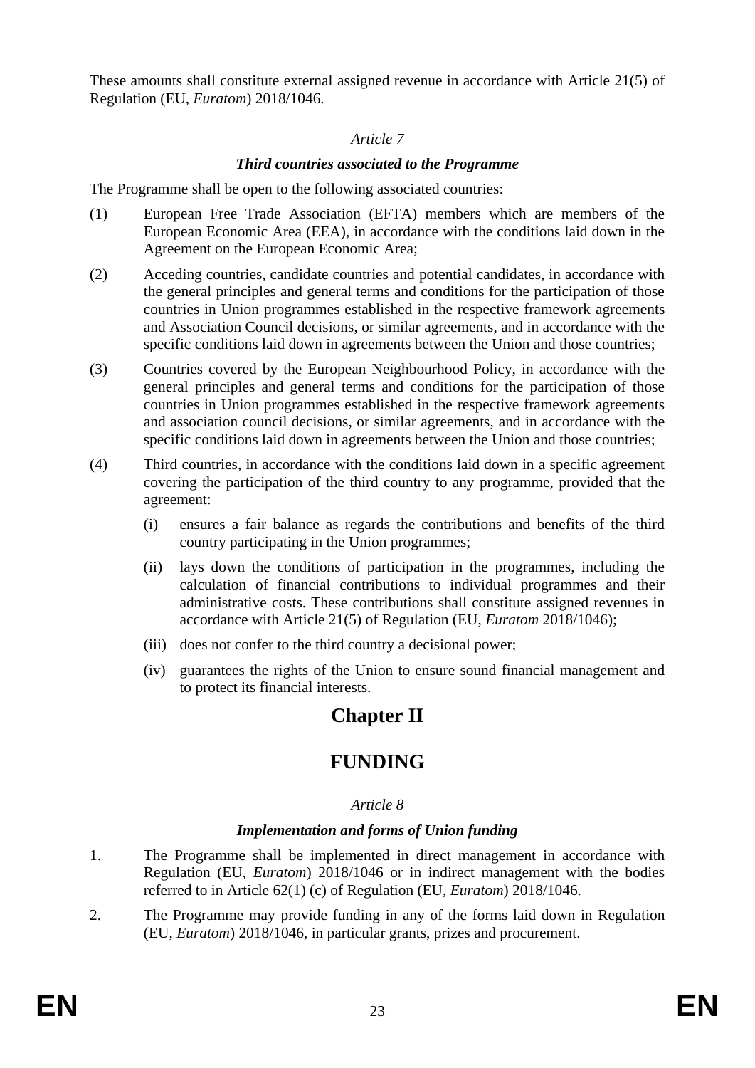These amounts shall constitute external assigned revenue in accordance with Article 21(5) of Regulation (EU, *Euratom*) 2018/1046.

*Article 7*

***Third countries associated to the Programme***

The Programme shall be open to the following associated countries:

(1) European Free Trade Association (EFTA) members which are members of the European Economic Area (EEA), in accordance with the conditions laid down in the Agreement on the European Economic Area;

(2) Acceding countries, candidate countries and potential candidates, in accordance with the general principles and general terms and conditions for the participation of those countries in Union programmes established in the respective framework agreements and Association Council decisions, or similar agreements, and in accordance with the specific conditions laid down in agreements between the Union and those countries;

(3) Countries covered by the European Neighbourhood Policy, in accordance with the general principles and general terms and conditions for the participation of those countries in Union programmes established in the respective framework agreements and association council decisions, or similar agreements, and in accordance with the specific conditions laid down in agreements between the Union and those countries;

(4) Third countries, in accordance with the conditions laid down in a specific agreement covering the participation of the third country to any programme, provided that the agreement:

   (i) ensures a fair balance as regards the contributions and benefits of the third country participating in the Union programmes;

   (ii) lays down the conditions of participation in the programmes, including the calculation of financial contributions to individual programmes and their administrative costs. These contributions shall constitute assigned revenues in accordance with Article 21(5) of Regulation (EU, *Euratom* 2018/1046);

   (iii) does not confer to the third country a decisional power;

   (iv) guarantees the rights of the Union to ensure sound financial management and to protect its financial interests.

# Chapter II

# FUNDING

*Article 8*

***Implementation and forms of Union funding***

1. The Programme shall be implemented in direct management in accordance with Regulation (EU, *Euratom*) 2018/1046 or in indirect management with the bodies referred to in Article 62(1) (c) of Regulation (EU, *Euratom*) 2018/1046.

2. The Programme may provide funding in any of the forms laid down in Regulation (EU, *Euratom*) 2018/1046, in particular grants, prizes and procurement.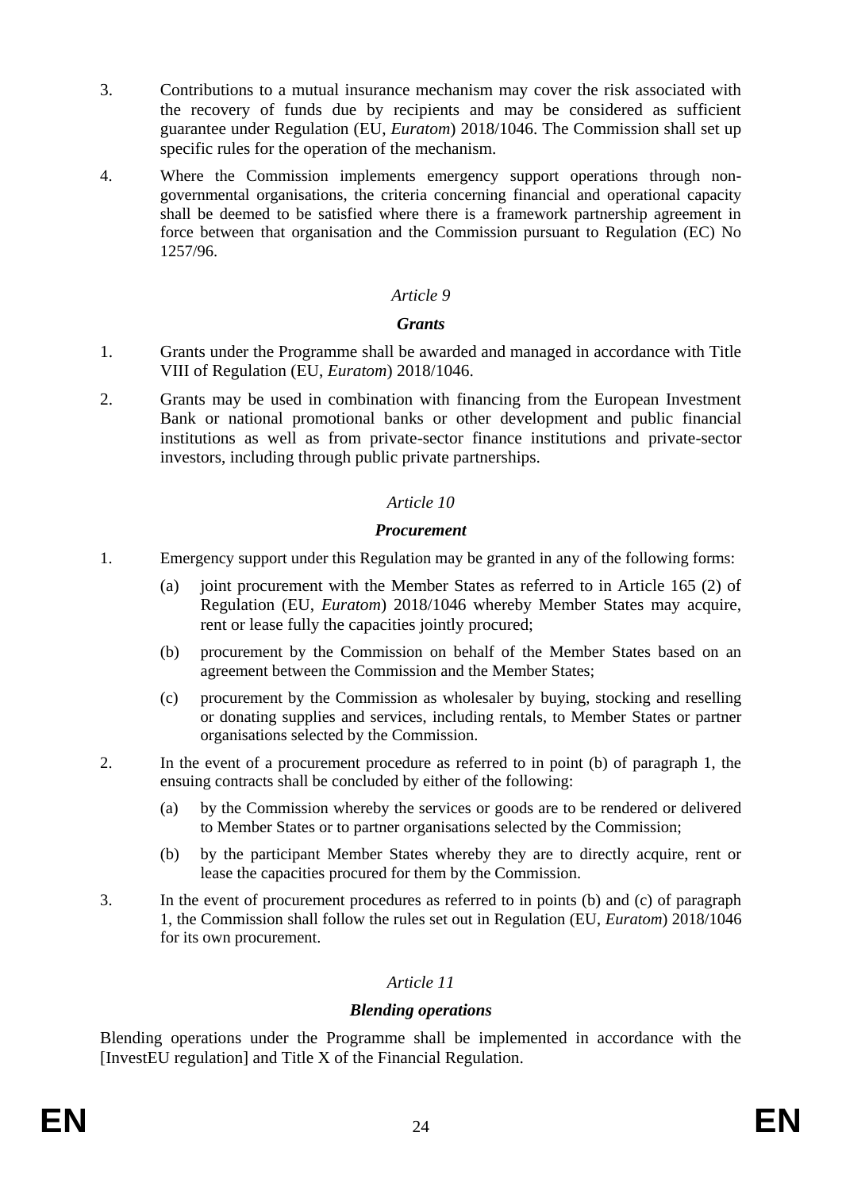3. Contributions to a mutual insurance mechanism may cover the risk associated with the recovery of funds due by recipients and may be considered as sufficient guarantee under Regulation (EU, *Euratom*) 2018/1046. The Commission shall set up specific rules for the operation of the mechanism.

4. Where the Commission implements emergency support operations through non-governmental organisations, the criteria concerning financial and operational capacity shall be deemed to be satisfied where there is a framework partnership agreement in force between that organisation and the Commission pursuant to Regulation (EC) No 1257/96.

*Article 9*

***Grants***

1. Grants under the Programme shall be awarded and managed in accordance with Title VIII of Regulation (EU, *Euratom*) 2018/1046.

2. Grants may be used in combination with financing from the European Investment Bank or national promotional banks or other development and public financial institutions as well as from private-sector finance institutions and private-sector investors, including through public private partnerships.

*Article 10*

***Procurement***

1. Emergency support under this Regulation may be granted in any of the following forms:

   (a) joint procurement with the Member States as referred to in Article 165 (2) of Regulation (EU, *Euratom*) 2018/1046 whereby Member States may acquire, rent or lease fully the capacities jointly procured;

   (b) procurement by the Commission on behalf of the Member States based on an agreement between the Commission and the Member States;

   (c) procurement by the Commission as wholesaler by buying, stocking and reselling or donating supplies and services, including rentals, to Member States or partner organisations selected by the Commission.

2. In the event of a procurement procedure as referred to in point (b) of paragraph 1, the ensuing contracts shall be concluded by either of the following:

   (a) by the Commission whereby the services or goods are to be rendered or delivered to Member States or to partner organisations selected by the Commission;

   (b) by the participant Member States whereby they are to directly acquire, rent or lease the capacities procured for them by the Commission.

3. In the event of procurement procedures as referred to in points (b) and (c) of paragraph 1, the Commission shall follow the rules set out in Regulation (EU, *Euratom*) 2018/1046 for its own procurement.

*Article 11*

***Blending operations***

Blending operations under the Programme shall be implemented in accordance with the [InvestEU regulation] and Title X of the Financial Regulation.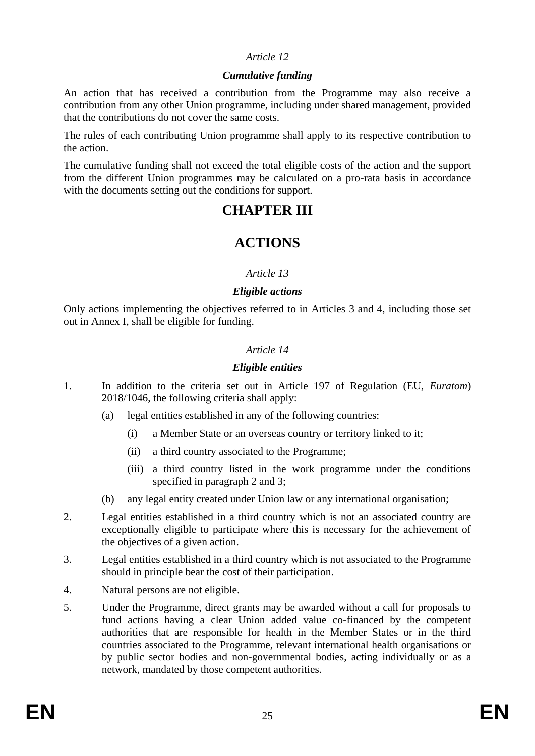*Article 12*

***Cumulative funding***

An action that has received a contribution from the Programme may also receive a contribution from any other Union programme, including under shared management, provided that the contributions do not cover the same costs.

The rules of each contributing Union programme shall apply to its respective contribution to the action.

The cumulative funding shall not exceed the total eligible costs of the action and the support from the different Union programmes may be calculated on a pro-rata basis in accordance with the documents setting out the conditions for support.

# CHAPTER III

# ACTIONS

*Article 13*

***Eligible actions***

Only actions implementing the objectives referred to in Articles 3 and 4, including those set out in Annex I, shall be eligible for funding.

*Article 14*

***Eligible entities***

1. In addition to the criteria set out in Article 197 of Regulation (EU, *Euratom*) 2018/1046, the following criteria shall apply:
   - (a) legal entities established in any of the following countries:
     - (i) a Member State or an overseas country or territory linked to it;
     - (ii) a third country associated to the Programme;
     - (iii) a third country listed in the work programme under the conditions specified in paragraph 2 and 3;
   - (b) any legal entity created under Union law or any international organisation;
2. Legal entities established in a third country which is not an associated country are exceptionally eligible to participate where this is necessary for the achievement of the objectives of a given action.
3. Legal entities established in a third country which is not associated to the Programme should in principle bear the cost of their participation.
4. Natural persons are not eligible.
5. Under the Programme, direct grants may be awarded without a call for proposals to fund actions having a clear Union added value co-financed by the competent authorities that are responsible for health in the Member States or in the third countries associated to the Programme, relevant international health organisations or by public sector bodies and non-governmental bodies, acting individually or as a network, mandated by those competent authorities.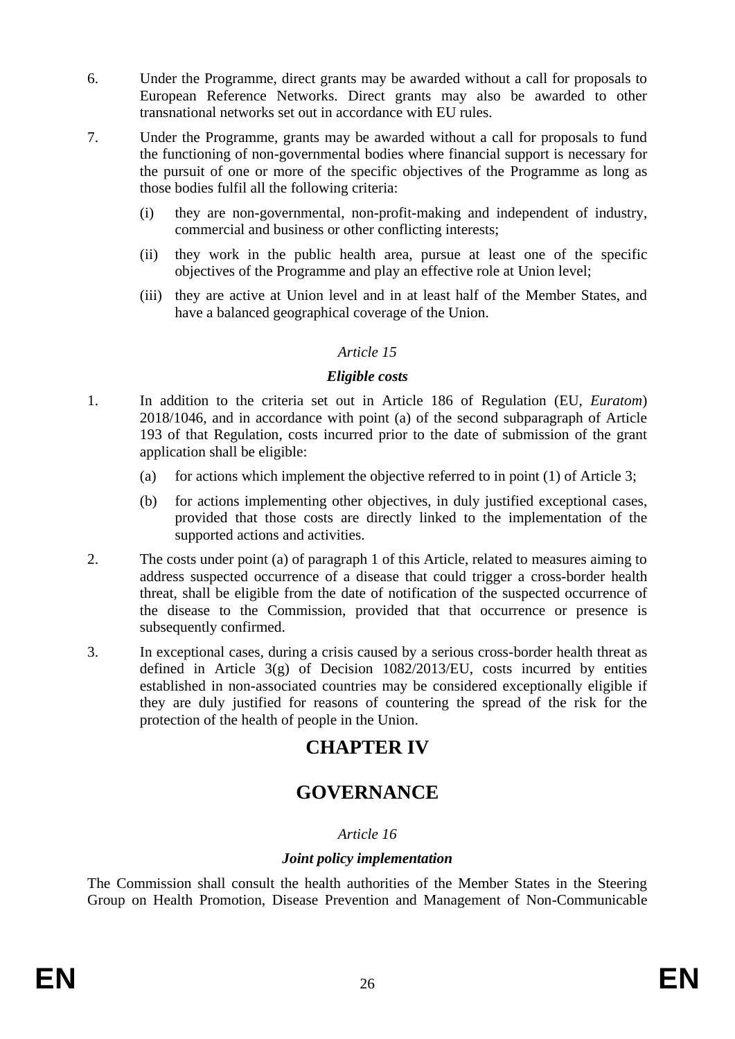6. Under the Programme, direct grants may be awarded without a call for proposals to European Reference Networks. Direct grants may also be awarded to other transnational networks set out in accordance with EU rules.

7. Under the Programme, grants may be awarded without a call for proposals to fund the functioning of non-governmental bodies where financial support is necessary for the pursuit of one or more of the specific objectives of the Programme as long as those bodies fulfil all the following criteria:

   (i) they are non-governmental, non-profit-making and independent of industry, commercial and business or other conflicting interests;

   (ii) they work in the public health area, pursue at least one of the specific objectives of the Programme and play an effective role at Union level;

   (iii) they are active at Union level and in at least half of the Member States, and have a balanced geographical coverage of the Union.

*Article 15*

***Eligible costs***

1. In addition to the criteria set out in Article 186 of Regulation (EU, *Euratom*) 2018/1046, and in accordance with point (a) of the second subparagraph of Article 193 of that Regulation, costs incurred prior to the date of submission of the grant application shall be eligible:

   (a) for actions which implement the objective referred to in point (1) of Article 3;

   (b) for actions implementing other objectives, in duly justified exceptional cases, provided that those costs are directly linked to the implementation of the supported actions and activities.

2. The costs under point (a) of paragraph 1 of this Article, related to measures aiming to address suspected occurrence of a disease that could trigger a cross-border health threat, shall be eligible from the date of notification of the suspected occurrence of the disease to the Commission, provided that that occurrence or presence is subsequently confirmed.

3. In exceptional cases, during a crisis caused by a serious cross-border health threat as defined in Article 3(g) of Decision 1082/2013/EU, costs incurred by entities established in non-associated countries may be considered exceptionally eligible if they are duly justified for reasons of countering the spread of the risk for the protection of the health of people in the Union.

# CHAPTER IV

# GOVERNANCE

*Article 16*

***Joint policy implementation***

The Commission shall consult the health authorities of the Member States in the Steering Group on Health Promotion, Disease Prevention and Management of Non-Communicable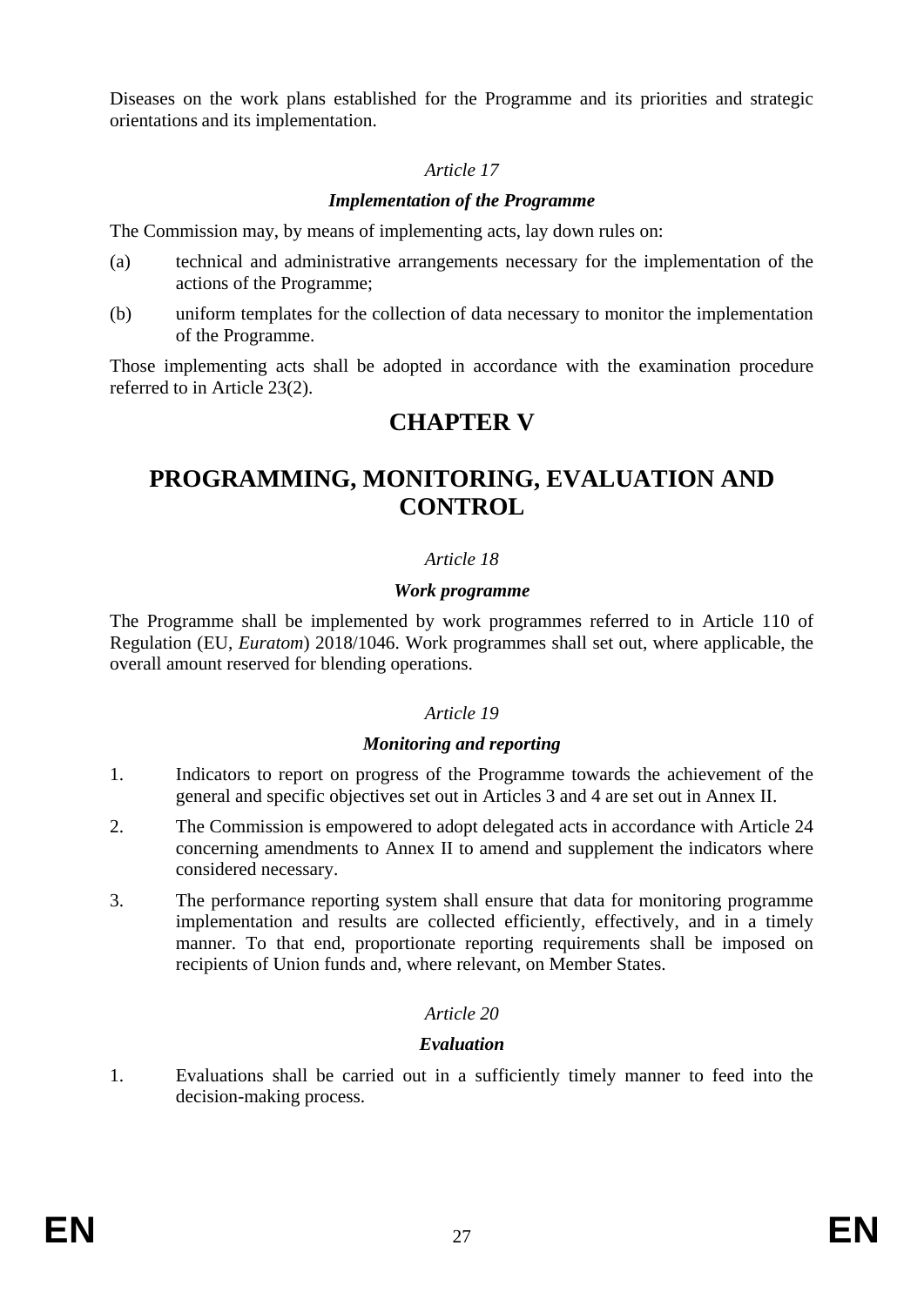Diseases on the work plans established for the Programme and its priorities and strategic orientations and its implementation.

*Article 17*

***Implementation of the Programme***

The Commission may, by means of implementing acts, lay down rules on:

(a) technical and administrative arrangements necessary for the implementation of the actions of the Programme;

(b) uniform templates for the collection of data necessary to monitor the implementation of the Programme.

Those implementing acts shall be adopted in accordance with the examination procedure referred to in Article 23(2).

# CHAPTER V

# PROGRAMMING, MONITORING, EVALUATION AND CONTROL

*Article 18*

***Work programme***

The Programme shall be implemented by work programmes referred to in Article 110 of Regulation (EU, *Euratom*) 2018/1046. Work programmes shall set out, where applicable, the overall amount reserved for blending operations.

*Article 19*

***Monitoring and reporting***

1. Indicators to report on progress of the Programme towards the achievement of the general and specific objectives set out in Articles 3 and 4 are set out in Annex II.

2. The Commission is empowered to adopt delegated acts in accordance with Article 24 concerning amendments to Annex II to amend and supplement the indicators where considered necessary.

3. The performance reporting system shall ensure that data for monitoring programme implementation and results are collected efficiently, effectively, and in a timely manner. To that end, proportionate reporting requirements shall be imposed on recipients of Union funds and, where relevant, on Member States.

*Article 20*

***Evaluation***

1. Evaluations shall be carried out in a sufficiently timely manner to feed into the decision-making process.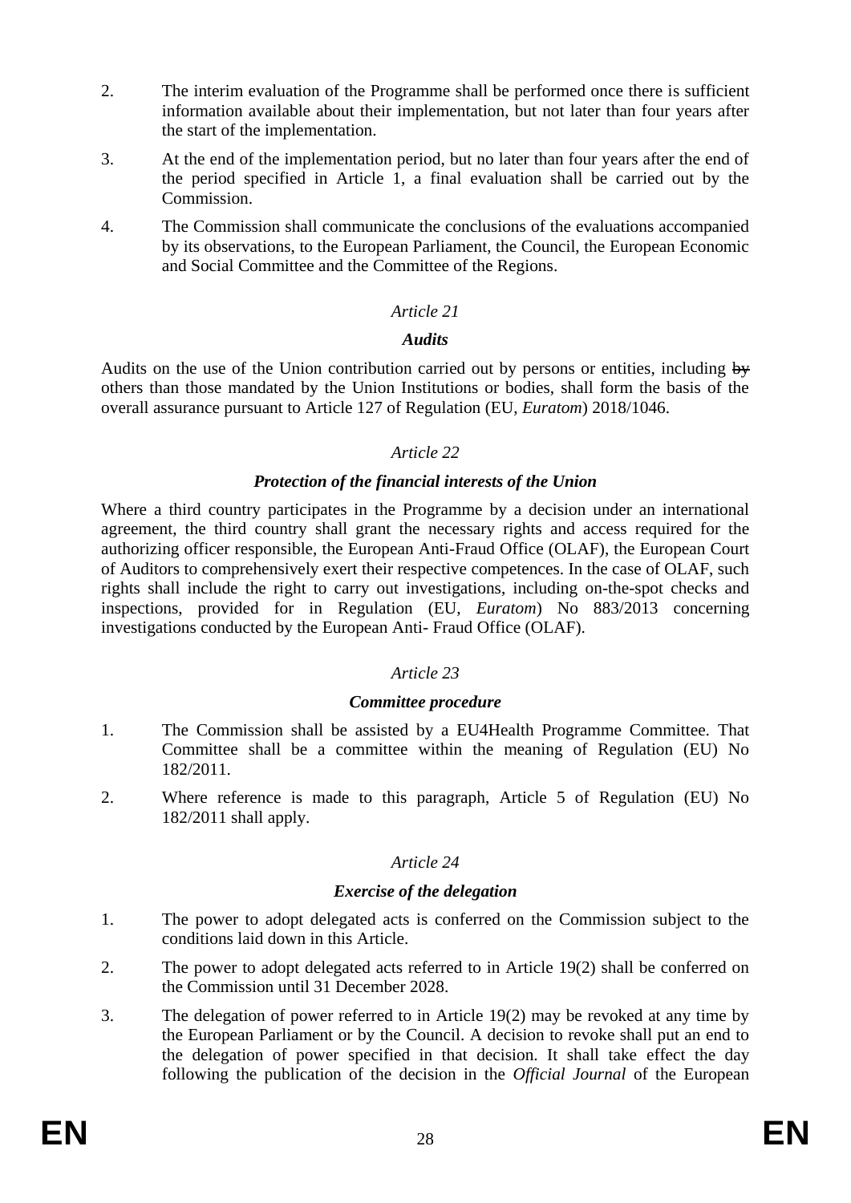2. The interim evaluation of the Programme shall be performed once there is sufficient information available about their implementation, but not later than four years after the start of the implementation.

3. At the end of the implementation period, but no later than four years after the end of the period specified in Article 1, a final evaluation shall be carried out by the Commission.

4. The Commission shall communicate the conclusions of the evaluations accompanied by its observations, to the European Parliament, the Council, the European Economic and Social Committee and the Committee of the Regions.

*Article 21*

***Audits***

Audits on the use of the Union contribution carried out by persons or entities, including ~~by~~ others than those mandated by the Union Institutions or bodies, shall form the basis of the overall assurance pursuant to Article 127 of Regulation (EU, *Euratom*) 2018/1046.

*Article 22*

***Protection of the financial interests of the Union***

Where a third country participates in the Programme by a decision under an international agreement, the third country shall grant the necessary rights and access required for the authorizing officer responsible, the European Anti-Fraud Office (OLAF), the European Court of Auditors to comprehensively exert their respective competences. In the case of OLAF, such rights shall include the right to carry out investigations, including on-the-spot checks and inspections, provided for in Regulation (EU, *Euratom*) No 883/2013 concerning investigations conducted by the European Anti- Fraud Office (OLAF).

*Article 23*

***Committee procedure***

1. The Commission shall be assisted by a EU4Health Programme Committee. That Committee shall be a committee within the meaning of Regulation (EU) No 182/2011.

2. Where reference is made to this paragraph, Article 5 of Regulation (EU) No 182/2011 shall apply.

*Article 24*

***Exercise of the delegation***

1. The power to adopt delegated acts is conferred on the Commission subject to the conditions laid down in this Article.

2. The power to adopt delegated acts referred to in Article 19(2) shall be conferred on the Commission until 31 December 2028.

3. The delegation of power referred to in Article 19(2) may be revoked at any time by the European Parliament or by the Council. A decision to revoke shall put an end to the delegation of power specified in that decision. It shall take effect the day following the publication of the decision in the *Official Journal* of the European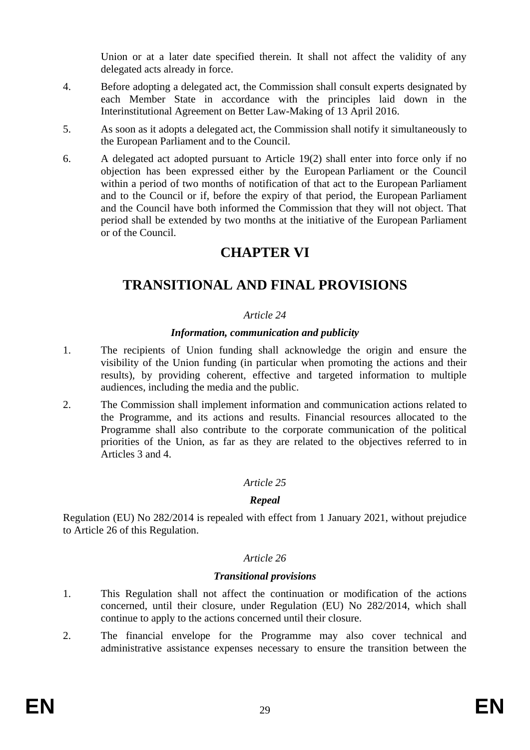Union or at a later date specified therein. It shall not affect the validity of any delegated acts already in force.

4. Before adopting a delegated act, the Commission shall consult experts designated by each Member State in accordance with the principles laid down in the Interinstitutional Agreement on Better Law-Making of 13 April 2016.

5. As soon as it adopts a delegated act, the Commission shall notify it simultaneously to the European Parliament and to the Council.

6. A delegated act adopted pursuant to Article 19(2) shall enter into force only if no objection has been expressed either by the European Parliament or the Council within a period of two months of notification of that act to the European Parliament and to the Council or if, before the expiry of that period, the European Parliament and the Council have both informed the Commission that they will not object. That period shall be extended by two months at the initiative of the European Parliament or of the Council.

# CHAPTER VI

# TRANSITIONAL AND FINAL PROVISIONS

*Article 24*

***Information, communication and publicity***

1. The recipients of Union funding shall acknowledge the origin and ensure the visibility of the Union funding (in particular when promoting the actions and their results), by providing coherent, effective and targeted information to multiple audiences, including the media and the public.

2. The Commission shall implement information and communication actions related to the Programme, and its actions and results. Financial resources allocated to the Programme shall also contribute to the corporate communication of the political priorities of the Union, as far as they are related to the objectives referred to in Articles 3 and 4.

*Article 25*

***Repeal***

Regulation (EU) No 282/2014 is repealed with effect from 1 January 2021, without prejudice to Article 26 of this Regulation.

*Article 26*

***Transitional provisions***

1. This Regulation shall not affect the continuation or modification of the actions concerned, until their closure, under Regulation (EU) No 282/2014, which shall continue to apply to the actions concerned until their closure.

2. The financial envelope for the Programme may also cover technical and administrative assistance expenses necessary to ensure the transition between the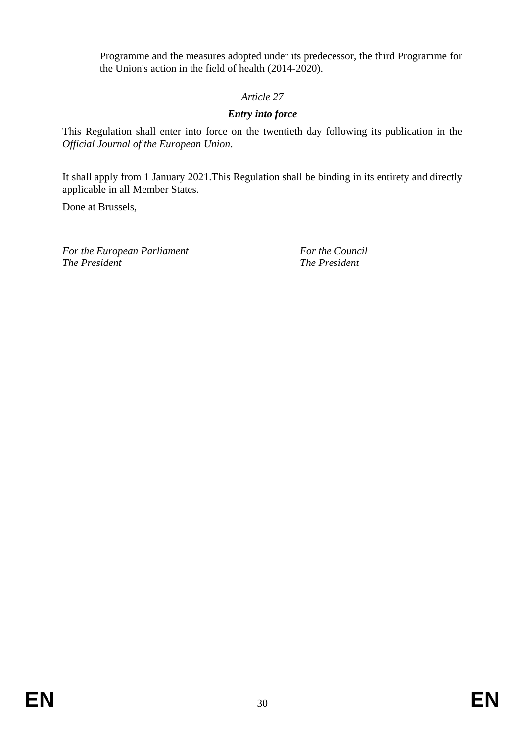Programme and the measures adopted under its predecessor, the third Programme for the Union's action in the field of health (2014-2020).

*Article 27*

***Entry into force***

This Regulation shall enter into force on the twentieth day following its publication in the *Official Journal of the European Union*.

It shall apply from 1 January 2021.This Regulation shall be binding in its entirety and directly applicable in all Member States.

Done at Brussels,

*For the European Parliament*
*The President*

*For the Council*
*The President*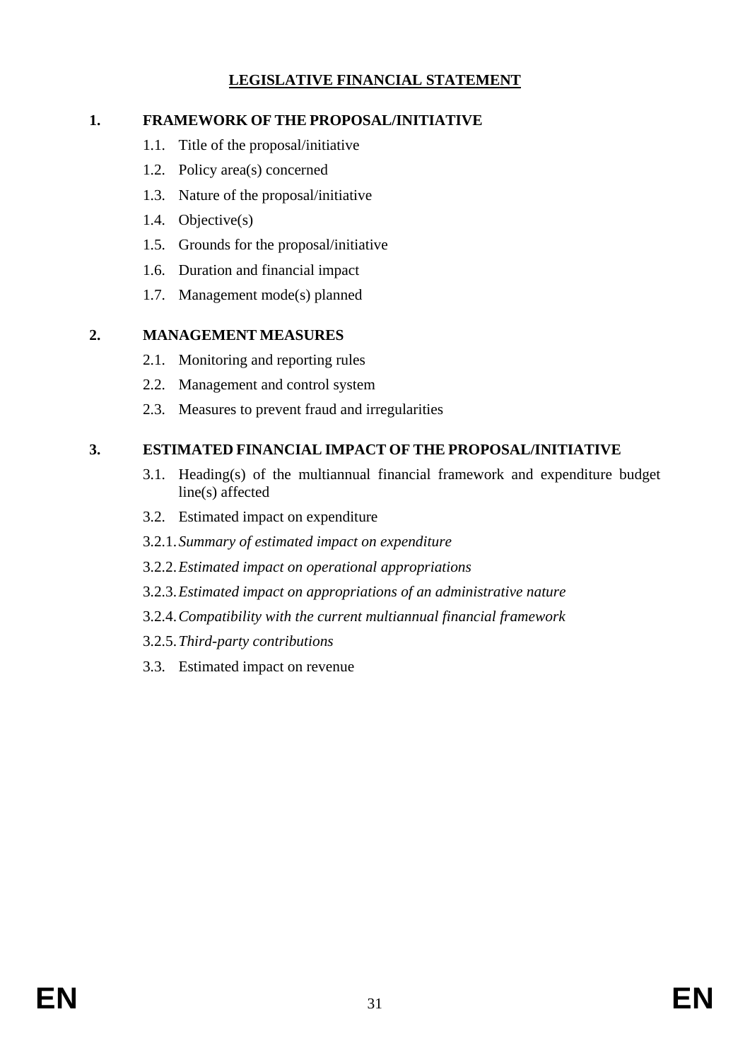# LEGISLATIVE FINANCIAL STATEMENT

## 1. FRAMEWORK OF THE PROPOSAL/INITIATIVE

1.1. Title of the proposal/initiative

1.2. Policy area(s) concerned

1.3. Nature of the proposal/initiative

1.4. Objective(s)

1.5. Grounds for the proposal/initiative

1.6. Duration and financial impact

1.7. Management mode(s) planned

## 2. MANAGEMENT MEASURES

2.1. Monitoring and reporting rules

2.2. Management and control system

2.3. Measures to prevent fraud and irregularities

## 3. ESTIMATED FINANCIAL IMPACT OF THE PROPOSAL/INITIATIVE

3.1. Heading(s) of the multiannual financial framework and expenditure budget line(s) affected

3.2. Estimated impact on expenditure

3.2.1. *Summary of estimated impact on expenditure*

3.2.2. *Estimated impact on operational appropriations*

3.2.3. *Estimated impact on appropriations of an administrative nature*

3.2.4. *Compatibility with the current multiannual financial framework*

3.2.5. *Third-party contributions*

3.3. Estimated impact on revenue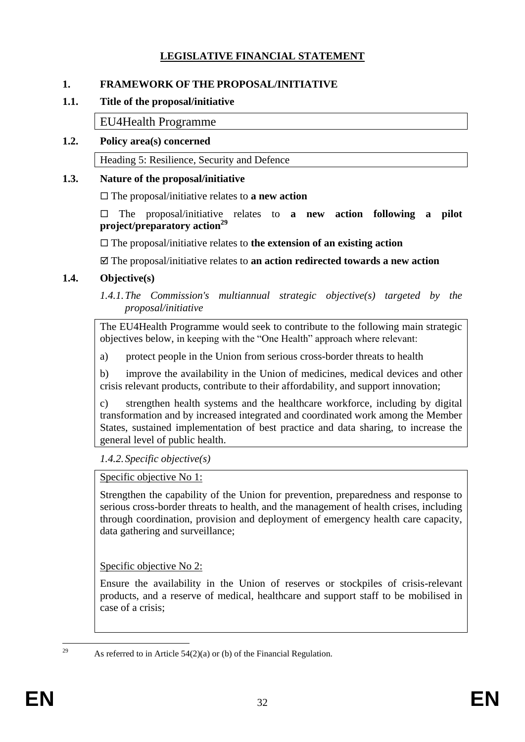# LEGISLATIVE FINANCIAL STATEMENT

## 1. FRAMEWORK OF THE PROPOSAL/INITIATIVE

### 1.1. Title of the proposal/initiative

EU4Health Programme

### 1.2. Policy area(s) concerned

Heading 5: Resilience, Security and Defence

### 1.3. Nature of the proposal/initiative

☐ The proposal/initiative relates to **a new action**

☐ The proposal/initiative relates to **a new action following a pilot project/preparatory action**[29]

☐ The proposal/initiative relates to **the extension of an existing action**

☑ The proposal/initiative relates to **an action redirected towards a new action**

### 1.4. Objective(s)

*1.4.1. The Commission's multiannual strategic objective(s) targeted by the proposal/initiative*

The EU4Health Programme would seek to contribute to the following main strategic objectives below, in keeping with the "One Health" approach where relevant:

a) protect people in the Union from serious cross-border threats to health

b) improve the availability in the Union of medicines, medical devices and other crisis relevant products, contribute to their affordability, and support innovation;

c) strengthen health systems and the healthcare workforce, including by digital transformation and by increased integrated and coordinated work among the Member States, sustained implementation of best practice and data sharing, to increase the general level of public health.

*1.4.2. Specific objective(s)*

Specific objective No 1:

Strengthen the capability of the Union for prevention, preparedness and response to serious cross-border threats to health, and the management of health crises, including through coordination, provision and deployment of emergency health care capacity, data gathering and surveillance;

Specific objective No 2:

Ensure the availability in the Union of reserves or stockpiles of crisis-relevant products, and a reserve of medical, healthcare and support staff to be mobilised in case of a crisis;

---

[29] As referred to in Article 54(2)(a) or (b) of the Financial Regulation.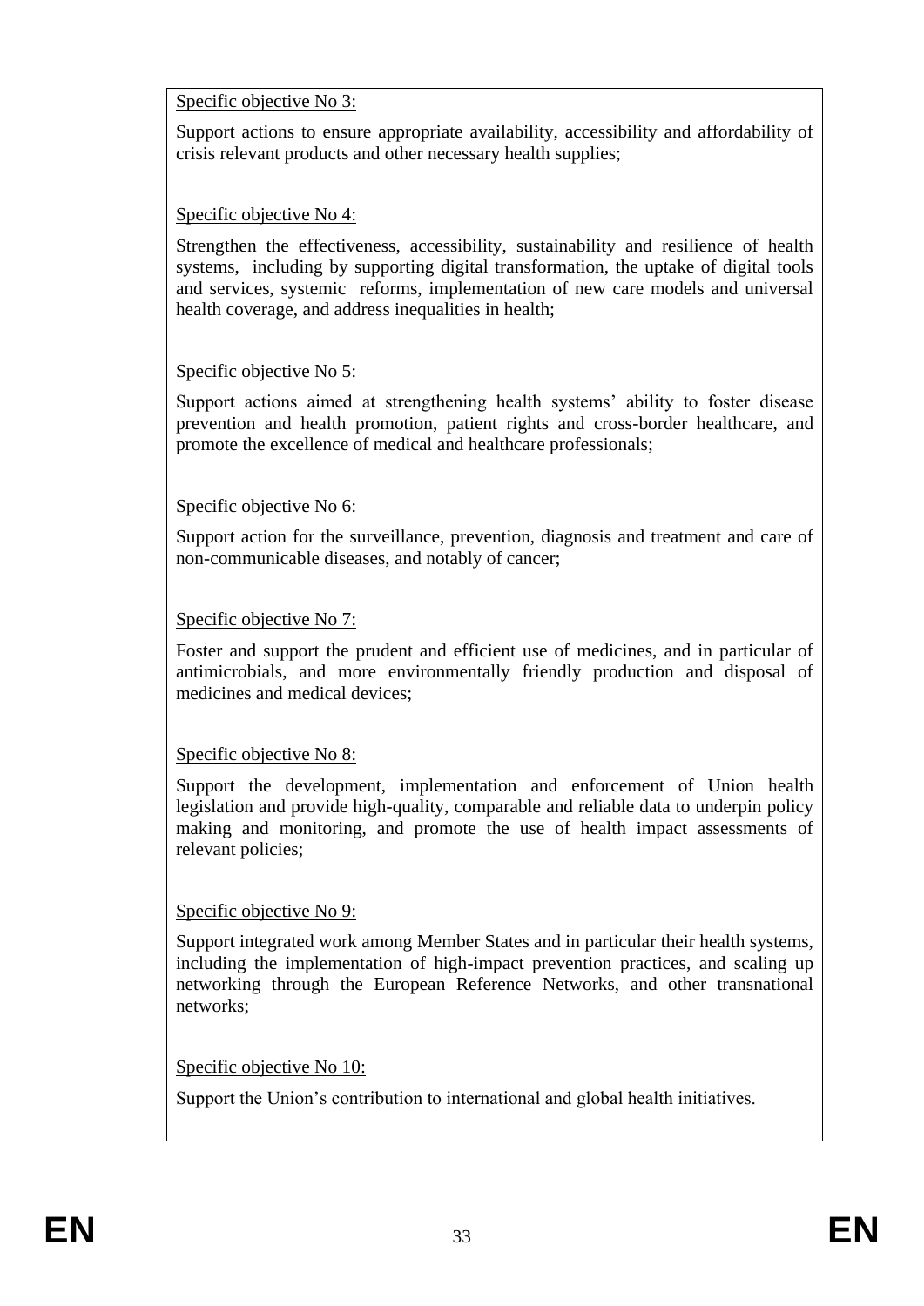<u>Specific objective No 3:</u>

Support actions to ensure appropriate availability, accessibility and affordability of crisis relevant products and other necessary health supplies;

<u>Specific objective No 4:</u>

Strengthen the effectiveness, accessibility, sustainability and resilience of health systems, including by supporting digital transformation, the uptake of digital tools and services, systemic reforms, implementation of new care models and universal health coverage, and address inequalities in health;

<u>Specific objective No 5:</u>

Support actions aimed at strengthening health systems' ability to foster disease prevention and health promotion, patient rights and cross-border healthcare, and promote the excellence of medical and healthcare professionals;

<u>Specific objective No 6:</u>

Support action for the surveillance, prevention, diagnosis and treatment and care of non-communicable diseases, and notably of cancer;

<u>Specific objective No 7:</u>

Foster and support the prudent and efficient use of medicines, and in particular of antimicrobials, and more environmentally friendly production and disposal of medicines and medical devices;

<u>Specific objective No 8:</u>

Support the development, implementation and enforcement of Union health legislation and provide high-quality, comparable and reliable data to underpin policy making and monitoring, and promote the use of health impact assessments of relevant policies;

<u>Specific objective No 9:</u>

Support integrated work among Member States and in particular their health systems, including the implementation of high-impact prevention practices, and scaling up networking through the European Reference Networks, and other transnational networks;

<u>Specific objective No 10:</u>

Support the Union's contribution to international and global health initiatives.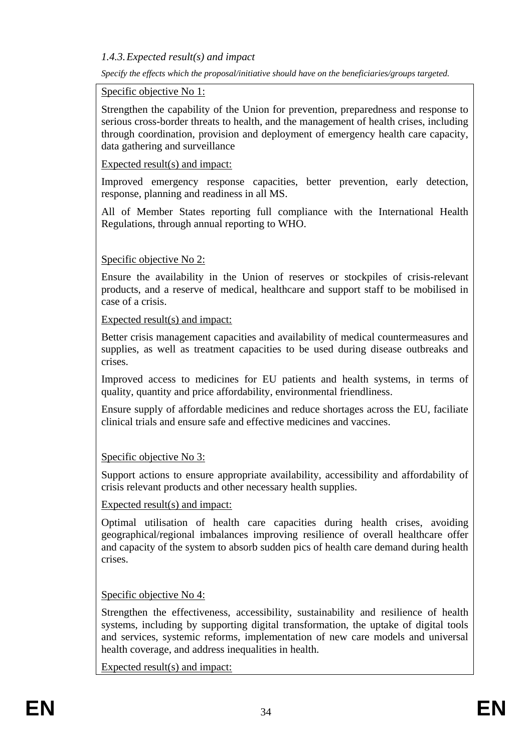### *1.4.3. Expected result(s) and impact*

*Specify the effects which the proposal/initiative should have on the beneficiaries/groups targeted.*

Specific objective No 1:

Strengthen the capability of the Union for prevention, preparedness and response to serious cross-border threats to health, and the management of health crises, including through coordination, provision and deployment of emergency health care capacity, data gathering and surveillance

Expected result(s) and impact:

Improved emergency response capacities, better prevention, early detection, response, planning and readiness in all MS.

All of Member States reporting full compliance with the International Health Regulations, through annual reporting to WHO.

Specific objective No 2:

Ensure the availability in the Union of reserves or stockpiles of crisis-relevant products, and a reserve of medical, healthcare and support staff to be mobilised in case of a crisis.

Expected result(s) and impact:

Better crisis management capacities and availability of medical countermeasures and supplies, as well as treatment capacities to be used during disease outbreaks and crises.

Improved access to medicines for EU patients and health systems, in terms of quality, quantity and price affordability, environmental friendliness.

Ensure supply of affordable medicines and reduce shortages across the EU, faciliate clinical trials and ensure safe and effective medicines and vaccines.

Specific objective No 3:

Support actions to ensure appropriate availability, accessibility and affordability of crisis relevant products and other necessary health supplies.

Expected result(s) and impact:

Optimal utilisation of health care capacities during health crises, avoiding geographical/regional imbalances improving resilience of overall healthcare offer and capacity of the system to absorb sudden pics of health care demand during health crises.

Specific objective No 4:

Strengthen the effectiveness, accessibility, sustainability and resilience of health systems, including by supporting digital transformation, the uptake of digital tools and services, systemic reforms, implementation of new care models and universal health coverage, and address inequalities in health.

Expected result(s) and impact: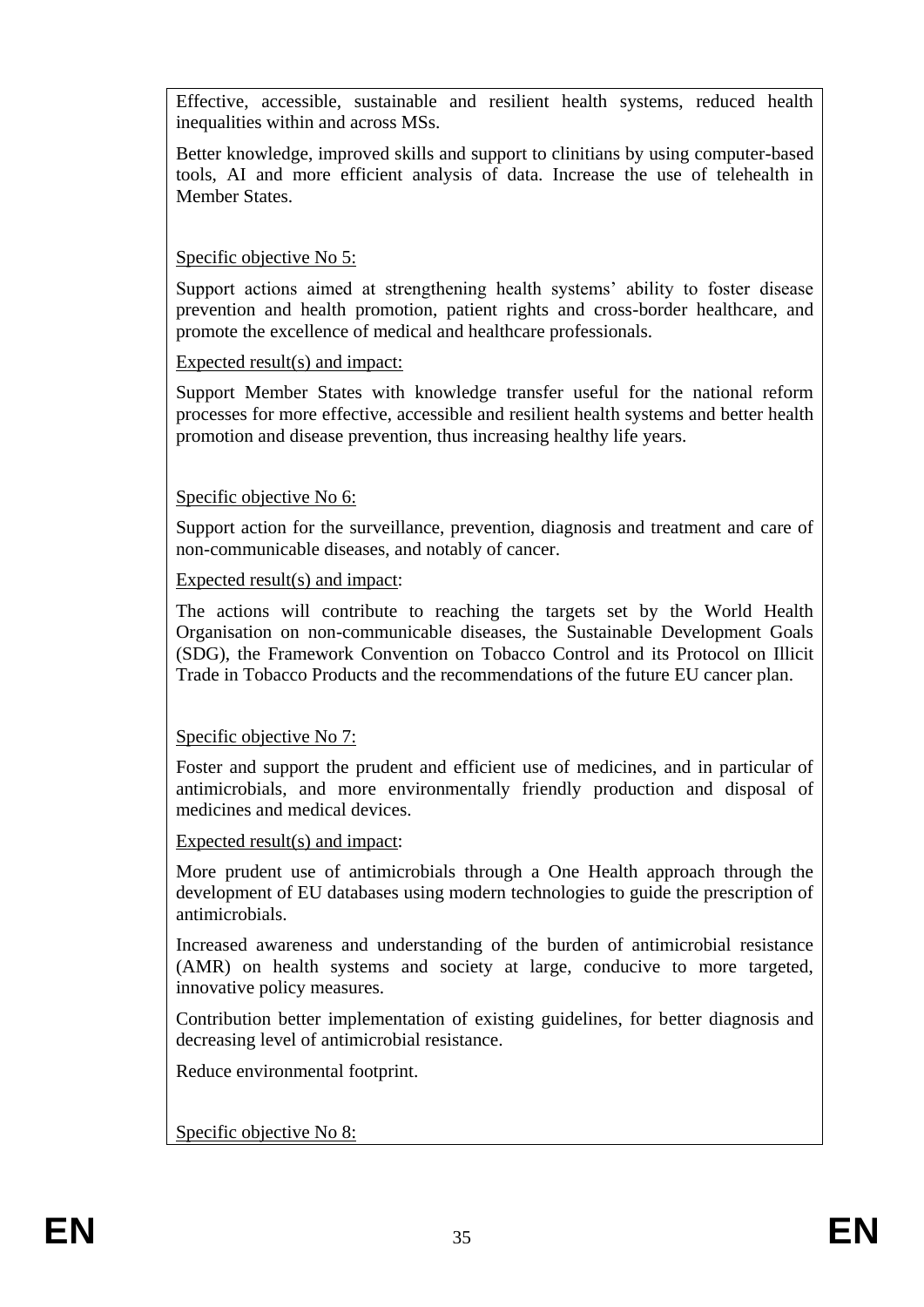Effective, accessible, sustainable and resilient health systems, reduced health inequalities within and across MSs.

Better knowledge, improved skills and support to clinitians by using computer-based tools, AI and more efficient analysis of data. Increase the use of telehealth in Member States.

Specific objective No 5:

Support actions aimed at strengthening health systems' ability to foster disease prevention and health promotion, patient rights and cross-border healthcare, and promote the excellence of medical and healthcare professionals.

Expected result(s) and impact:

Support Member States with knowledge transfer useful for the national reform processes for more effective, accessible and resilient health systems and better health promotion and disease prevention, thus increasing healthy life years.

Specific objective No 6:

Support action for the surveillance, prevention, diagnosis and treatment and care of non-communicable diseases, and notably of cancer.

Expected result(s) and impact:

The actions will contribute to reaching the targets set by the World Health Organisation on non-communicable diseases, the Sustainable Development Goals (SDG), the Framework Convention on Tobacco Control and its Protocol on Illicit Trade in Tobacco Products and the recommendations of the future EU cancer plan.

Specific objective No 7:

Foster and support the prudent and efficient use of medicines, and in particular of antimicrobials, and more environmentally friendly production and disposal of medicines and medical devices.

Expected result(s) and impact:

More prudent use of antimicrobials through a One Health approach through the development of EU databases using modern technologies to guide the prescription of antimicrobials.

Increased awareness and understanding of the burden of antimicrobial resistance (AMR) on health systems and society at large, conducive to more targeted, innovative policy measures.

Contribution better implementation of existing guidelines, for better diagnosis and decreasing level of antimicrobial resistance.

Reduce environmental footprint.

Specific objective No 8: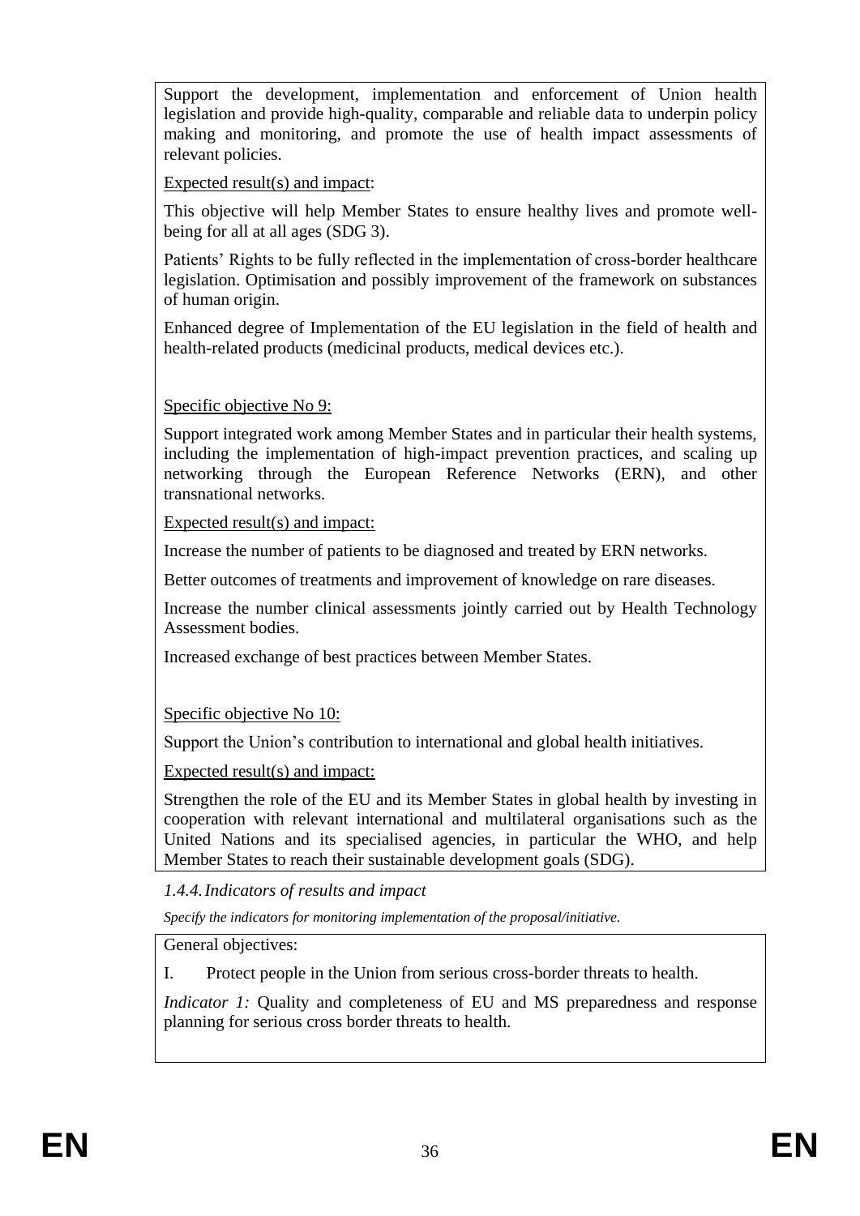Support the development, implementation and enforcement of Union health legislation and provide high-quality, comparable and reliable data to underpin policy making and monitoring, and promote the use of health impact assessments of relevant policies.

Expected result(s) and impact:

This objective will help Member States to ensure healthy lives and promote well-being for all at all ages (SDG 3).

Patients' Rights to be fully reflected in the implementation of cross-border healthcare legislation. Optimisation and possibly improvement of the framework on substances of human origin.

Enhanced degree of Implementation of the EU legislation in the field of health and health-related products (medicinal products, medical devices etc.).

Specific objective No 9:

Support integrated work among Member States and in particular their health systems, including the implementation of high-impact prevention practices, and scaling up networking through the European Reference Networks (ERN), and other transnational networks.

Expected result(s) and impact:

Increase the number of patients to be diagnosed and treated by ERN networks.

Better outcomes of treatments and improvement of knowledge on rare diseases.

Increase the number clinical assessments jointly carried out by Health Technology Assessment bodies.

Increased exchange of best practices between Member States.

Specific objective No 10:

Support the Union's contribution to international and global health initiatives.

Expected result(s) and impact:

Strengthen the role of the EU and its Member States in global health by investing in cooperation with relevant international and multilateral organisations such as the United Nations and its specialised agencies, in particular the WHO, and help Member States to reach their sustainable development goals (SDG).

### *1.4.4. Indicators of results and impact*

*Specify the indicators for monitoring implementation of the proposal/initiative.*

General objectives:

I. Protect people in the Union from serious cross-border threats to health.

*Indicator 1:* Quality and completeness of EU and MS preparedness and response planning for serious cross border threats to health.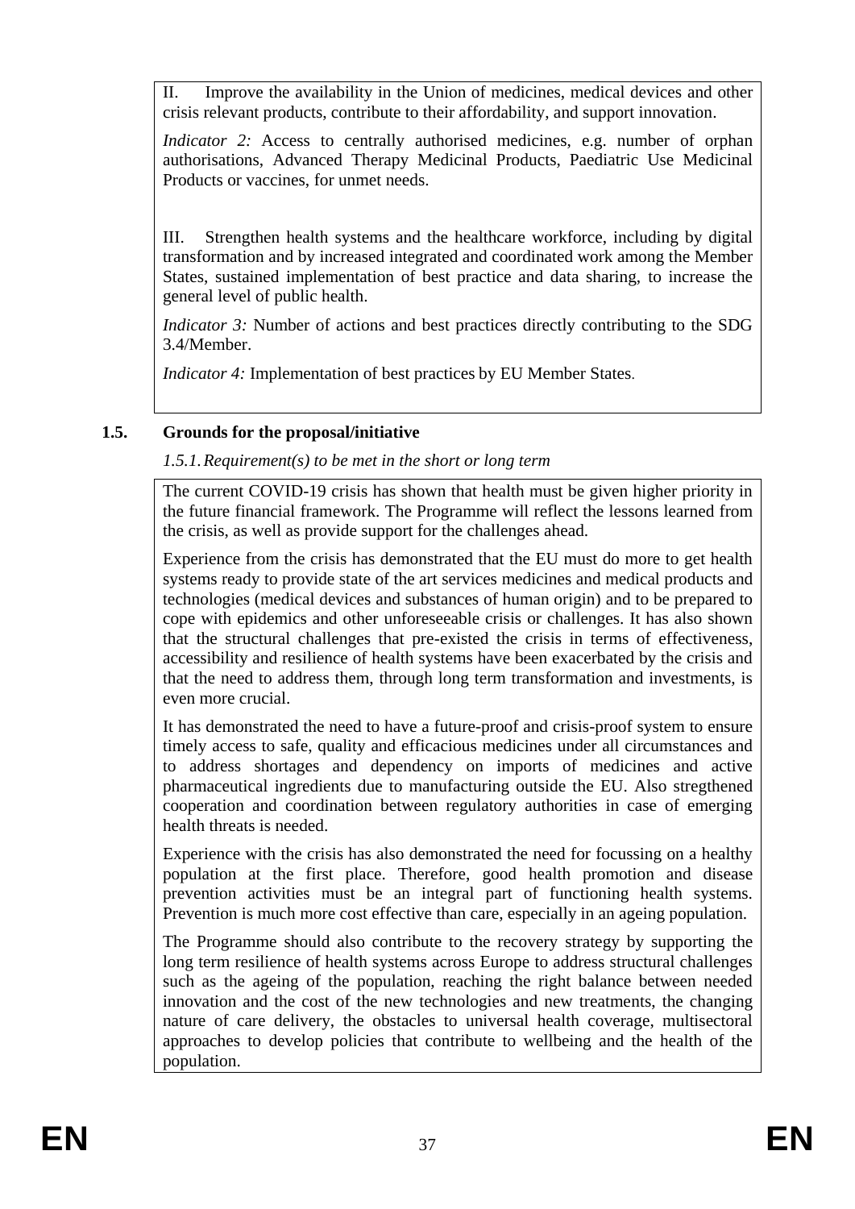II. Improve the availability in the Union of medicines, medical devices and other crisis relevant products, contribute to their affordability, and support innovation.

*Indicator 2:* Access to centrally authorised medicines, e.g. number of orphan authorisations, Advanced Therapy Medicinal Products, Paediatric Use Medicinal Products or vaccines, for unmet needs.

III. Strengthen health systems and the healthcare workforce, including by digital transformation and by increased integrated and coordinated work among the Member States, sustained implementation of best practice and data sharing, to increase the general level of public health.

*Indicator 3:* Number of actions and best practices directly contributing to the SDG 3.4/Member.

*Indicator 4:* Implementation of best practices by EU Member States.

### 1.5. Grounds for the proposal/initiative

*1.5.1. Requirement(s) to be met in the short or long term*

The current COVID-19 crisis has shown that health must be given higher priority in the future financial framework. The Programme will reflect the lessons learned from the crisis, as well as provide support for the challenges ahead.

Experience from the crisis has demonstrated that the EU must do more to get health systems ready to provide state of the art services medicines and medical products and technologies (medical devices and substances of human origin) and to be prepared to cope with epidemics and other unforeseeable crisis or challenges. It has also shown that the structural challenges that pre-existed the crisis in terms of effectiveness, accessibility and resilience of health systems have been exacerbated by the crisis and that the need to address them, through long term transformation and investments, is even more crucial.

It has demonstrated the need to have a future-proof and crisis-proof system to ensure timely access to safe, quality and efficacious medicines under all circumstances and to address shortages and dependency on imports of medicines and active pharmaceutical ingredients due to manufacturing outside the EU. Also stregthened cooperation and coordination between regulatory authorities in case of emerging health threats is needed.

Experience with the crisis has also demonstrated the need for focussing on a healthy population at the first place. Therefore, good health promotion and disease prevention activities must be an integral part of functioning health systems. Prevention is much more cost effective than care, especially in an ageing population.

The Programme should also contribute to the recovery strategy by supporting the long term resilience of health systems across Europe to address structural challenges such as the ageing of the population, reaching the right balance between needed innovation and the cost of the new technologies and new treatments, the changing nature of care delivery, the obstacles to universal health coverage, multisectoral approaches to develop policies that contribute to wellbeing and the health of the population.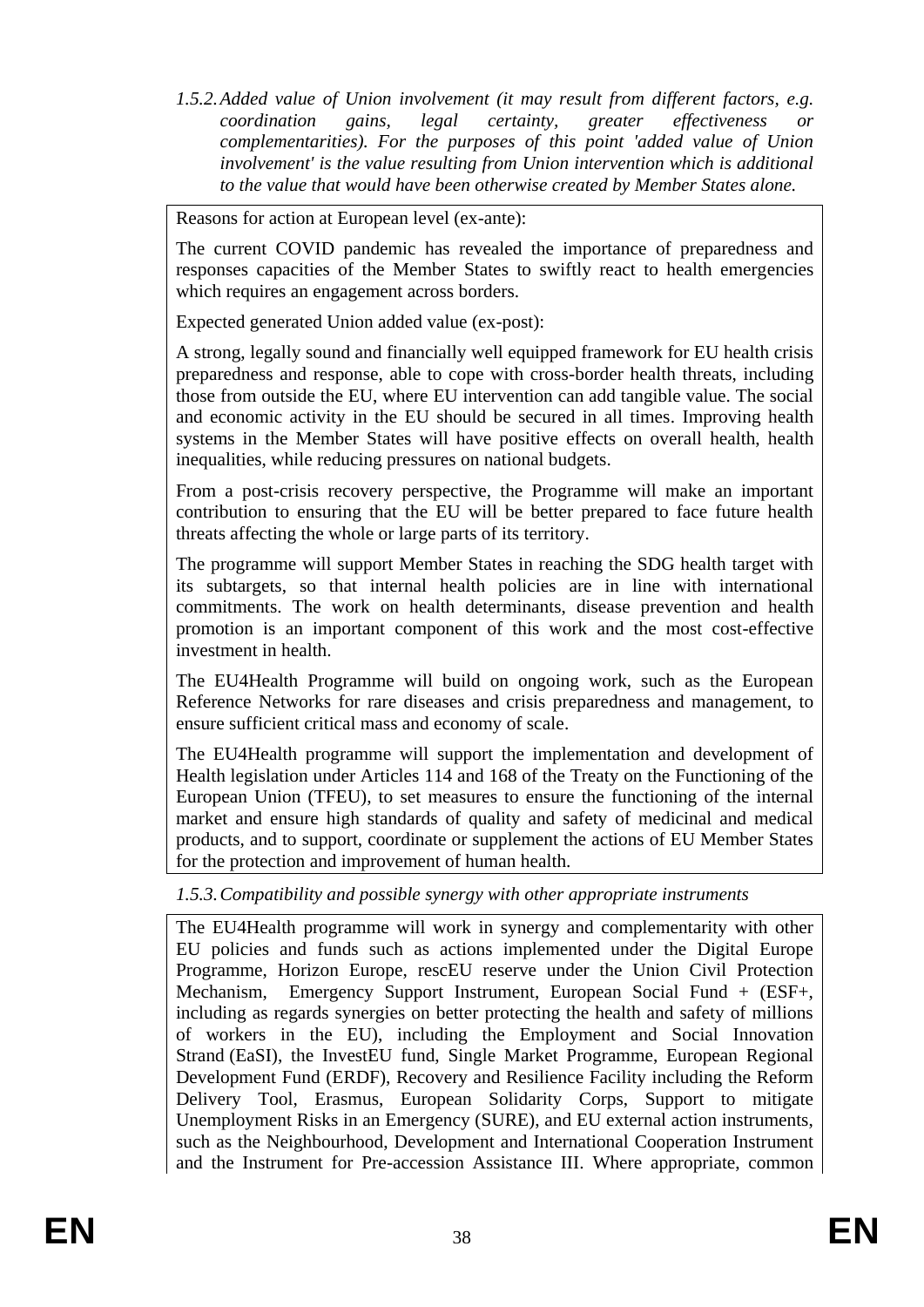*1.5.2. Added value of Union involvement (it may result from different factors, e.g. coordination gains, legal certainty, greater effectiveness or complementarities). For the purposes of this point 'added value of Union involvement' is the value resulting from Union intervention which is additional to the value that would have been otherwise created by Member States alone.*

Reasons for action at European level (ex-ante):

The current COVID pandemic has revealed the importance of preparedness and responses capacities of the Member States to swiftly react to health emergencies which requires an engagement across borders.

Expected generated Union added value (ex-post):

A strong, legally sound and financially well equipped framework for EU health crisis preparedness and response, able to cope with cross-border health threats, including those from outside the EU, where EU intervention can add tangible value. The social and economic activity in the EU should be secured in all times. Improving health systems in the Member States will have positive effects on overall health, health inequalities, while reducing pressures on national budgets.

From a post-crisis recovery perspective, the Programme will make an important contribution to ensuring that the EU will be better prepared to face future health threats affecting the whole or large parts of its territory.

The programme will support Member States in reaching the SDG health target with its subtargets, so that internal health policies are in line with international commitments. The work on health determinants, disease prevention and health promotion is an important component of this work and the most cost-effective investment in health.

The EU4Health Programme will build on ongoing work, such as the European Reference Networks for rare diseases and crisis preparedness and management, to ensure sufficient critical mass and economy of scale.

The EU4Health programme will support the implementation and development of Health legislation under Articles 114 and 168 of the Treaty on the Functioning of the European Union (TFEU), to set measures to ensure the functioning of the internal market and ensure high standards of quality and safety of medicinal and medical products, and to support, coordinate or supplement the actions of EU Member States for the protection and improvement of human health.

*1.5.3. Compatibility and possible synergy with other appropriate instruments*

The EU4Health programme will work in synergy and complementarity with other EU policies and funds such as actions implemented under the Digital Europe Programme, Horizon Europe, rescEU reserve under the Union Civil Protection Mechanism, Emergency Support Instrument, European Social Fund + (ESF+, including as regards synergies on better protecting the health and safety of millions of workers in the EU), including the Employment and Social Innovation Strand (EaSI), the InvestEU fund, Single Market Programme, European Regional Development Fund (ERDF), Recovery and Resilience Facility including the Reform Delivery Tool, Erasmus, European Solidarity Corps, Support to mitigate Unemployment Risks in an Emergency (SURE), and EU external action instruments, such as the Neighbourhood, Development and International Cooperation Instrument and the Instrument for Pre-accession Assistance III. Where appropriate, common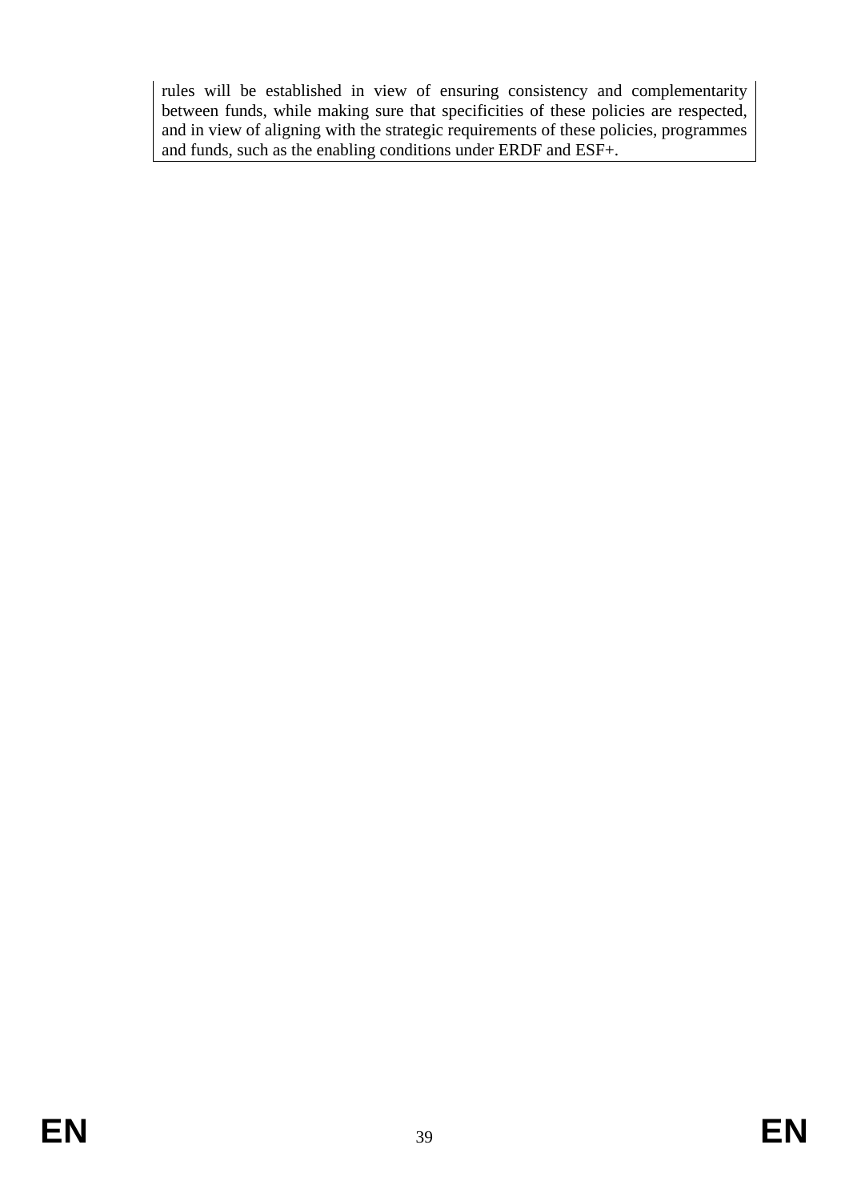rules will be established in view of ensuring consistency and complementarity between funds, while making sure that specificities of these policies are respected, and in view of aligning with the strategic requirements of these policies, programmes and funds, such as the enabling conditions under ERDF and ESF+.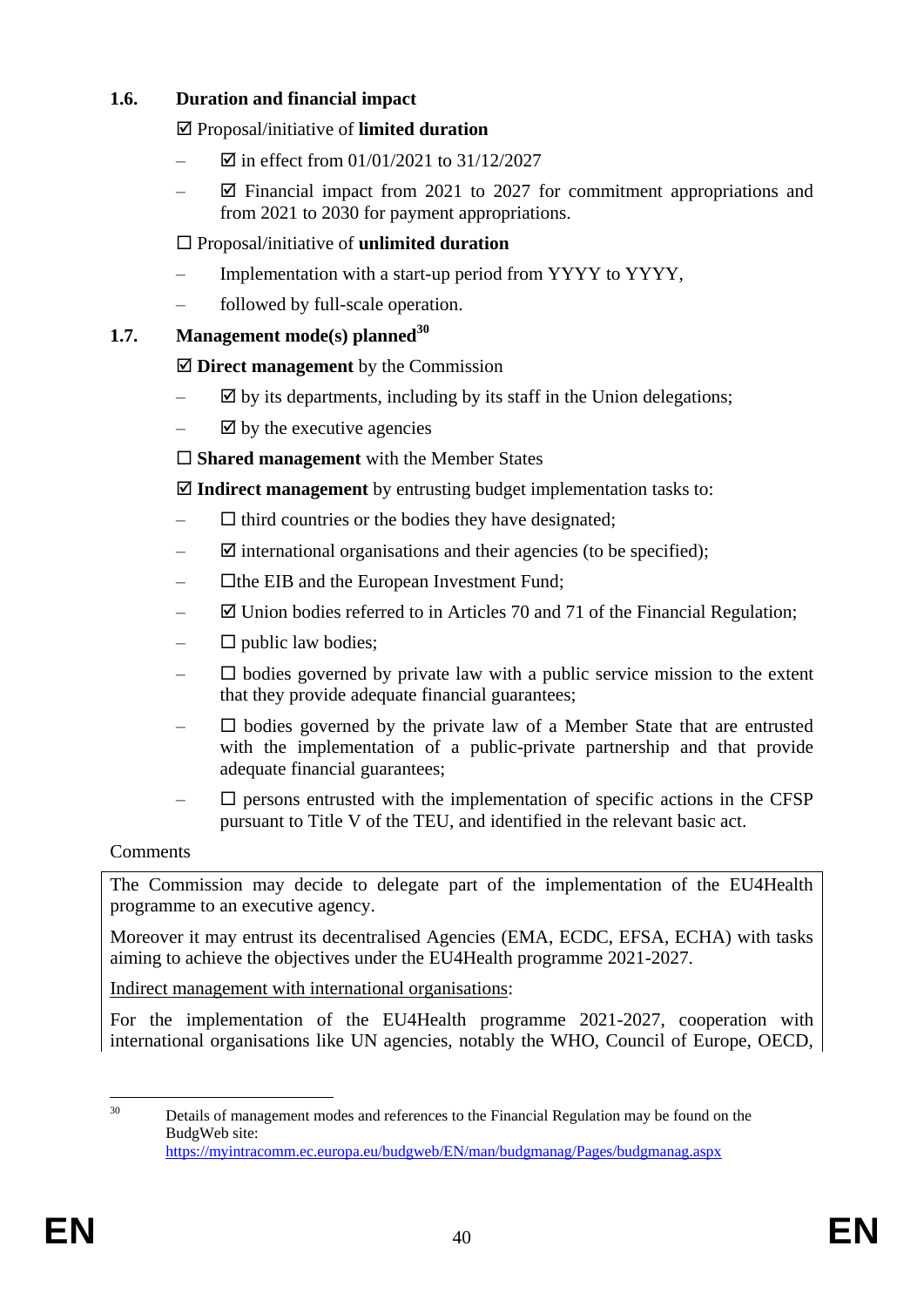### 1.6. Duration and financial impact

☑ Proposal/initiative of **limited duration**

- ☑ in effect from 01/01/2021 to 31/12/2027
- ☑ Financial impact from 2021 to 2027 for commitment appropriations and from 2021 to 2030 for payment appropriations.

☐ Proposal/initiative of **unlimited duration**

- Implementation with a start-up period from YYYY to YYYY,
- followed by full-scale operation.

### 1.7. Management mode(s) planned[30]

☑ **Direct management** by the Commission

- ☑ by its departments, including by its staff in the Union delegations;
- ☑ by the executive agencies

☐ **Shared management** with the Member States

☑ **Indirect management** by entrusting budget implementation tasks to:

- ☐ third countries or the bodies they have designated;
- ☑ international organisations and their agencies (to be specified);
- ☐the EIB and the European Investment Fund;
- ☑ Union bodies referred to in Articles 70 and 71 of the Financial Regulation;
- ☐ public law bodies;
- ☐ bodies governed by private law with a public service mission to the extent that they provide adequate financial guarantees;
- ☐ bodies governed by the private law of a Member State that are entrusted with the implementation of a public-private partnership and that provide adequate financial guarantees;
- ☐ persons entrusted with the implementation of specific actions in the CFSP pursuant to Title V of the TEU, and identified in the relevant basic act.

Comments

The Commission may decide to delegate part of the implementation of the EU4Health programme to an executive agency.

Moreover it may entrust its decentralised Agencies (EMA, ECDC, EFSA, ECHA) with tasks aiming to achieve the objectives under the EU4Health programme 2021-2027.

<u>Indirect management with international organisations</u>:

For the implementation of the EU4Health programme 2021-2027, cooperation with international organisations like UN agencies, notably the WHO, Council of Europe, OECD,

---

[30] Details of management modes and references to the Financial Regulation may be found on the BudgWeb site: https://myintracomm.ec.europa.eu/budgweb/EN/man/budgmanag/Pages/budgmanag.aspx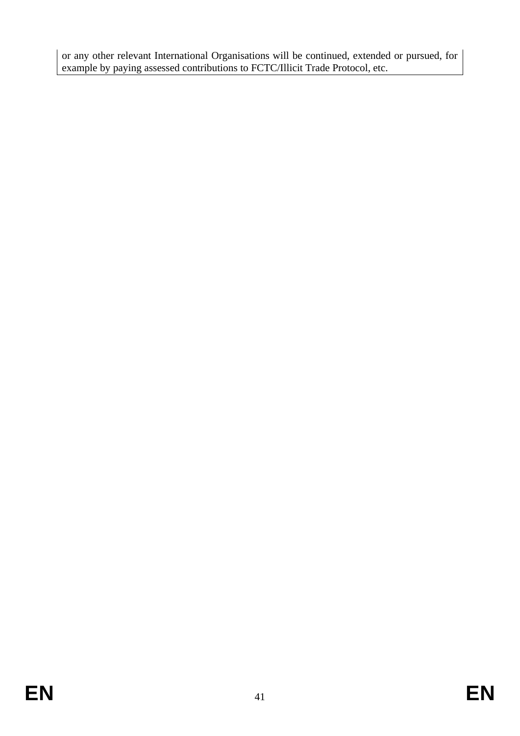or any other relevant International Organisations will be continued, extended or pursued, for example by paying assessed contributions to FCTC/Illicit Trade Protocol, etc.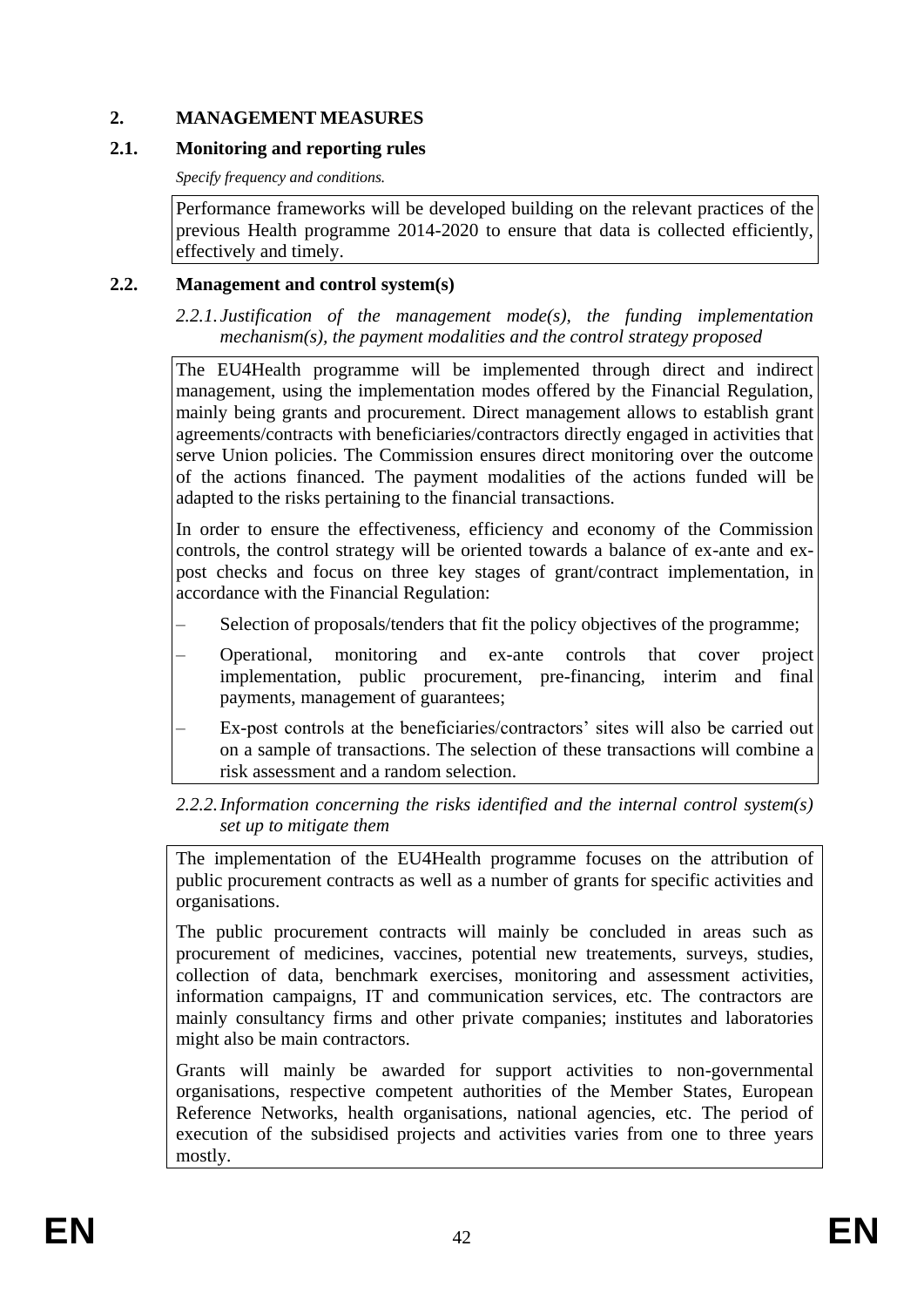## 2. MANAGEMENT MEASURES

### 2.1. Monitoring and reporting rules

*Specify frequency and conditions.*

Performance frameworks will be developed building on the relevant practices of the previous Health programme 2014-2020 to ensure that data is collected efficiently, effectively and timely.

### 2.2. Management and control system(s)

#### *2.2.1. Justification of the management mode(s), the funding implementation mechanism(s), the payment modalities and the control strategy proposed*

The EU4Health programme will be implemented through direct and indirect management, using the implementation modes offered by the Financial Regulation, mainly being grants and procurement. Direct management allows to establish grant agreements/contracts with beneficiaries/contractors directly engaged in activities that serve Union policies. The Commission ensures direct monitoring over the outcome of the actions financed. The payment modalities of the actions funded will be adapted to the risks pertaining to the financial transactions.

In order to ensure the effectiveness, efficiency and economy of the Commission controls, the control strategy will be oriented towards a balance of ex-ante and ex-post checks and focus on three key stages of grant/contract implementation, in accordance with the Financial Regulation:

– Selection of proposals/tenders that fit the policy objectives of the programme;

– Operational, monitoring and ex-ante controls that cover project implementation, public procurement, pre-financing, interim and final payments, management of guarantees;

– Ex-post controls at the beneficiaries/contractors' sites will also be carried out on a sample of transactions. The selection of these transactions will combine a risk assessment and a random selection.

#### *2.2.2. Information concerning the risks identified and the internal control system(s) set up to mitigate them*

The implementation of the EU4Health programme focuses on the attribution of public procurement contracts as well as a number of grants for specific activities and organisations.

The public procurement contracts will mainly be concluded in areas such as procurement of medicines, vaccines, potential new treatements, surveys, studies, collection of data, benchmark exercises, monitoring and assessment activities, information campaigns, IT and communication services, etc. The contractors are mainly consultancy firms and other private companies; institutes and laboratories might also be main contractors.

Grants will mainly be awarded for support activities to non-governmental organisations, respective competent authorities of the Member States, European Reference Networks, health organisations, national agencies, etc. The period of execution of the subsidised projects and activities varies from one to three years mostly.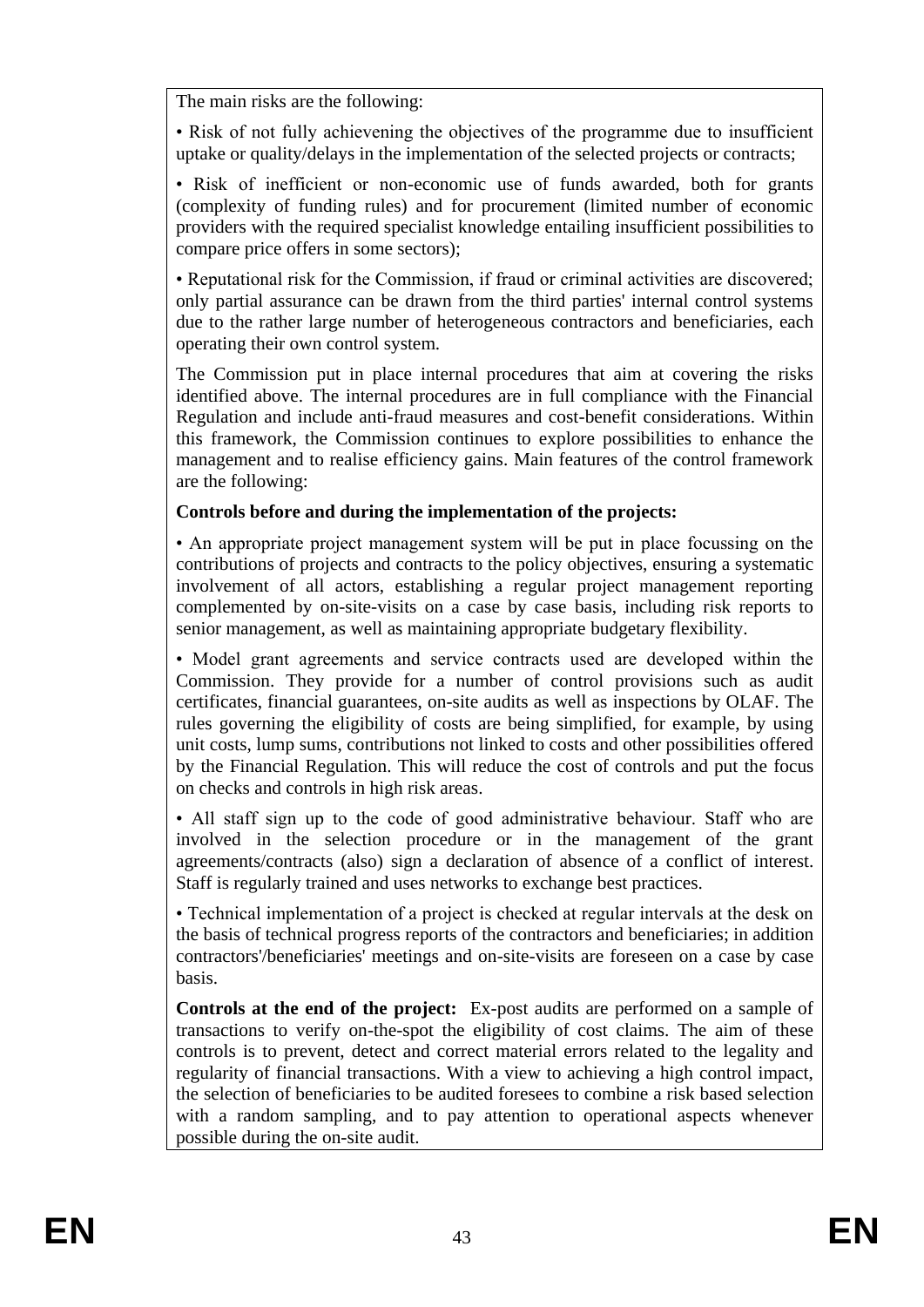The main risks are the following:

• Risk of not fully achievening the objectives of the programme due to insufficient uptake or quality/delays in the implementation of the selected projects or contracts;

• Risk of inefficient or non-economic use of funds awarded, both for grants (complexity of funding rules) and for procurement (limited number of economic providers with the required specialist knowledge entailing insufficient possibilities to compare price offers in some sectors);

• Reputational risk for the Commission, if fraud or criminal activities are discovered; only partial assurance can be drawn from the third parties' internal control systems due to the rather large number of heterogeneous contractors and beneficiaries, each operating their own control system.

The Commission put in place internal procedures that aim at covering the risks identified above. The internal procedures are in full compliance with the Financial Regulation and include anti-fraud measures and cost-benefit considerations. Within this framework, the Commission continues to explore possibilities to enhance the management and to realise efficiency gains. Main features of the control framework are the following:

**Controls before and during the implementation of the projects:**

• An appropriate project management system will be put in place focussing on the contributions of projects and contracts to the policy objectives, ensuring a systematic involvement of all actors, establishing a regular project management reporting complemented by on-site-visits on a case by case basis, including risk reports to senior management, as well as maintaining appropriate budgetary flexibility.

• Model grant agreements and service contracts used are developed within the Commission. They provide for a number of control provisions such as audit certificates, financial guarantees, on-site audits as well as inspections by OLAF. The rules governing the eligibility of costs are being simplified, for example, by using unit costs, lump sums, contributions not linked to costs and other possibilities offered by the Financial Regulation. This will reduce the cost of controls and put the focus on checks and controls in high risk areas.

• All staff sign up to the code of good administrative behaviour. Staff who are involved in the selection procedure or in the management of the grant agreements/contracts (also) sign a declaration of absence of a conflict of interest. Staff is regularly trained and uses networks to exchange best practices.

• Technical implementation of a project is checked at regular intervals at the desk on the basis of technical progress reports of the contractors and beneficiaries; in addition contractors'/beneficiaries' meetings and on-site-visits are foreseen on a case by case basis.

**Controls at the end of the project:** Ex-post audits are performed on a sample of transactions to verify on-the-spot the eligibility of cost claims. The aim of these controls is to prevent, detect and correct material errors related to the legality and regularity of financial transactions. With a view to achieving a high control impact, the selection of beneficiaries to be audited foresees to combine a risk based selection with a random sampling, and to pay attention to operational aspects whenever possible during the on-site audit.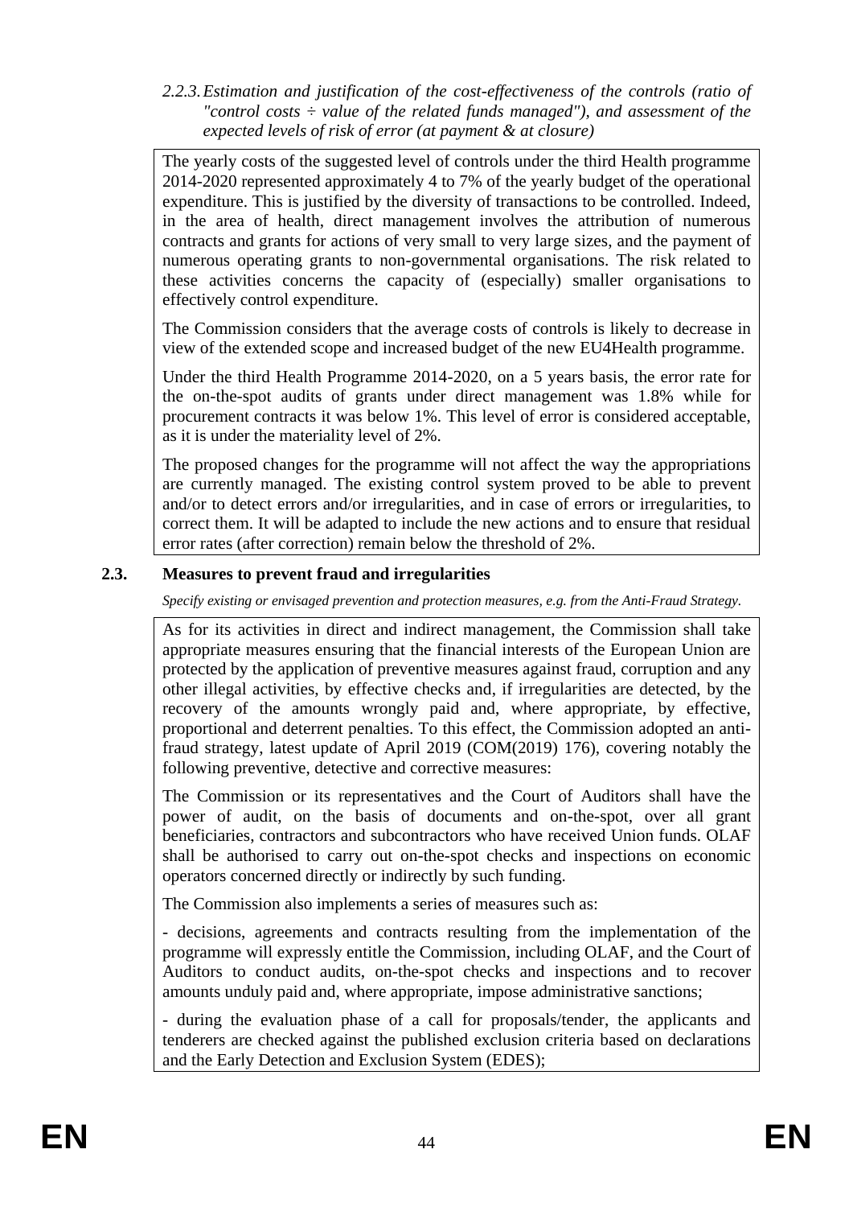#### 2.2.3. *Estimation and justification of the cost-effectiveness of the controls (ratio of "control costs ÷ value of the related funds managed"), and assessment of the expected levels of risk of error (at payment & at closure)*

The yearly costs of the suggested level of controls under the third Health programme 2014-2020 represented approximately 4 to 7% of the yearly budget of the operational expenditure. This is justified by the diversity of transactions to be controlled. Indeed, in the area of health, direct management involves the attribution of numerous contracts and grants for actions of very small to very large sizes, and the payment of numerous operating grants to non-governmental organisations. The risk related to these activities concerns the capacity of (especially) smaller organisations to effectively control expenditure.

The Commission considers that the average costs of controls is likely to decrease in view of the extended scope and increased budget of the new EU4Health programme.

Under the third Health Programme 2014-2020, on a 5 years basis, the error rate for the on-the-spot audits of grants under direct management was 1.8% while for procurement contracts it was below 1%. This level of error is considered acceptable, as it is under the materiality level of 2%.

The proposed changes for the programme will not affect the way the appropriations are currently managed. The existing control system proved to be able to prevent and/or to detect errors and/or irregularities, and in case of errors or irregularities, to correct them. It will be adapted to include the new actions and to ensure that residual error rates (after correction) remain below the threshold of 2%.

### 2.3. Measures to prevent fraud and irregularities

*Specify existing or envisaged prevention and protection measures, e.g. from the Anti-Fraud Strategy.*

As for its activities in direct and indirect management, the Commission shall take appropriate measures ensuring that the financial interests of the European Union are protected by the application of preventive measures against fraud, corruption and any other illegal activities, by effective checks and, if irregularities are detected, by the recovery of the amounts wrongly paid and, where appropriate, by effective, proportional and deterrent penalties. To this effect, the Commission adopted an anti-fraud strategy, latest update of April 2019 (COM(2019) 176), covering notably the following preventive, detective and corrective measures:

The Commission or its representatives and the Court of Auditors shall have the power of audit, on the basis of documents and on-the-spot, over all grant beneficiaries, contractors and subcontractors who have received Union funds. OLAF shall be authorised to carry out on-the-spot checks and inspections on economic operators concerned directly or indirectly by such funding.

The Commission also implements a series of measures such as:

- decisions, agreements and contracts resulting from the implementation of the programme will expressly entitle the Commission, including OLAF, and the Court of Auditors to conduct audits, on-the-spot checks and inspections and to recover amounts unduly paid and, where appropriate, impose administrative sanctions;

- during the evaluation phase of a call for proposals/tender, the applicants and tenderers are checked against the published exclusion criteria based on declarations and the Early Detection and Exclusion System (EDES);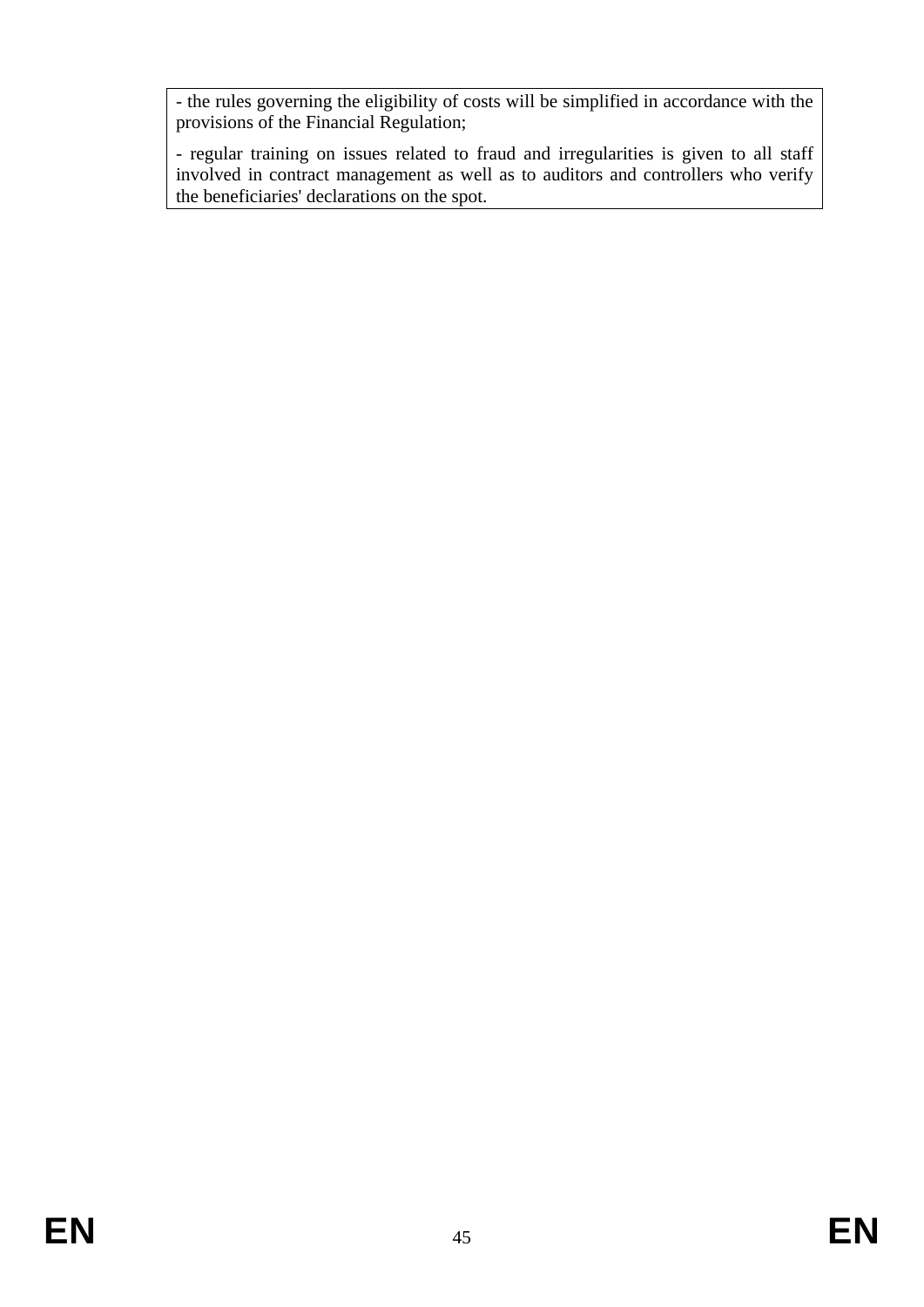- the rules governing the eligibility of costs will be simplified in accordance with the provisions of the Financial Regulation;

- regular training on issues related to fraud and irregularities is given to all staff involved in contract management as well as to auditors and controllers who verify the beneficiaries' declarations on the spot.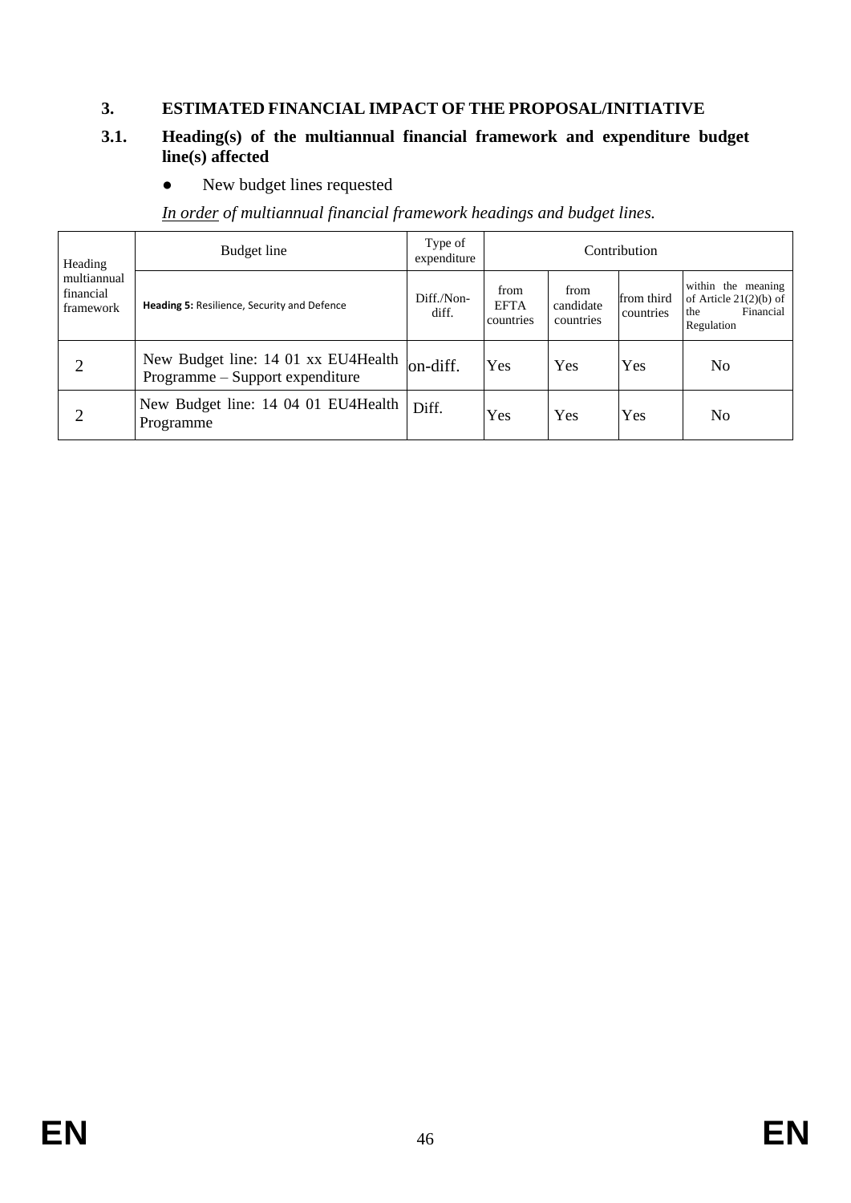## 3. ESTIMATED FINANCIAL IMPACT OF THE PROPOSAL/INITIATIVE

### 3.1. Heading(s) of the multiannual financial framework and expenditure budget line(s) affected

- New budget lines requested

*In order of multiannual financial framework headings and budget lines.*

| Heading multiannual financial framework | Budget line | Type of expenditure | Contribution | | | |
|---|---|---|---|---|---|---|
| | **Heading 5:** Resilience, Security and Defence | Diff./Non-diff. | from EFTA countries | from candidate countries | from third countries | within the meaning of Article 21(2)(b) of the Financial Regulation |
| 2 | New Budget line: 14 01 xx EU4Health Programme – Support expenditure | on-diff. | Yes | Yes | Yes | No |
| 2 | New Budget line: 14 04 01 EU4Health Programme | Diff. | Yes | Yes | Yes | No |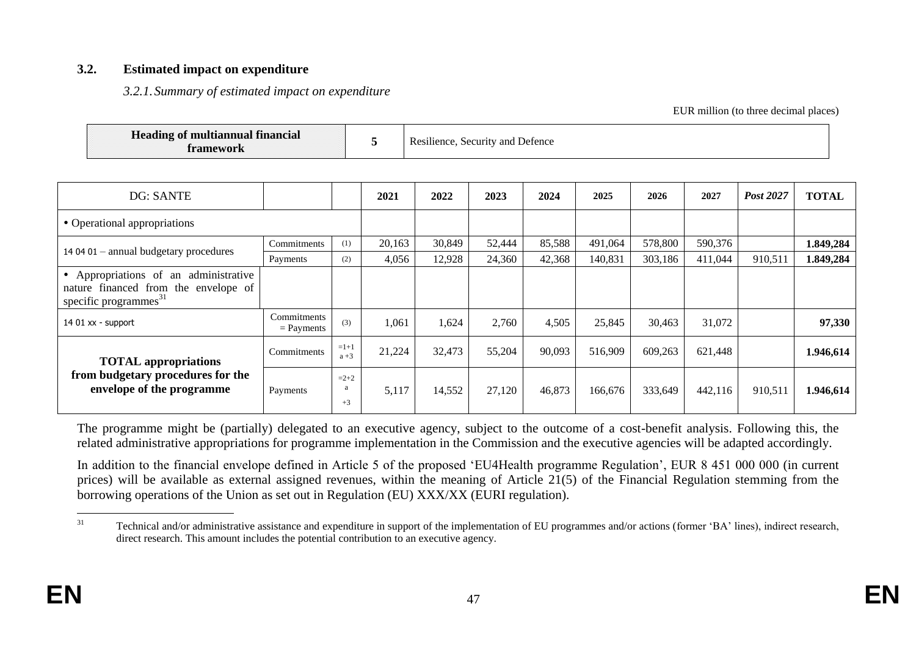### 3.2. Estimated impact on expenditure

#### *3.2.1. Summary of estimated impact on expenditure*

EUR million (to three decimal places)

| Heading of multiannual financial framework | 5 | Resilience, Security and Defence |
|---|---|---|

| DG: SANTE | | | 2021 | 2022 | 2023 | 2024 | 2025 | 2026 | 2027 | *Post 2027* | TOTAL |
|---|---|---|---|---|---|---|---|---|---|---|---|
| • Operational appropriations | | | | | | | | | | | |
| 14 04 01 – annual budgetary procedures | Commitments | (1) | 20,163 | 30,849 | 52,444 | 85,588 | 491,064 | 578,800 | 590,376 | | **1.849,284** |
| | Payments | (2) | 4,056 | 12,928 | 24,360 | 42,368 | 140,831 | 303,186 | 411,044 | 910,511 | **1.849,284** |
| • Appropriations of an administrative nature financed from the envelope of specific programmes[31] | | | | | | | | | | | |
| 14 01 xx - support | Commitments = Payments | (3) | 1,061 | 1,624 | 2,760 | 4,505 | 25,845 | 30,463 | 31,072 | | **97,330** |
| **TOTAL appropriations from budgetary procedures for the envelope of the programme** | Commitments | =1+1a +3 | 21,224 | 32,473 | 55,204 | 90,093 | 516,909 | 609,263 | 621,448 | | **1.946,614** |
| | Payments | =2+2a +3 | 5,117 | 14,552 | 27,120 | 46,873 | 166,676 | 333,649 | 442,116 | 910,511 | **1.946,614** |

The programme might be (partially) delegated to an executive agency, subject to the outcome of a cost-benefit analysis. Following this, the related administrative appropriations for programme implementation in the Commission and the executive agencies will be adapted accordingly.

In addition to the financial envelope defined in Article 5 of the proposed 'EU4Health programme Regulation', EUR 8 451 000 000 (in current prices) will be available as external assigned revenues, within the meaning of Article 21(5) of the Financial Regulation stemming from the borrowing operations of the Union as set out in Regulation (EU) XXX/XX (EURI regulation).

[31] Technical and/or administrative assistance and expenditure in support of the implementation of EU programmes and/or actions (former 'BA' lines), indirect research, direct research. This amount includes the potential contribution to an executive agency.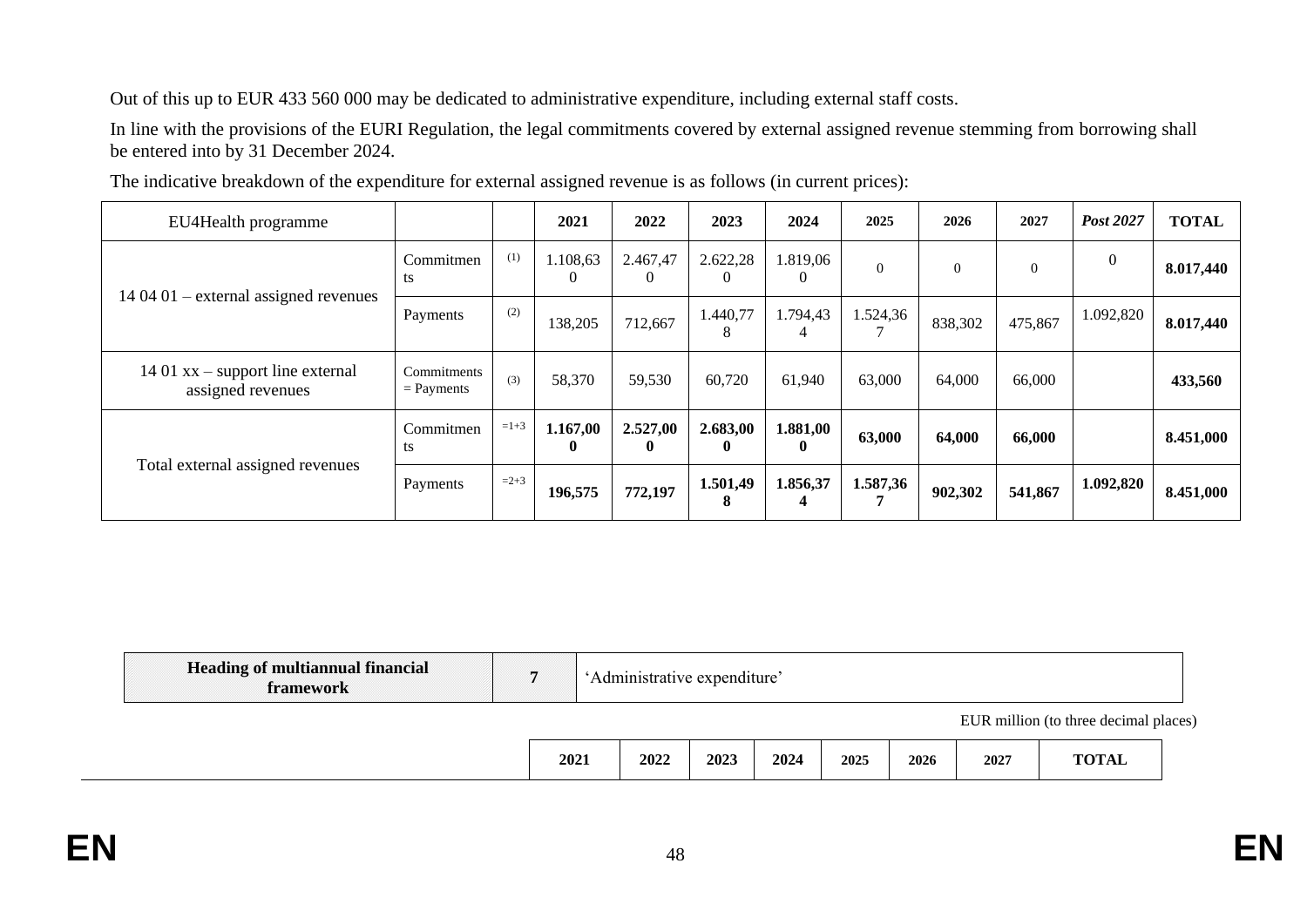Out of this up to EUR 433 560 000 may be dedicated to administrative expenditure, including external staff costs.

In line with the provisions of the EURI Regulation, the legal commitments covered by external assigned revenue stemming from borrowing shall be entered into by 31 December 2024.

The indicative breakdown of the expenditure for external assigned revenue is as follows (in current prices):

| EU4Health programme | | | 2021 | 2022 | 2023 | 2024 | 2025 | 2026 | 2027 | *Post 2027* | TOTAL |
|---|---|---|---|---|---|---|---|---|---|---|---|
| 14 04 01 – external assigned revenues | Commitments | (1) | 1.108,630 | 2.467,470 | 2.622,280 | 1.819,060 | 0 | 0 | 0 | 0 | **8.017,440** |
| | Payments | (2) | 138,205 | 712,667 | 1.440,778 | 1.794,434 | 1.524,367 | 838,302 | 475,867 | 1.092,820 | **8.017,440** |
| 14 01 xx – support line external assigned revenues | Commitments = Payments | (3) | 58,370 | 59,530 | 60,720 | 61,940 | 63,000 | 64,000 | 66,000 | | **433,560** |
| Total external assigned revenues | Commitments | =1+3 | **1.167,000** | **2.527,000** | **2.683,000** | **1.881,000** | **63,000** | **64,000** | **66,000** | | **8.451,000** |
| | Payments | =2+3 | **196,575** | **772,197** | **1.501,498** | **1.856,374** | **1.587,367** | **902,302** | **541,867** | **1.092,820** | **8.451,000** |

| **Heading of multiannual financial framework** | **7** | 'Administrative expenditure' |
|---|---|---|

EUR million (to three decimal places)

| | 2021 | 2022 | 2023 | 2024 | 2025 | 2026 | 2027 | TOTAL |
|---|---|---|---|---|---|---|---|---|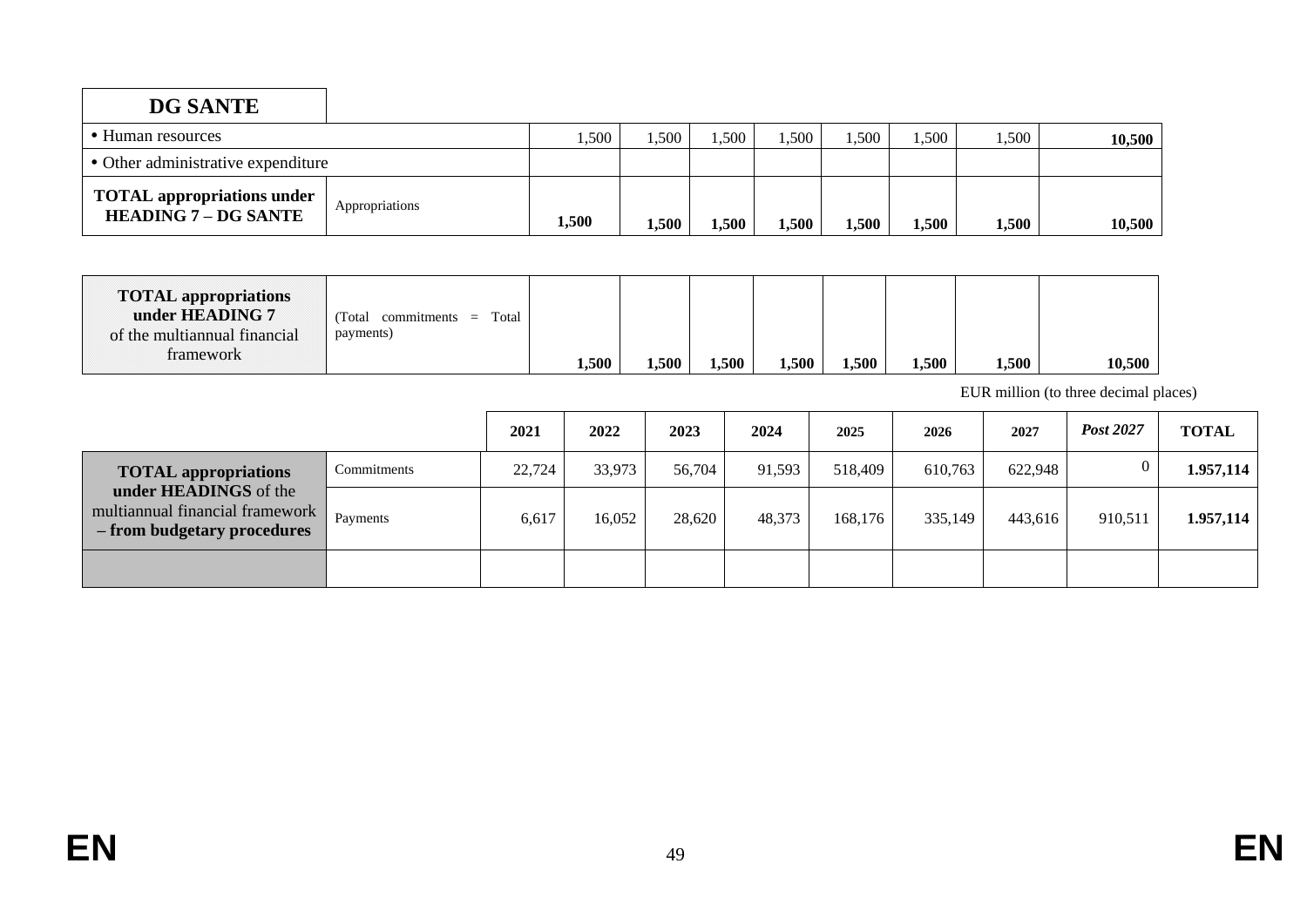| DG SANTE | | | | | | | | | |
|---|---|---|---|---|---|---|---|---|---|
| • Human resources | | 1,500 | 1,500 | 1,500 | 1,500 | 1,500 | 1,500 | 1,500 | **10,500** |
| • Other administrative expenditure | | | | | | | | | |
| **TOTAL appropriations under HEADING 7 – DG SANTE** | Appropriations | **1,500** | **1,500** | **1,500** | **1,500** | **1,500** | **1,500** | **1,500** | **10,500** |

| | | | | | | | | | |
|---|---|---|---|---|---|---|---|---|---|
| **TOTAL appropriations under HEADING 7** of the multiannual financial framework | (Total commitments = Total payments) | **1,500** | **1,500** | **1,500** | **1,500** | **1,500** | **1,500** | **1,500** | **10,500** |

EUR million (to three decimal places)

| | | 2021 | 2022 | 2023 | 2024 | 2025 | 2026 | 2027 | *Post 2027* | TOTAL |
|---|---|---|---|---|---|---|---|---|---|---|
| **TOTAL appropriations under HEADINGS** of the multiannual financial framework **– from budgetary procedures** | Commitments | 22,724 | 33,973 | 56,704 | 91,593 | 518,409 | 610,763 | 622,948 | 0 | **1.957,114** |
| | Payments | 6,617 | 16,052 | 28,620 | 48,373 | 168,176 | 335,149 | 443,616 | 910,511 | **1.957,114** |
| | | | | | | | | | | |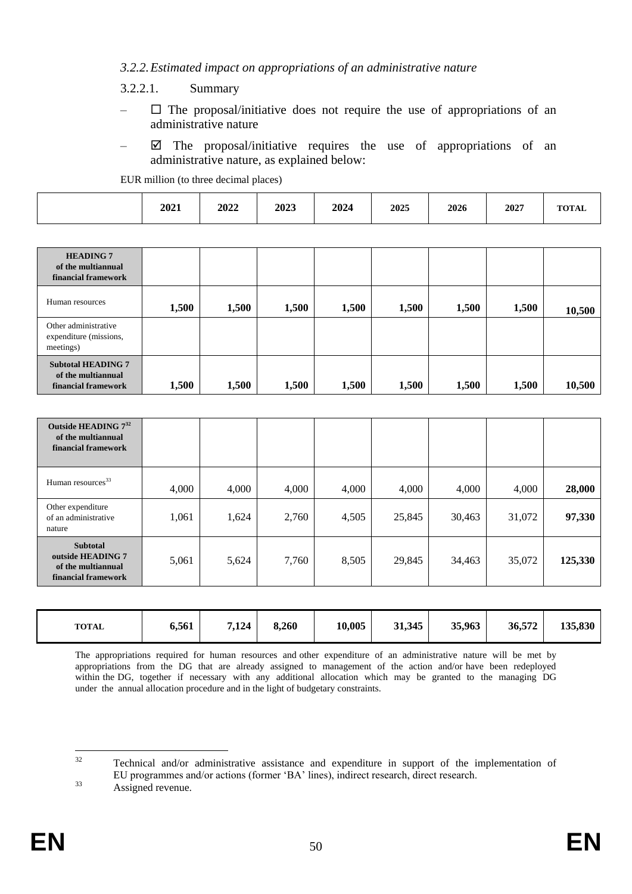*3.2.2. Estimated impact on appropriations of an administrative nature*

3.2.2.1. Summary

– ☐ The proposal/initiative does not require the use of appropriations of an administrative nature

– ☑ The proposal/initiative requires the use of appropriations of an administrative nature, as explained below:

EUR million (to three decimal places)

| | 2021 | 2022 | 2023 | 2024 | 2025 | 2026 | 2027 | TOTAL |
|---|---|---|---|---|---|---|---|---|
| **HEADING 7 of the multiannual financial framework** | | | | | | | | |
| Human resources | **1,500** | **1,500** | **1,500** | **1,500** | **1,500** | **1,500** | **1,500** | **10,500** |
| Other administrative expenditure (missions, meetings) | | | | | | | | |
| **Subtotal HEADING 7 of the multiannual financial framework** | **1,500** | **1,500** | **1,500** | **1,500** | **1,500** | **1,500** | **1,500** | **10,500** |
| **Outside HEADING 7[32] of the multiannual financial framework** | | | | | | | | |
| Human resources[33] | 4,000 | 4,000 | 4,000 | 4,000 | 4,000 | 4,000 | 4,000 | **28,000** |
| Other expenditure of an administrative nature | 1,061 | 1,624 | 2,760 | 4,505 | 25,845 | 30,463 | 31,072 | **97,330** |
| **Subtotal outside HEADING 7 of the multiannual financial framework** | 5,061 | 5,624 | 7,760 | 8,505 | 29,845 | 34,463 | 35,072 | **125,330** |
| **TOTAL** | **6,561** | **7,124** | **8,260** | **10,005** | **31,345** | **35,963** | **36,572** | **135,830** |

The appropriations required for human resources and other expenditure of an administrative nature will be met by appropriations from the DG that are already assigned to management of the action and/or have been redeployed within the DG, together if necessary with any additional allocation which may be granted to the managing DG under the annual allocation procedure and in the light of budgetary constraints.

[32] Technical and/or administrative assistance and expenditure in support of the implementation of EU programmes and/or actions (former 'BA' lines), indirect research, direct research.

[33] Assigned revenue.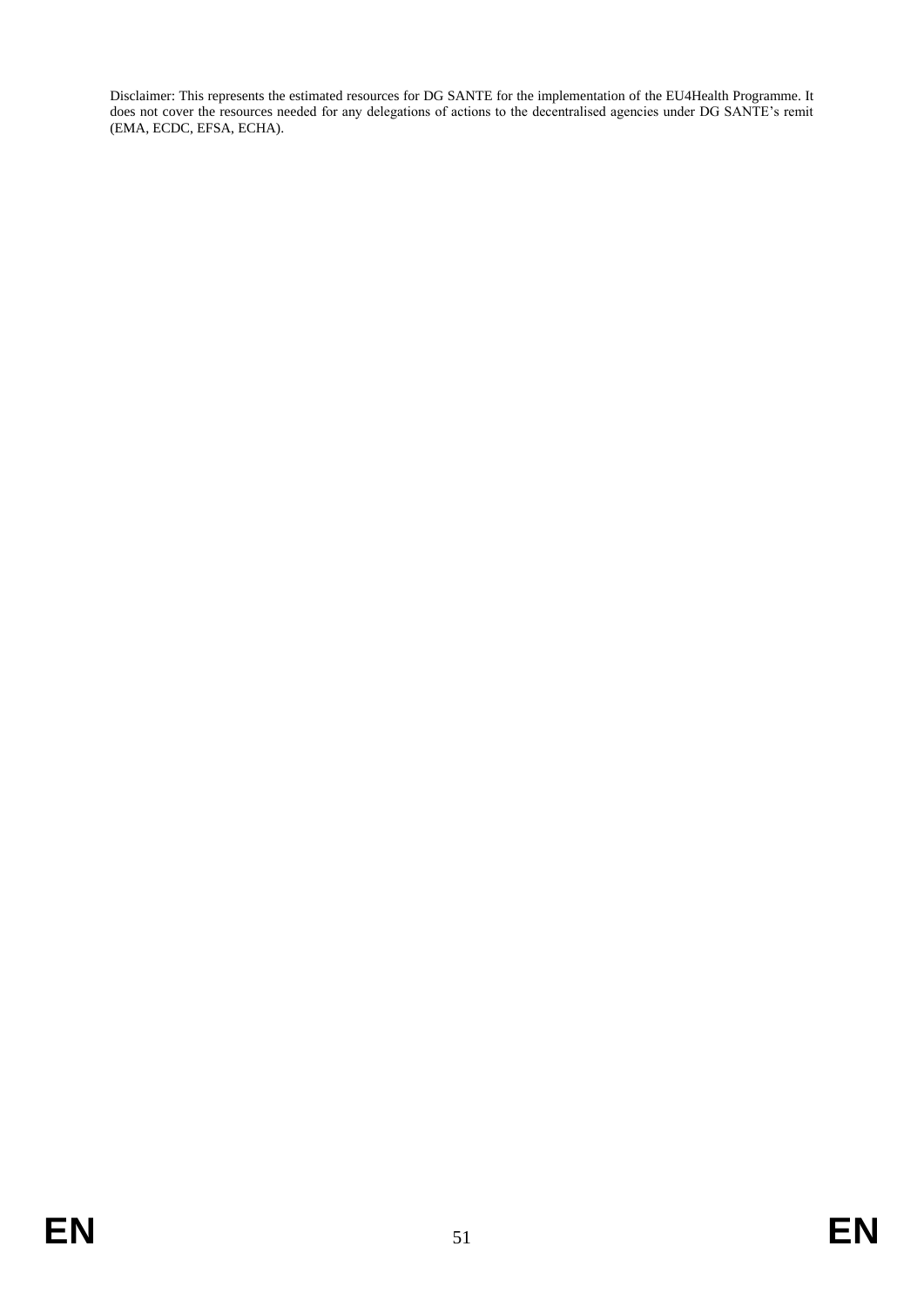Disclaimer: This represents the estimated resources for DG SANTE for the implementation of the EU4Health Programme. It does not cover the resources needed for any delegations of actions to the decentralised agencies under DG SANTE's remit (EMA, ECDC, EFSA, ECHA).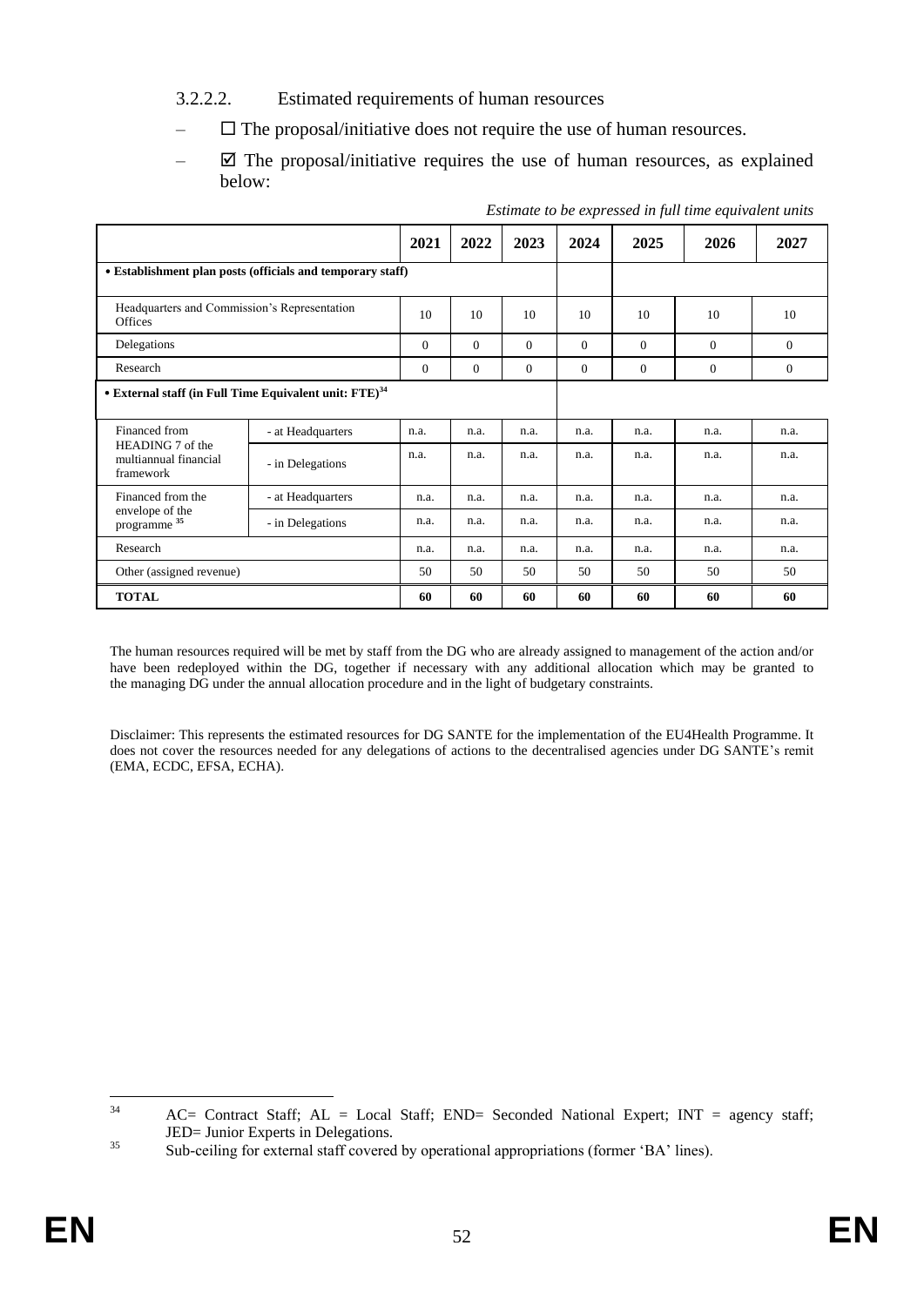#### 3.2.2.2. Estimated requirements of human resources

– ☐ The proposal/initiative does not require the use of human resources.

– ☑ The proposal/initiative requires the use of human resources, as explained below:

*Estimate to be expressed in full time equivalent units*

| | | 2021 | 2022 | 2023 | 2024 | 2025 | 2026 | 2027 |
|---|---|---|---|---|---|---|---|---|
| **• Establishment plan posts (officials and temporary staff)** | | | | | | | | |
| Headquarters and Commission's Representation Offices | | 10 | 10 | 10 | 10 | 10 | 10 | 10 |
| Delegations | | 0 | 0 | 0 | 0 | 0 | 0 | 0 |
| Research | | 0 | 0 | 0 | 0 | 0 | 0 | 0 |
| **• External staff (in Full Time Equivalent unit: FTE)**[34] | | | | | | | | |
| Financed from HEADING 7 of the multiannual financial framework | - at Headquarters | n.a. | n.a. | n.a. | n.a. | n.a. | n.a. | n.a. |
| | - in Delegations | n.a. | n.a. | n.a. | n.a. | n.a. | n.a. | n.a. |
| Financed from the envelope of the programme [35] | - at Headquarters | n.a. | n.a. | n.a. | n.a. | n.a. | n.a. | n.a. |
| | - in Delegations | n.a. | n.a. | n.a. | n.a. | n.a. | n.a. | n.a. |
| Research | | n.a. | n.a. | n.a. | n.a. | n.a. | n.a. | n.a. |
| Other (assigned revenue) | | 50 | 50 | 50 | 50 | 50 | 50 | 50 |
| **TOTAL** | | **60** | **60** | **60** | **60** | **60** | **60** | **60** |

The human resources required will be met by staff from the DG who are already assigned to management of the action and/or have been redeployed within the DG, together if necessary with any additional allocation which may be granted to the managing DG under the annual allocation procedure and in the light of budgetary constraints.

Disclaimer: This represents the estimated resources for DG SANTE for the implementation of the EU4Health Programme. It does not cover the resources needed for any delegations of actions to the decentralised agencies under DG SANTE's remit (EMA, ECDC, EFSA, ECHA).

---

[34] AC= Contract Staff; AL = Local Staff; END= Seconded National Expert; INT = agency staff; JED= Junior Experts in Delegations.

[35] Sub-ceiling for external staff covered by operational appropriations (former 'BA' lines).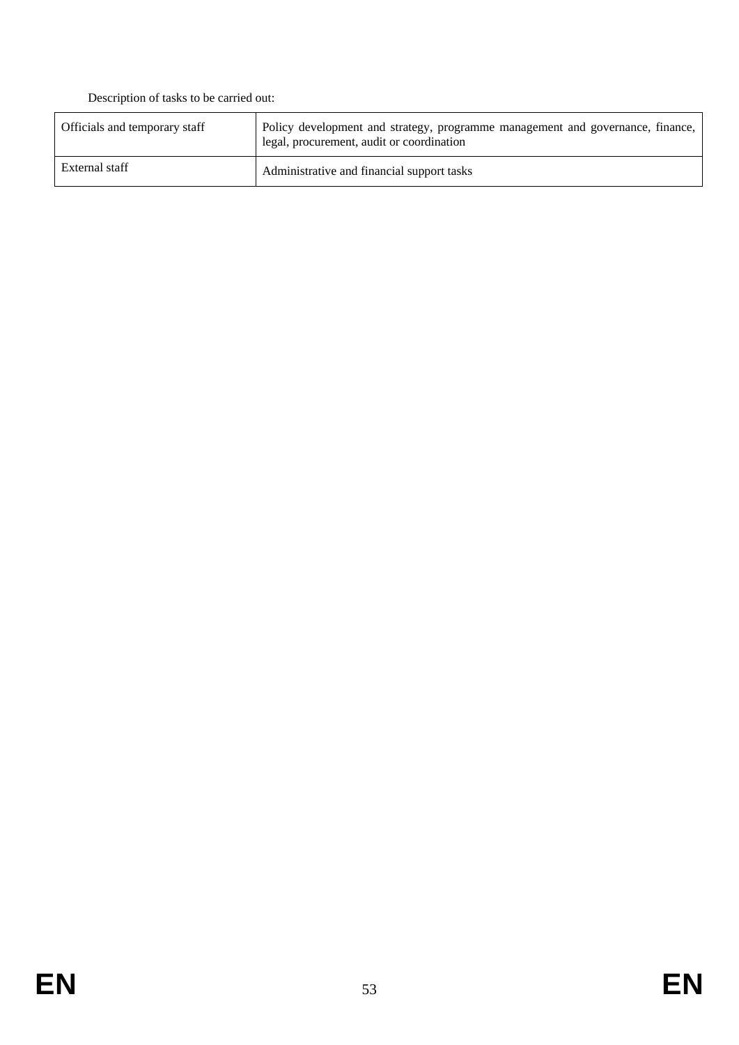Description of tasks to be carried out:

| | |
|---|---|
| Officials and temporary staff | Policy development and strategy, programme management and governance, finance, legal, procurement, audit or coordination |
| External staff | Administrative and financial support tasks |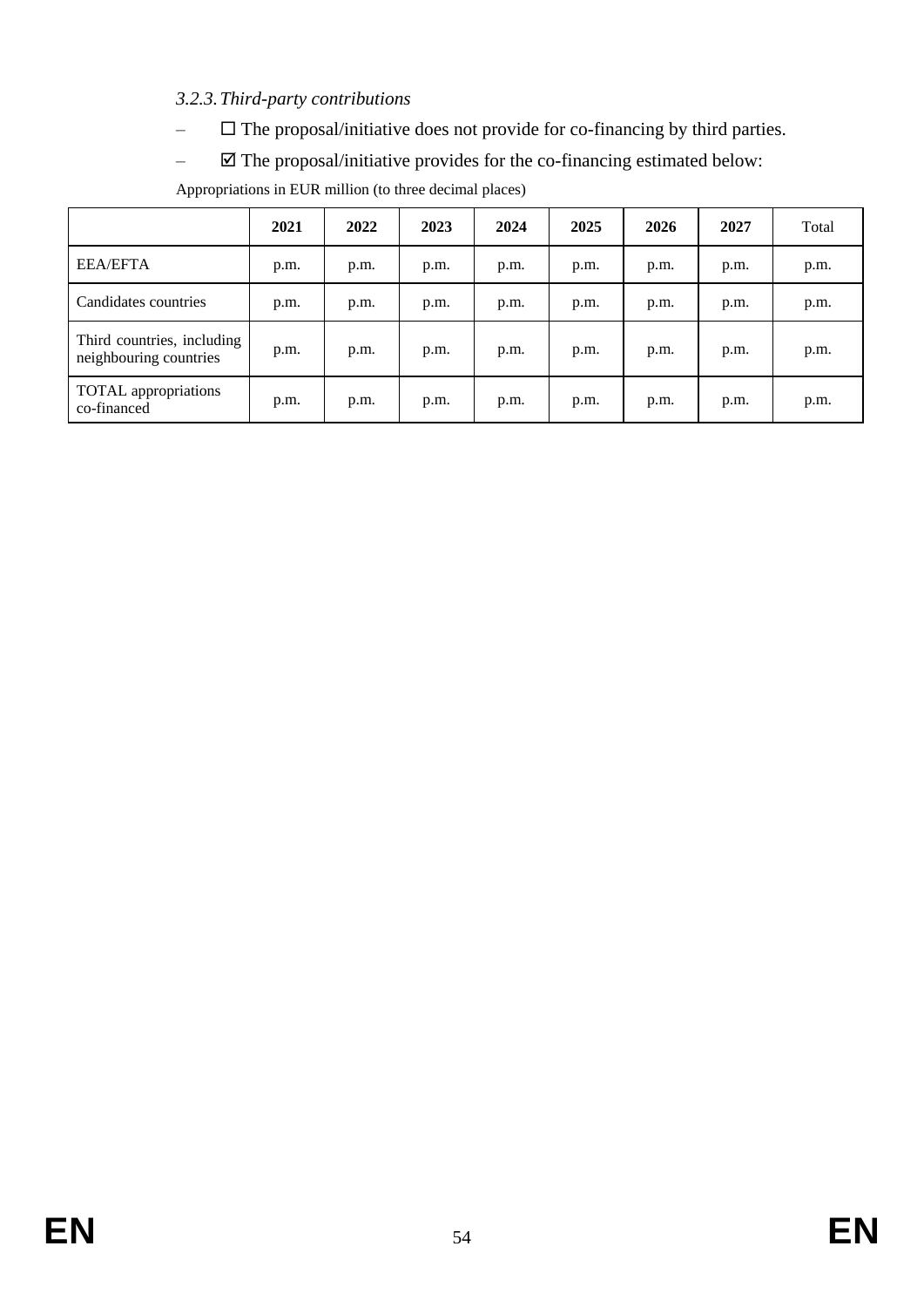### *3.2.3. Third-party contributions*

- ☐ The proposal/initiative does not provide for co-financing by third parties.
- ☑ The proposal/initiative provides for the co-financing estimated below:

Appropriations in EUR million (to three decimal places)

| | **2021** | **2022** | **2023** | **2024** | **2025** | **2026** | **2027** | Total |
|---|---|---|---|---|---|---|---|---|
| EEA/EFTA | p.m. | p.m. | p.m. | p.m. | p.m. | p.m. | p.m. | p.m. |
| Candidates countries | p.m. | p.m. | p.m. | p.m. | p.m. | p.m. | p.m. | p.m. |
| Third countries, including neighbouring countries | p.m. | p.m. | p.m. | p.m. | p.m. | p.m. | p.m. | p.m. |
| TOTAL appropriations co-financed | p.m. | p.m. | p.m. | p.m. | p.m. | p.m. | p.m. | p.m. |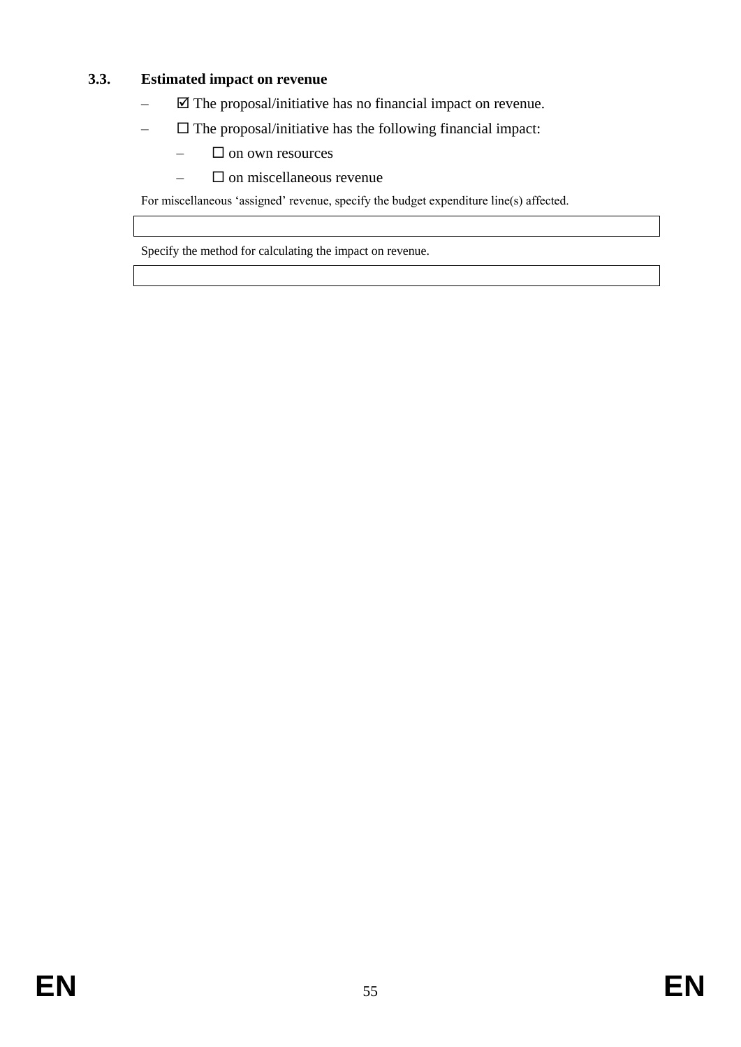### 3.3. Estimated impact on revenue

- ☑ The proposal/initiative has no financial impact on revenue.
- ☐ The proposal/initiative has the following financial impact:
  - ☐ on own resources
  - ☐ on miscellaneous revenue

For miscellaneous ‘assigned’ revenue, specify the budget expenditure line(s) affected.

| |
|---|
| |

Specify the method for calculating the impact on revenue.

| |
|---|
| |